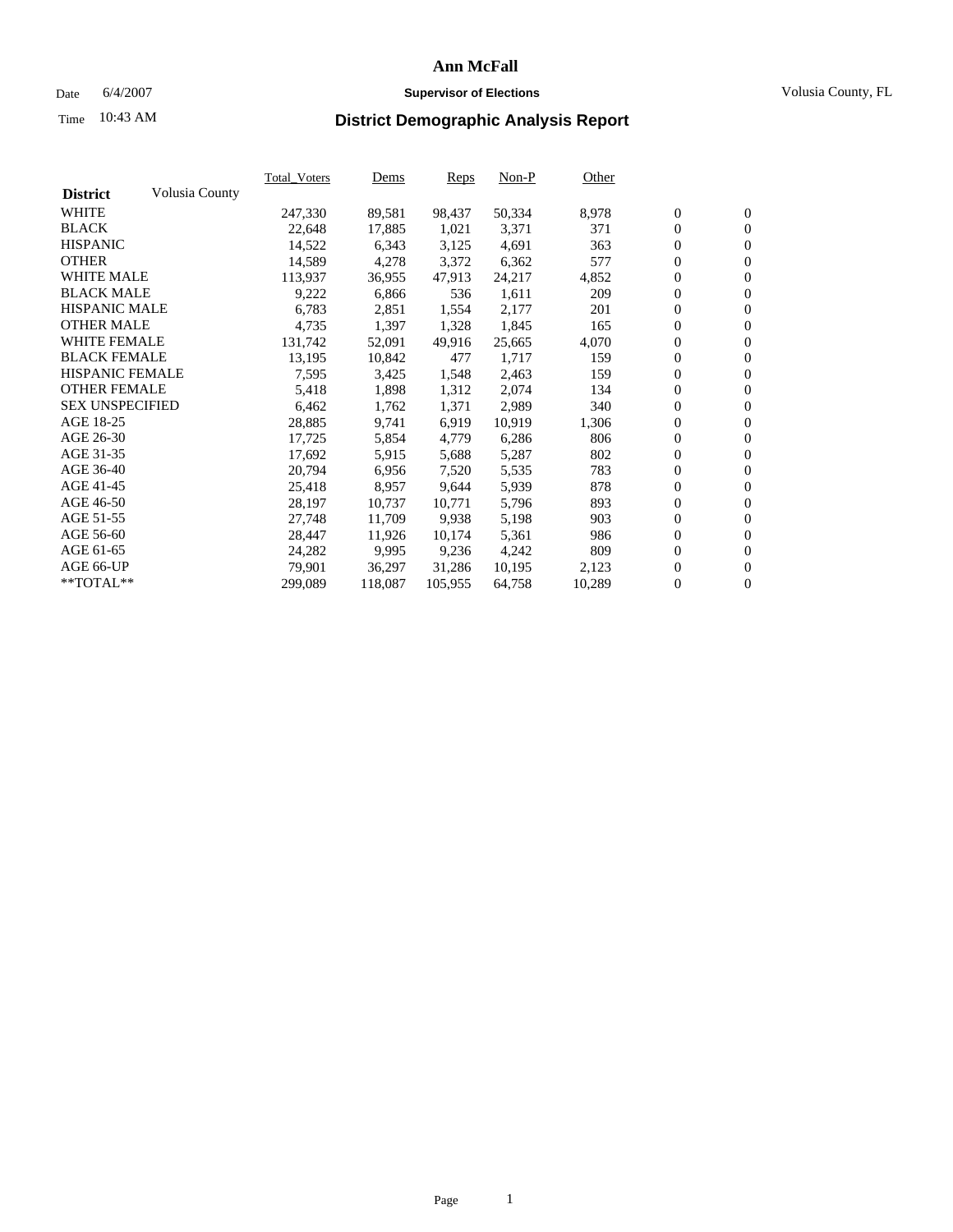# Ann McFall

Date 6/4/2007

**Supervisor of Elections**

Volusia County, FL

Time 10:43 AM

## District Demographic Analysis Report

| District | Volusia County | Total_Voters | Dems | Reps | Non-P | Other | | |
|---|---|---|---|---|---|---|---|---|
| WHITE | | 247,330 | 89,581 | 98,437 | 50,334 | 8,978 | 0 | 0 |
| BLACK | | 22,648 | 17,885 | 1,021 | 3,371 | 371 | 0 | 0 |
| HISPANIC | | 14,522 | 6,343 | 3,125 | 4,691 | 363 | 0 | 0 |
| OTHER | | 14,589 | 4,278 | 3,372 | 6,362 | 577 | 0 | 0 |
| WHITE MALE | | 113,937 | 36,955 | 47,913 | 24,217 | 4,852 | 0 | 0 |
| BLACK MALE | | 9,222 | 6,866 | 536 | 1,611 | 209 | 0 | 0 |
| HISPANIC MALE | | 6,783 | 2,851 | 1,554 | 2,177 | 201 | 0 | 0 |
| OTHER MALE | | 4,735 | 1,397 | 1,328 | 1,845 | 165 | 0 | 0 |
| WHITE FEMALE | | 131,742 | 52,091 | 49,916 | 25,665 | 4,070 | 0 | 0 |
| BLACK FEMALE | | 13,195 | 10,842 | 477 | 1,717 | 159 | 0 | 0 |
| HISPANIC FEMALE | | 7,595 | 3,425 | 1,548 | 2,463 | 159 | 0 | 0 |
| OTHER FEMALE | | 5,418 | 1,898 | 1,312 | 2,074 | 134 | 0 | 0 |
| SEX UNSPECIFIED | | 6,462 | 1,762 | 1,371 | 2,989 | 340 | 0 | 0 |
| AGE 18-25 | | 28,885 | 9,741 | 6,919 | 10,919 | 1,306 | 0 | 0 |
| AGE 26-30 | | 17,725 | 5,854 | 4,779 | 6,286 | 806 | 0 | 0 |
| AGE 31-35 | | 17,692 | 5,915 | 5,688 | 5,287 | 802 | 0 | 0 |
| AGE 36-40 | | 20,794 | 6,956 | 7,520 | 5,535 | 783 | 0 | 0 |
| AGE 41-45 | | 25,418 | 8,957 | 9,644 | 5,939 | 878 | 0 | 0 |
| AGE 46-50 | | 28,197 | 10,737 | 10,771 | 5,796 | 893 | 0 | 0 |
| AGE 51-55 | | 27,748 | 11,709 | 9,938 | 5,198 | 903 | 0 | 0 |
| AGE 56-60 | | 28,447 | 11,926 | 10,174 | 5,361 | 986 | 0 | 0 |
| AGE 61-65 | | 24,282 | 9,995 | 9,236 | 4,242 | 809 | 0 | 0 |
| AGE 66-UP | | 79,901 | 36,297 | 31,286 | 10,195 | 2,123 | 0 | 0 |
| **TOTAL** | | 299,089 | 118,087 | 105,955 | 64,758 | 10,289 | 0 | 0 |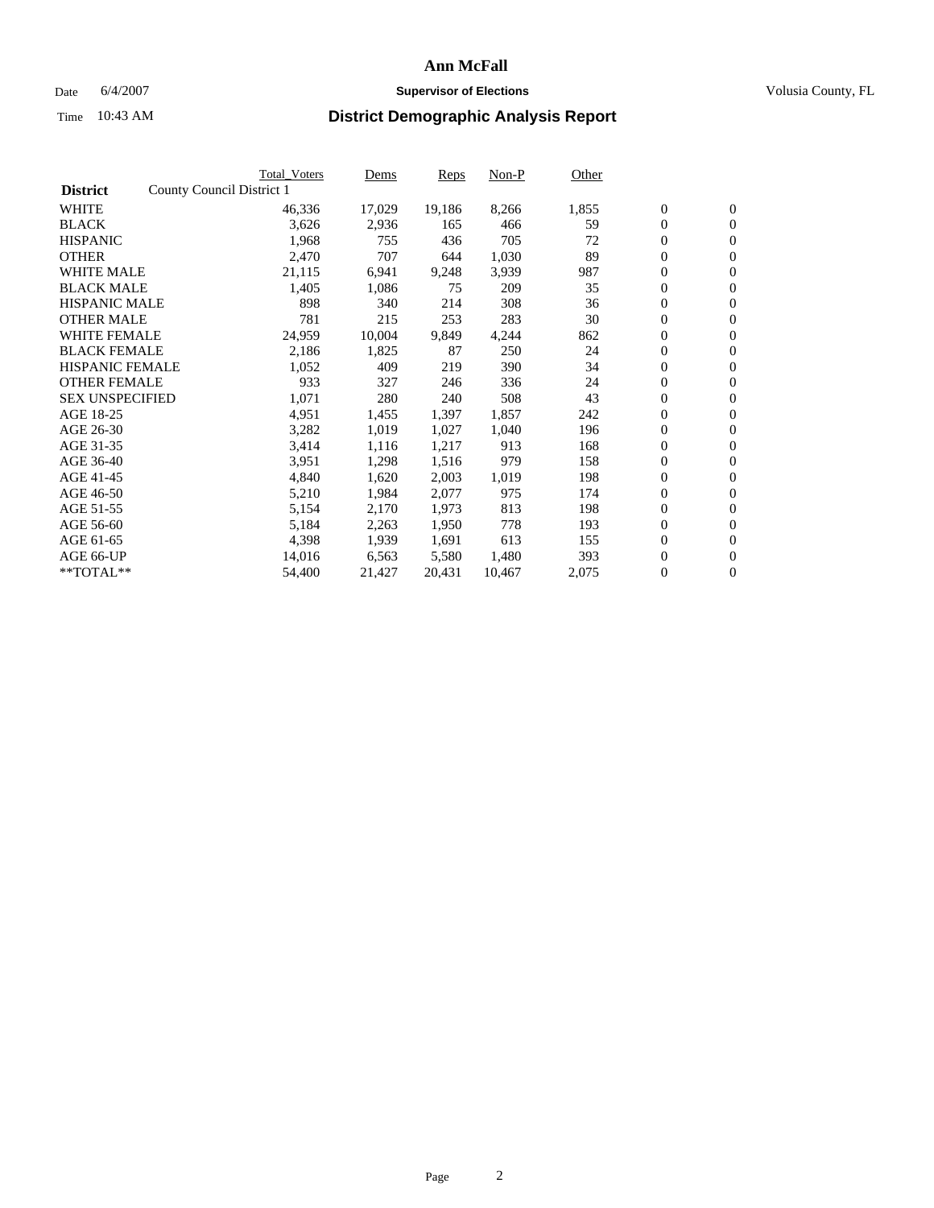# Ann McFall

Date 6/4/2007 **Supervisor of Elections** Volusia County, FL

Time 10:43 AM

## District Demographic Analysis Report

| District | County Council District 1 | Total_Voters | Dems | Reps | Non-P | Other | | |
|---|---|---|---|---|---|---|---|---|
| WHITE | | 46,336 | 17,029 | 19,186 | 8,266 | 1,855 | 0 | 0 |
| BLACK | | 3,626 | 2,936 | 165 | 466 | 59 | 0 | 0 |
| HISPANIC | | 1,968 | 755 | 436 | 705 | 72 | 0 | 0 |
| OTHER | | 2,470 | 707 | 644 | 1,030 | 89 | 0 | 0 |
| WHITE MALE | | 21,115 | 6,941 | 9,248 | 3,939 | 987 | 0 | 0 |
| BLACK MALE | | 1,405 | 1,086 | 75 | 209 | 35 | 0 | 0 |
| HISPANIC MALE | | 898 | 340 | 214 | 308 | 36 | 0 | 0 |
| OTHER MALE | | 781 | 215 | 253 | 283 | 30 | 0 | 0 |
| WHITE FEMALE | | 24,959 | 10,004 | 9,849 | 4,244 | 862 | 0 | 0 |
| BLACK FEMALE | | 2,186 | 1,825 | 87 | 250 | 24 | 0 | 0 |
| HISPANIC FEMALE | | 1,052 | 409 | 219 | 390 | 34 | 0 | 0 |
| OTHER FEMALE | | 933 | 327 | 246 | 336 | 24 | 0 | 0 |
| SEX UNSPECIFIED | | 1,071 | 280 | 240 | 508 | 43 | 0 | 0 |
| AGE 18-25 | | 4,951 | 1,455 | 1,397 | 1,857 | 242 | 0 | 0 |
| AGE 26-30 | | 3,282 | 1,019 | 1,027 | 1,040 | 196 | 0 | 0 |
| AGE 31-35 | | 3,414 | 1,116 | 1,217 | 913 | 168 | 0 | 0 |
| AGE 36-40 | | 3,951 | 1,298 | 1,516 | 979 | 158 | 0 | 0 |
| AGE 41-45 | | 4,840 | 1,620 | 2,003 | 1,019 | 198 | 0 | 0 |
| AGE 46-50 | | 5,210 | 1,984 | 2,077 | 975 | 174 | 0 | 0 |
| AGE 51-55 | | 5,154 | 2,170 | 1,973 | 813 | 198 | 0 | 0 |
| AGE 56-60 | | 5,184 | 2,263 | 1,950 | 778 | 193 | 0 | 0 |
| AGE 61-65 | | 4,398 | 1,939 | 1,691 | 613 | 155 | 0 | 0 |
| AGE 66-UP | | 14,016 | 6,563 | 5,580 | 1,480 | 393 | 0 | 0 |
| **TOTAL** | | 54,400 | 21,427 | 20,431 | 10,467 | 2,075 | 0 | 0 |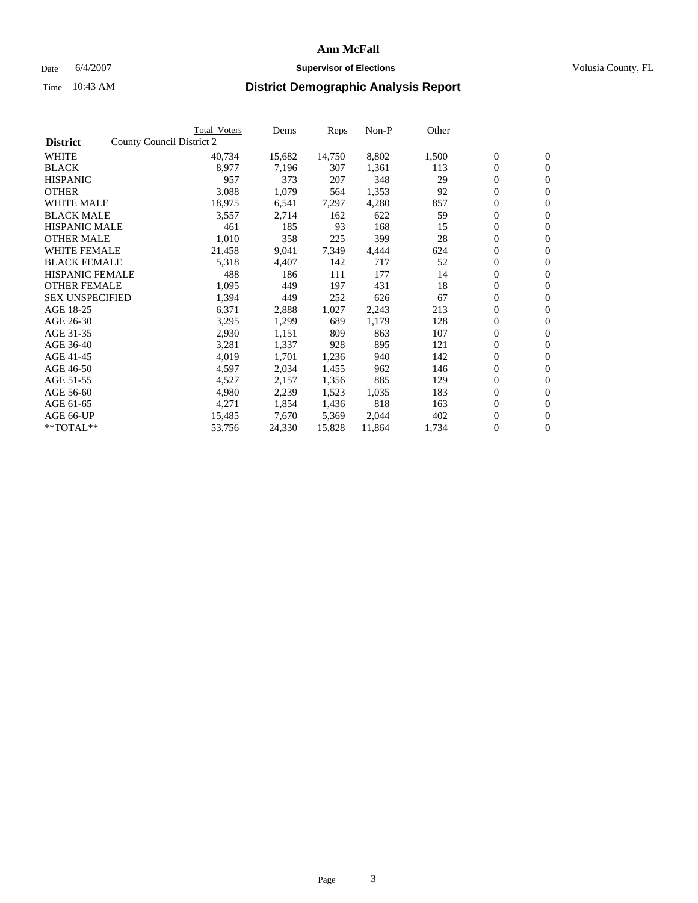# Ann McFall

Date 6/4/2007 **Supervisor of Elections** Volusia County, FL

Time 10:43 AM **District Demographic Analysis Report**

| District | County Council District 2 | Total_Voters | Dems | Reps | Non-P | Other | | |
|---|---|---|---|---|---|---|---|---|
| WHITE | | 40,734 | 15,682 | 14,750 | 8,802 | 1,500 | 0 | 0 |
| BLACK | | 8,977 | 7,196 | 307 | 1,361 | 113 | 0 | 0 |
| HISPANIC | | 957 | 373 | 207 | 348 | 29 | 0 | 0 |
| OTHER | | 3,088 | 1,079 | 564 | 1,353 | 92 | 0 | 0 |
| WHITE MALE | | 18,975 | 6,541 | 7,297 | 4,280 | 857 | 0 | 0 |
| BLACK MALE | | 3,557 | 2,714 | 162 | 622 | 59 | 0 | 0 |
| HISPANIC MALE | | 461 | 185 | 93 | 168 | 15 | 0 | 0 |
| OTHER MALE | | 1,010 | 358 | 225 | 399 | 28 | 0 | 0 |
| WHITE FEMALE | | 21,458 | 9,041 | 7,349 | 4,444 | 624 | 0 | 0 |
| BLACK FEMALE | | 5,318 | 4,407 | 142 | 717 | 52 | 0 | 0 |
| HISPANIC FEMALE | | 488 | 186 | 111 | 177 | 14 | 0 | 0 |
| OTHER FEMALE | | 1,095 | 449 | 197 | 431 | 18 | 0 | 0 |
| SEX UNSPECIFIED | | 1,394 | 449 | 252 | 626 | 67 | 0 | 0 |
| AGE 18-25 | | 6,371 | 2,888 | 1,027 | 2,243 | 213 | 0 | 0 |
| AGE 26-30 | | 3,295 | 1,299 | 689 | 1,179 | 128 | 0 | 0 |
| AGE 31-35 | | 2,930 | 1,151 | 809 | 863 | 107 | 0 | 0 |
| AGE 36-40 | | 3,281 | 1,337 | 928 | 895 | 121 | 0 | 0 |
| AGE 41-45 | | 4,019 | 1,701 | 1,236 | 940 | 142 | 0 | 0 |
| AGE 46-50 | | 4,597 | 2,034 | 1,455 | 962 | 146 | 0 | 0 |
| AGE 51-55 | | 4,527 | 2,157 | 1,356 | 885 | 129 | 0 | 0 |
| AGE 56-60 | | 4,980 | 2,239 | 1,523 | 1,035 | 183 | 0 | 0 |
| AGE 61-65 | | 4,271 | 1,854 | 1,436 | 818 | 163 | 0 | 0 |
| AGE 66-UP | | 15,485 | 7,670 | 5,369 | 2,044 | 402 | 0 | 0 |
| **TOTAL** | | 53,756 | 24,330 | 15,828 | 11,864 | 1,734 | 0 | 0 |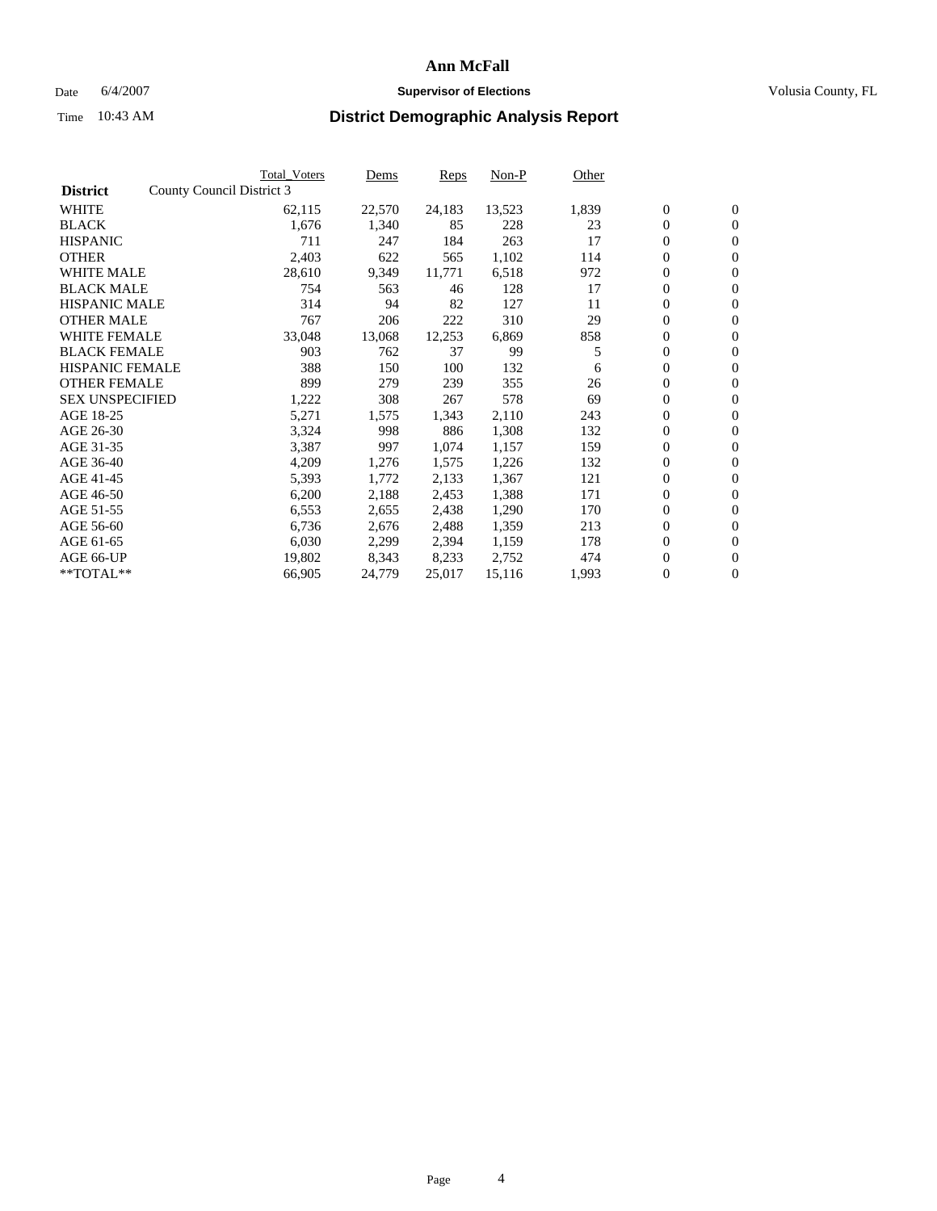# Ann McFall

Date 6/4/2007 **Supervisor of Elections** Volusia County, FL

Time 10:43 AM **District Demographic Analysis Report**

| **District** | County Council District 3 | Total_Voters | Dems | Reps | Non-P | Other | | |
|---|---|---|---|---|---|---|---|---|
| WHITE | | 62,115 | 22,570 | 24,183 | 13,523 | 1,839 | 0 | 0 |
| BLACK | | 1,676 | 1,340 | 85 | 228 | 23 | 0 | 0 |
| HISPANIC | | 711 | 247 | 184 | 263 | 17 | 0 | 0 |
| OTHER | | 2,403 | 622 | 565 | 1,102 | 114 | 0 | 0 |
| WHITE MALE | | 28,610 | 9,349 | 11,771 | 6,518 | 972 | 0 | 0 |
| BLACK MALE | | 754 | 563 | 46 | 128 | 17 | 0 | 0 |
| HISPANIC MALE | | 314 | 94 | 82 | 127 | 11 | 0 | 0 |
| OTHER MALE | | 767 | 206 | 222 | 310 | 29 | 0 | 0 |
| WHITE FEMALE | | 33,048 | 13,068 | 12,253 | 6,869 | 858 | 0 | 0 |
| BLACK FEMALE | | 903 | 762 | 37 | 99 | 5 | 0 | 0 |
| HISPANIC FEMALE | | 388 | 150 | 100 | 132 | 6 | 0 | 0 |
| OTHER FEMALE | | 899 | 279 | 239 | 355 | 26 | 0 | 0 |
| SEX UNSPECIFIED | | 1,222 | 308 | 267 | 578 | 69 | 0 | 0 |
| AGE 18-25 | | 5,271 | 1,575 | 1,343 | 2,110 | 243 | 0 | 0 |
| AGE 26-30 | | 3,324 | 998 | 886 | 1,308 | 132 | 0 | 0 |
| AGE 31-35 | | 3,387 | 997 | 1,074 | 1,157 | 159 | 0 | 0 |
| AGE 36-40 | | 4,209 | 1,276 | 1,575 | 1,226 | 132 | 0 | 0 |
| AGE 41-45 | | 5,393 | 1,772 | 2,133 | 1,367 | 121 | 0 | 0 |
| AGE 46-50 | | 6,200 | 2,188 | 2,453 | 1,388 | 171 | 0 | 0 |
| AGE 51-55 | | 6,553 | 2,655 | 2,438 | 1,290 | 170 | 0 | 0 |
| AGE 56-60 | | 6,736 | 2,676 | 2,488 | 1,359 | 213 | 0 | 0 |
| AGE 61-65 | | 6,030 | 2,299 | 2,394 | 1,159 | 178 | 0 | 0 |
| AGE 66-UP | | 19,802 | 8,343 | 8,233 | 2,752 | 474 | 0 | 0 |
| **TOTAL** | | 66,905 | 24,779 | 25,017 | 15,116 | 1,993 | 0 | 0 |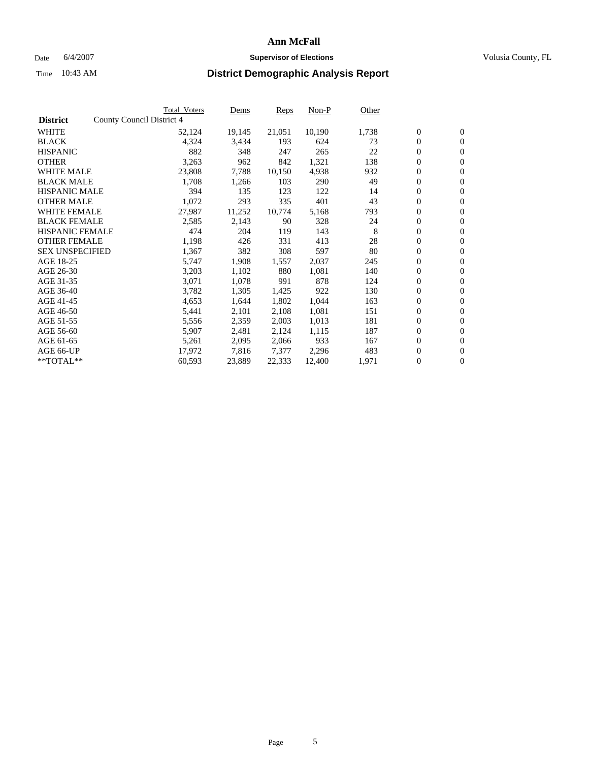# Ann McFall

Date 6/4/2007 **Supervisor of Elections** Volusia County, FL

Time 10:43 AM

## District Demographic Analysis Report

| | Total_Voters | Dems | Reps | Non-P | Other | | |
|---|---|---|---|---|---|---|---|
| **District** County Council District 4 | | | | | | | |
| WHITE | 52,124 | 19,145 | 21,051 | 10,190 | 1,738 | 0 | 0 |
| BLACK | 4,324 | 3,434 | 193 | 624 | 73 | 0 | 0 |
| HISPANIC | 882 | 348 | 247 | 265 | 22 | 0 | 0 |
| OTHER | 3,263 | 962 | 842 | 1,321 | 138 | 0 | 0 |
| WHITE MALE | 23,808 | 7,788 | 10,150 | 4,938 | 932 | 0 | 0 |
| BLACK MALE | 1,708 | 1,266 | 103 | 290 | 49 | 0 | 0 |
| HISPANIC MALE | 394 | 135 | 123 | 122 | 14 | 0 | 0 |
| OTHER MALE | 1,072 | 293 | 335 | 401 | 43 | 0 | 0 |
| WHITE FEMALE | 27,987 | 11,252 | 10,774 | 5,168 | 793 | 0 | 0 |
| BLACK FEMALE | 2,585 | 2,143 | 90 | 328 | 24 | 0 | 0 |
| HISPANIC FEMALE | 474 | 204 | 119 | 143 | 8 | 0 | 0 |
| OTHER FEMALE | 1,198 | 426 | 331 | 413 | 28 | 0 | 0 |
| SEX UNSPECIFIED | 1,367 | 382 | 308 | 597 | 80 | 0 | 0 |
| AGE 18-25 | 5,747 | 1,908 | 1,557 | 2,037 | 245 | 0 | 0 |
| AGE 26-30 | 3,203 | 1,102 | 880 | 1,081 | 140 | 0 | 0 |
| AGE 31-35 | 3,071 | 1,078 | 991 | 878 | 124 | 0 | 0 |
| AGE 36-40 | 3,782 | 1,305 | 1,425 | 922 | 130 | 0 | 0 |
| AGE 41-45 | 4,653 | 1,644 | 1,802 | 1,044 | 163 | 0 | 0 |
| AGE 46-50 | 5,441 | 2,101 | 2,108 | 1,081 | 151 | 0 | 0 |
| AGE 51-55 | 5,556 | 2,359 | 2,003 | 1,013 | 181 | 0 | 0 |
| AGE 56-60 | 5,907 | 2,481 | 2,124 | 1,115 | 187 | 0 | 0 |
| AGE 61-65 | 5,261 | 2,095 | 2,066 | 933 | 167 | 0 | 0 |
| AGE 66-UP | 17,972 | 7,816 | 7,377 | 2,296 | 483 | 0 | 0 |
| **TOTAL** | 60,593 | 23,889 | 22,333 | 12,400 | 1,971 | 0 | 0 |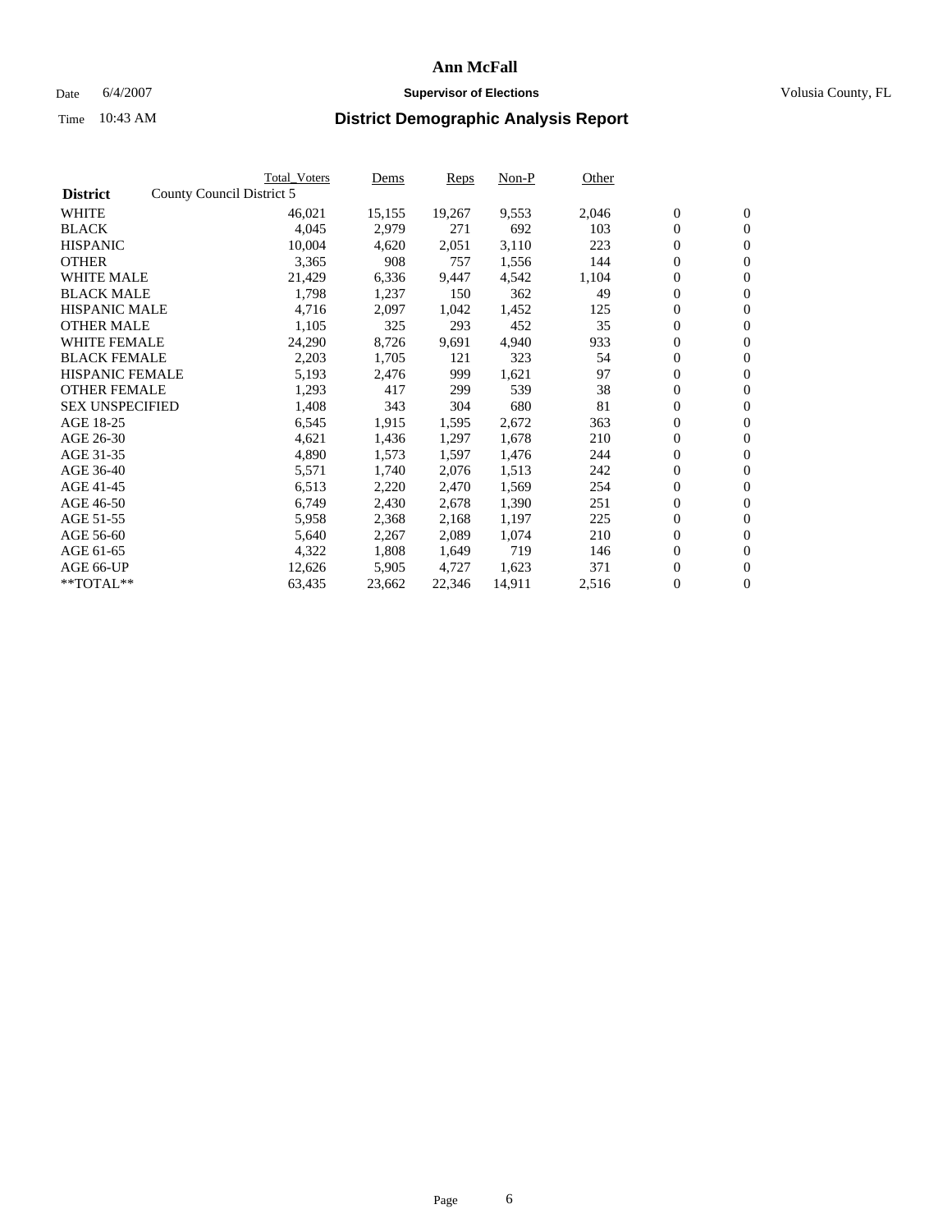# Ann McFall

Date 6/4/2007 **Supervisor of Elections** Volusia County, FL

Time 10:43 AM **District Demographic Analysis Report**

| | Total_Voters | Dems | Reps | Non-P | Other | | |
|---|---|---|---|---|---|---|---|
| **District** County Council District 5 | | | | | | | |
| WHITE | 46,021 | 15,155 | 19,267 | 9,553 | 2,046 | 0 | 0 |
| BLACK | 4,045 | 2,979 | 271 | 692 | 103 | 0 | 0 |
| HISPANIC | 10,004 | 4,620 | 2,051 | 3,110 | 223 | 0 | 0 |
| OTHER | 3,365 | 908 | 757 | 1,556 | 144 | 0 | 0 |
| WHITE MALE | 21,429 | 6,336 | 9,447 | 4,542 | 1,104 | 0 | 0 |
| BLACK MALE | 1,798 | 1,237 | 150 | 362 | 49 | 0 | 0 |
| HISPANIC MALE | 4,716 | 2,097 | 1,042 | 1,452 | 125 | 0 | 0 |
| OTHER MALE | 1,105 | 325 | 293 | 452 | 35 | 0 | 0 |
| WHITE FEMALE | 24,290 | 8,726 | 9,691 | 4,940 | 933 | 0 | 0 |
| BLACK FEMALE | 2,203 | 1,705 | 121 | 323 | 54 | 0 | 0 |
| HISPANIC FEMALE | 5,193 | 2,476 | 999 | 1,621 | 97 | 0 | 0 |
| OTHER FEMALE | 1,293 | 417 | 299 | 539 | 38 | 0 | 0 |
| SEX UNSPECIFIED | 1,408 | 343 | 304 | 680 | 81 | 0 | 0 |
| AGE 18-25 | 6,545 | 1,915 | 1,595 | 2,672 | 363 | 0 | 0 |
| AGE 26-30 | 4,621 | 1,436 | 1,297 | 1,678 | 210 | 0 | 0 |
| AGE 31-35 | 4,890 | 1,573 | 1,597 | 1,476 | 244 | 0 | 0 |
| AGE 36-40 | 5,571 | 1,740 | 2,076 | 1,513 | 242 | 0 | 0 |
| AGE 41-45 | 6,513 | 2,220 | 2,470 | 1,569 | 254 | 0 | 0 |
| AGE 46-50 | 6,749 | 2,430 | 2,678 | 1,390 | 251 | 0 | 0 |
| AGE 51-55 | 5,958 | 2,368 | 2,168 | 1,197 | 225 | 0 | 0 |
| AGE 56-60 | 5,640 | 2,267 | 2,089 | 1,074 | 210 | 0 | 0 |
| AGE 61-65 | 4,322 | 1,808 | 1,649 | 719 | 146 | 0 | 0 |
| AGE 66-UP | 12,626 | 5,905 | 4,727 | 1,623 | 371 | 0 | 0 |
| **TOTAL** | 63,435 | 23,662 | 22,346 | 14,911 | 2,516 | 0 | 0 |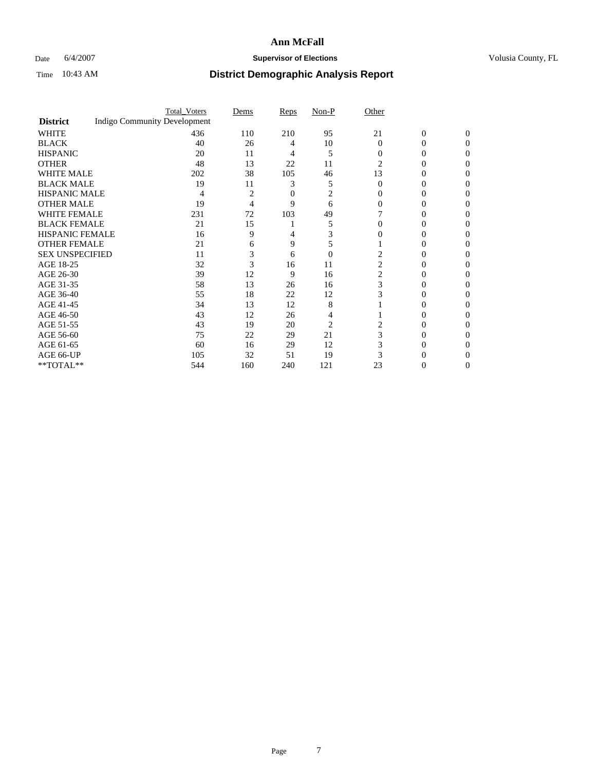# Ann McFall

Date 6/4/2007 **Supervisor of Elections** Volusia County, FL

Time 10:43 AM **District Demographic Analysis Report**

| **District** | Total_Voters | Dems | Reps | Non-P | Other | | |
|---|---|---|---|---|---|---|---|
| Indigo Community Development | | | | | | | |
| WHITE | 436 | 110 | 210 | 95 | 21 | 0 | 0 |
| BLACK | 40 | 26 | 4 | 10 | 0 | 0 | 0 |
| HISPANIC | 20 | 11 | 4 | 5 | 0 | 0 | 0 |
| OTHER | 48 | 13 | 22 | 11 | 2 | 0 | 0 |
| WHITE MALE | 202 | 38 | 105 | 46 | 13 | 0 | 0 |
| BLACK MALE | 19 | 11 | 3 | 5 | 0 | 0 | 0 |
| HISPANIC MALE | 4 | 2 | 0 | 2 | 0 | 0 | 0 |
| OTHER MALE | 19 | 4 | 9 | 6 | 0 | 0 | 0 |
| WHITE FEMALE | 231 | 72 | 103 | 49 | 7 | 0 | 0 |
| BLACK FEMALE | 21 | 15 | 1 | 5 | 0 | 0 | 0 |
| HISPANIC FEMALE | 16 | 9 | 4 | 3 | 0 | 0 | 0 |
| OTHER FEMALE | 21 | 6 | 9 | 5 | 1 | 0 | 0 |
| SEX UNSPECIFIED | 11 | 3 | 6 | 0 | 2 | 0 | 0 |
| AGE 18-25 | 32 | 3 | 16 | 11 | 2 | 0 | 0 |
| AGE 26-30 | 39 | 12 | 9 | 16 | 2 | 0 | 0 |
| AGE 31-35 | 58 | 13 | 26 | 16 | 3 | 0 | 0 |
| AGE 36-40 | 55 | 18 | 22 | 12 | 3 | 0 | 0 |
| AGE 41-45 | 34 | 13 | 12 | 8 | 1 | 0 | 0 |
| AGE 46-50 | 43 | 12 | 26 | 4 | 1 | 0 | 0 |
| AGE 51-55 | 43 | 19 | 20 | 2 | 2 | 0 | 0 |
| AGE 56-60 | 75 | 22 | 29 | 21 | 3 | 0 | 0 |
| AGE 61-65 | 60 | 16 | 29 | 12 | 3 | 0 | 0 |
| AGE 66-UP | 105 | 32 | 51 | 19 | 3 | 0 | 0 |
| **TOTAL** | 544 | 160 | 240 | 121 | 23 | 0 | 0 |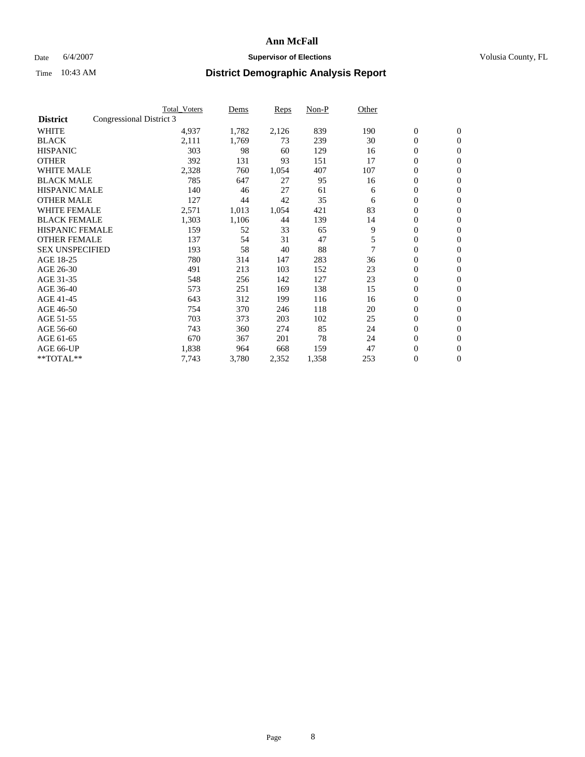# Ann McFall

Date 6/4/2007 **Supervisor of Elections** Volusia County, FL

Time 10:43 AM **District Demographic Analysis Report**

| | Total_Voters | Dems | Reps | Non-P | Other | | |
|---|---|---|---|---|---|---|---|
| **District** Congressional District 3 | | | | | | | |
| WHITE | 4,937 | 1,782 | 2,126 | 839 | 190 | 0 | 0 |
| BLACK | 2,111 | 1,769 | 73 | 239 | 30 | 0 | 0 |
| HISPANIC | 303 | 98 | 60 | 129 | 16 | 0 | 0 |
| OTHER | 392 | 131 | 93 | 151 | 17 | 0 | 0 |
| WHITE MALE | 2,328 | 760 | 1,054 | 407 | 107 | 0 | 0 |
| BLACK MALE | 785 | 647 | 27 | 95 | 16 | 0 | 0 |
| HISPANIC MALE | 140 | 46 | 27 | 61 | 6 | 0 | 0 |
| OTHER MALE | 127 | 44 | 42 | 35 | 6 | 0 | 0 |
| WHITE FEMALE | 2,571 | 1,013 | 1,054 | 421 | 83 | 0 | 0 |
| BLACK FEMALE | 1,303 | 1,106 | 44 | 139 | 14 | 0 | 0 |
| HISPANIC FEMALE | 159 | 52 | 33 | 65 | 9 | 0 | 0 |
| OTHER FEMALE | 137 | 54 | 31 | 47 | 5 | 0 | 0 |
| SEX UNSPECIFIED | 193 | 58 | 40 | 88 | 7 | 0 | 0 |
| AGE 18-25 | 780 | 314 | 147 | 283 | 36 | 0 | 0 |
| AGE 26-30 | 491 | 213 | 103 | 152 | 23 | 0 | 0 |
| AGE 31-35 | 548 | 256 | 142 | 127 | 23 | 0 | 0 |
| AGE 36-40 | 573 | 251 | 169 | 138 | 15 | 0 | 0 |
| AGE 41-45 | 643 | 312 | 199 | 116 | 16 | 0 | 0 |
| AGE 46-50 | 754 | 370 | 246 | 118 | 20 | 0 | 0 |
| AGE 51-55 | 703 | 373 | 203 | 102 | 25 | 0 | 0 |
| AGE 56-60 | 743 | 360 | 274 | 85 | 24 | 0 | 0 |
| AGE 61-65 | 670 | 367 | 201 | 78 | 24 | 0 | 0 |
| AGE 66-UP | 1,838 | 964 | 668 | 159 | 47 | 0 | 0 |
| **TOTAL** | 7,743 | 3,780 | 2,352 | 1,358 | 253 | 0 | 0 |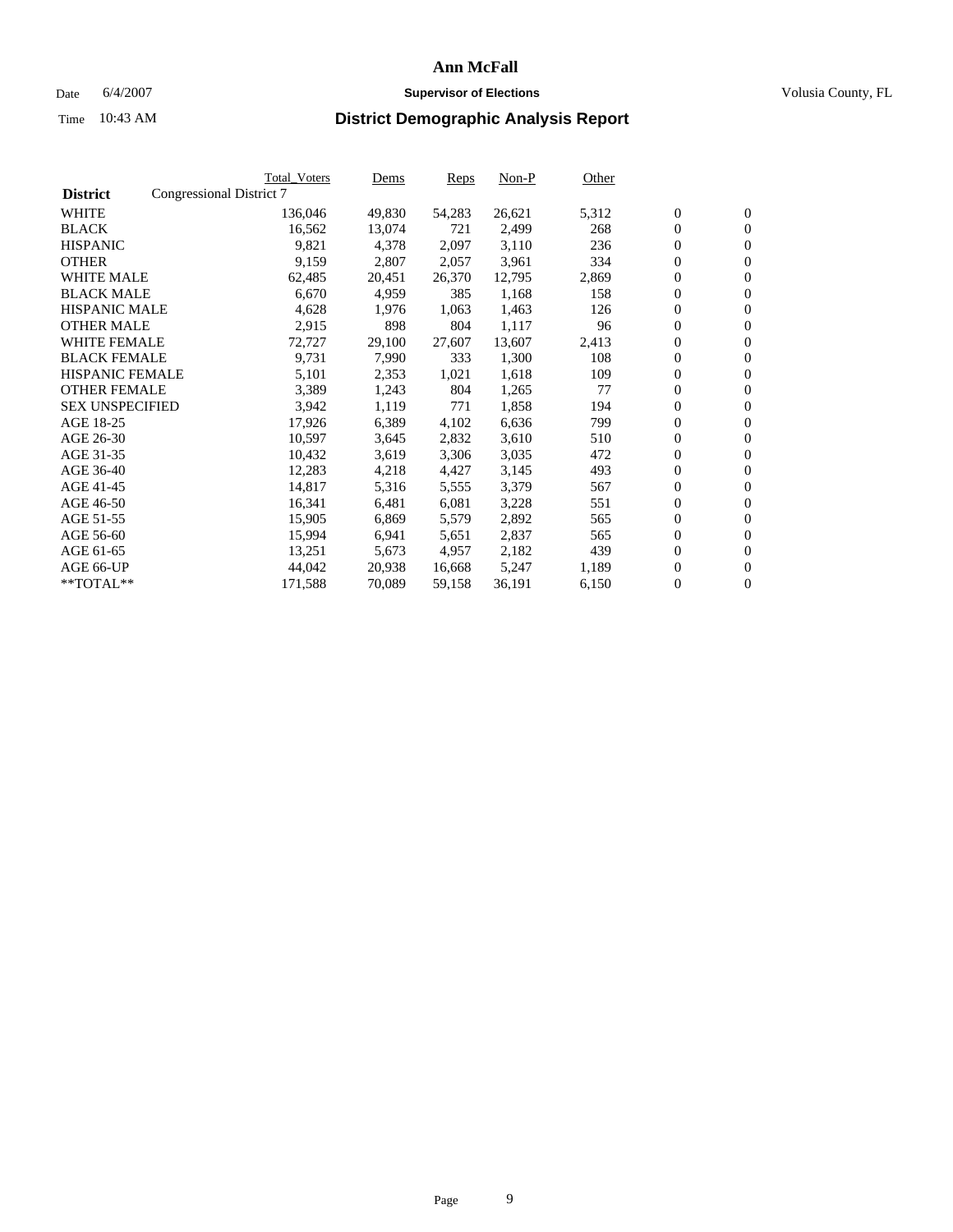# Ann McFall

Date 6/4/2007 **Supervisor of Elections** Volusia County, FL

Time 10:43 AM **District Demographic Analysis Report**

| **District** | Congressional District 7 Total_Voters | Dems | Reps | Non-P | Other | | |
|---|---|---|---|---|---|---|---|
| WHITE | 136,046 | 49,830 | 54,283 | 26,621 | 5,312 | 0 | 0 |
| BLACK | 16,562 | 13,074 | 721 | 2,499 | 268 | 0 | 0 |
| HISPANIC | 9,821 | 4,378 | 2,097 | 3,110 | 236 | 0 | 0 |
| OTHER | 9,159 | 2,807 | 2,057 | 3,961 | 334 | 0 | 0 |
| WHITE MALE | 62,485 | 20,451 | 26,370 | 12,795 | 2,869 | 0 | 0 |
| BLACK MALE | 6,670 | 4,959 | 385 | 1,168 | 158 | 0 | 0 |
| HISPANIC MALE | 4,628 | 1,976 | 1,063 | 1,463 | 126 | 0 | 0 |
| OTHER MALE | 2,915 | 898 | 804 | 1,117 | 96 | 0 | 0 |
| WHITE FEMALE | 72,727 | 29,100 | 27,607 | 13,607 | 2,413 | 0 | 0 |
| BLACK FEMALE | 9,731 | 7,990 | 333 | 1,300 | 108 | 0 | 0 |
| HISPANIC FEMALE | 5,101 | 2,353 | 1,021 | 1,618 | 109 | 0 | 0 |
| OTHER FEMALE | 3,389 | 1,243 | 804 | 1,265 | 77 | 0 | 0 |
| SEX UNSPECIFIED | 3,942 | 1,119 | 771 | 1,858 | 194 | 0 | 0 |
| AGE 18-25 | 17,926 | 6,389 | 4,102 | 6,636 | 799 | 0 | 0 |
| AGE 26-30 | 10,597 | 3,645 | 2,832 | 3,610 | 510 | 0 | 0 |
| AGE 31-35 | 10,432 | 3,619 | 3,306 | 3,035 | 472 | 0 | 0 |
| AGE 36-40 | 12,283 | 4,218 | 4,427 | 3,145 | 493 | 0 | 0 |
| AGE 41-45 | 14,817 | 5,316 | 5,555 | 3,379 | 567 | 0 | 0 |
| AGE 46-50 | 16,341 | 6,481 | 6,081 | 3,228 | 551 | 0 | 0 |
| AGE 51-55 | 15,905 | 6,869 | 5,579 | 2,892 | 565 | 0 | 0 |
| AGE 56-60 | 15,994 | 6,941 | 5,651 | 2,837 | 565 | 0 | 0 |
| AGE 61-65 | 13,251 | 5,673 | 4,957 | 2,182 | 439 | 0 | 0 |
| AGE 66-UP | 44,042 | 20,938 | 16,668 | 5,247 | 1,189 | 0 | 0 |
| **TOTAL** | 171,588 | 70,089 | 59,158 | 36,191 | 6,150 | 0 | 0 |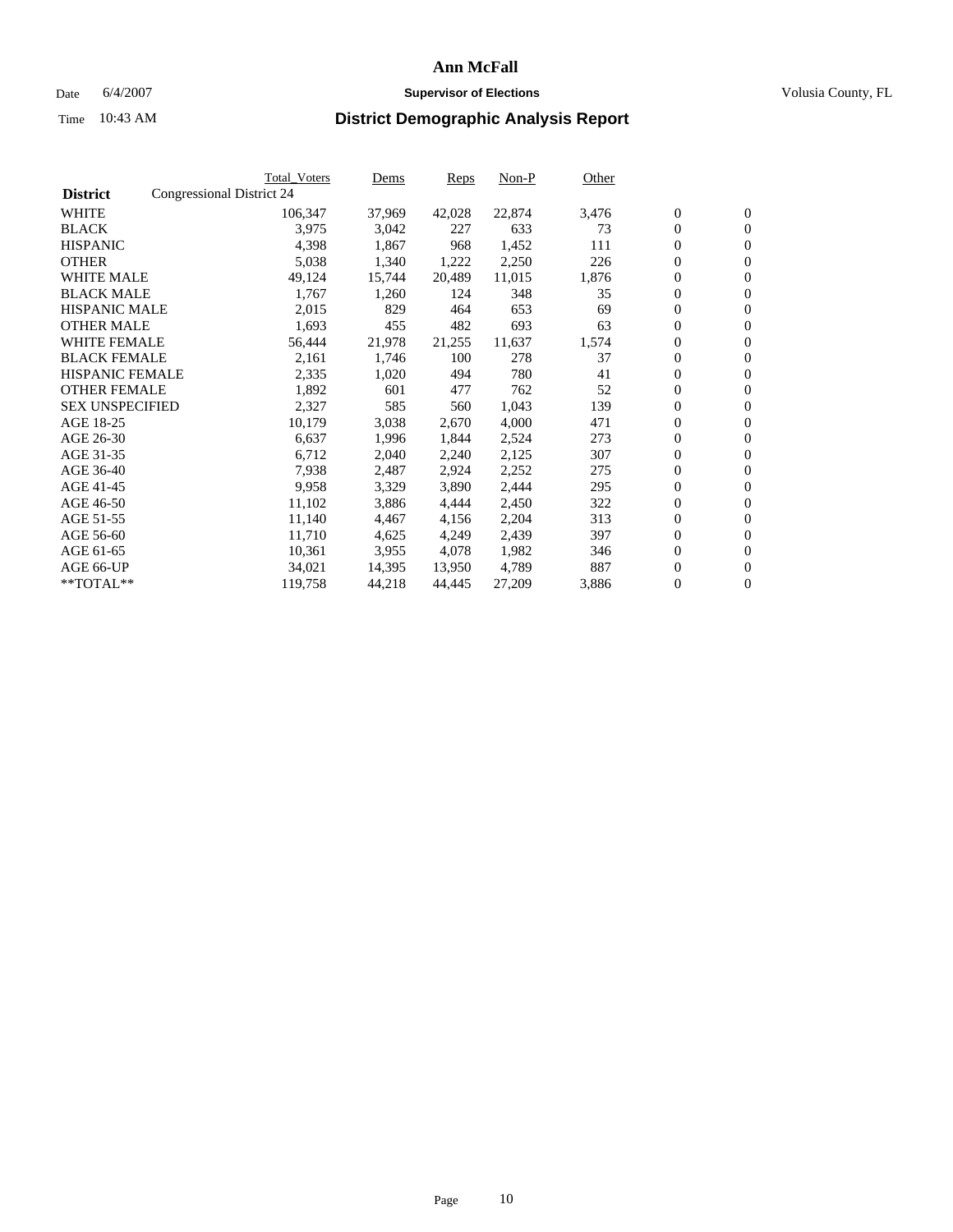# Ann McFall

Date 6/4/2007 **Supervisor of Elections** Volusia County, FL

Time 10:43 AM **District Demographic Analysis Report**

| District | Congressional District 24 | Total_Voters | Dems | Reps | Non-P | Other | | |
|---|---|---|---|---|---|---|---|---|
| WHITE | | 106,347 | 37,969 | 42,028 | 22,874 | 3,476 | 0 | 0 |
| BLACK | | 3,975 | 3,042 | 227 | 633 | 73 | 0 | 0 |
| HISPANIC | | 4,398 | 1,867 | 968 | 1,452 | 111 | 0 | 0 |
| OTHER | | 5,038 | 1,340 | 1,222 | 2,250 | 226 | 0 | 0 |
| WHITE MALE | | 49,124 | 15,744 | 20,489 | 11,015 | 1,876 | 0 | 0 |
| BLACK MALE | | 1,767 | 1,260 | 124 | 348 | 35 | 0 | 0 |
| HISPANIC MALE | | 2,015 | 829 | 464 | 653 | 69 | 0 | 0 |
| OTHER MALE | | 1,693 | 455 | 482 | 693 | 63 | 0 | 0 |
| WHITE FEMALE | | 56,444 | 21,978 | 21,255 | 11,637 | 1,574 | 0 | 0 |
| BLACK FEMALE | | 2,161 | 1,746 | 100 | 278 | 37 | 0 | 0 |
| HISPANIC FEMALE | | 2,335 | 1,020 | 494 | 780 | 41 | 0 | 0 |
| OTHER FEMALE | | 1,892 | 601 | 477 | 762 | 52 | 0 | 0 |
| SEX UNSPECIFIED | | 2,327 | 585 | 560 | 1,043 | 139 | 0 | 0 |
| AGE 18-25 | | 10,179 | 3,038 | 2,670 | 4,000 | 471 | 0 | 0 |
| AGE 26-30 | | 6,637 | 1,996 | 1,844 | 2,524 | 273 | 0 | 0 |
| AGE 31-35 | | 6,712 | 2,040 | 2,240 | 2,125 | 307 | 0 | 0 |
| AGE 36-40 | | 7,938 | 2,487 | 2,924 | 2,252 | 275 | 0 | 0 |
| AGE 41-45 | | 9,958 | 3,329 | 3,890 | 2,444 | 295 | 0 | 0 |
| AGE 46-50 | | 11,102 | 3,886 | 4,444 | 2,450 | 322 | 0 | 0 |
| AGE 51-55 | | 11,140 | 4,467 | 4,156 | 2,204 | 313 | 0 | 0 |
| AGE 56-60 | | 11,710 | 4,625 | 4,249 | 2,439 | 397 | 0 | 0 |
| AGE 61-65 | | 10,361 | 3,955 | 4,078 | 1,982 | 346 | 0 | 0 |
| AGE 66-UP | | 34,021 | 14,395 | 13,950 | 4,789 | 887 | 0 | 0 |
| **TOTAL** | | 119,758 | 44,218 | 44,445 | 27,209 | 3,886 | 0 | 0 |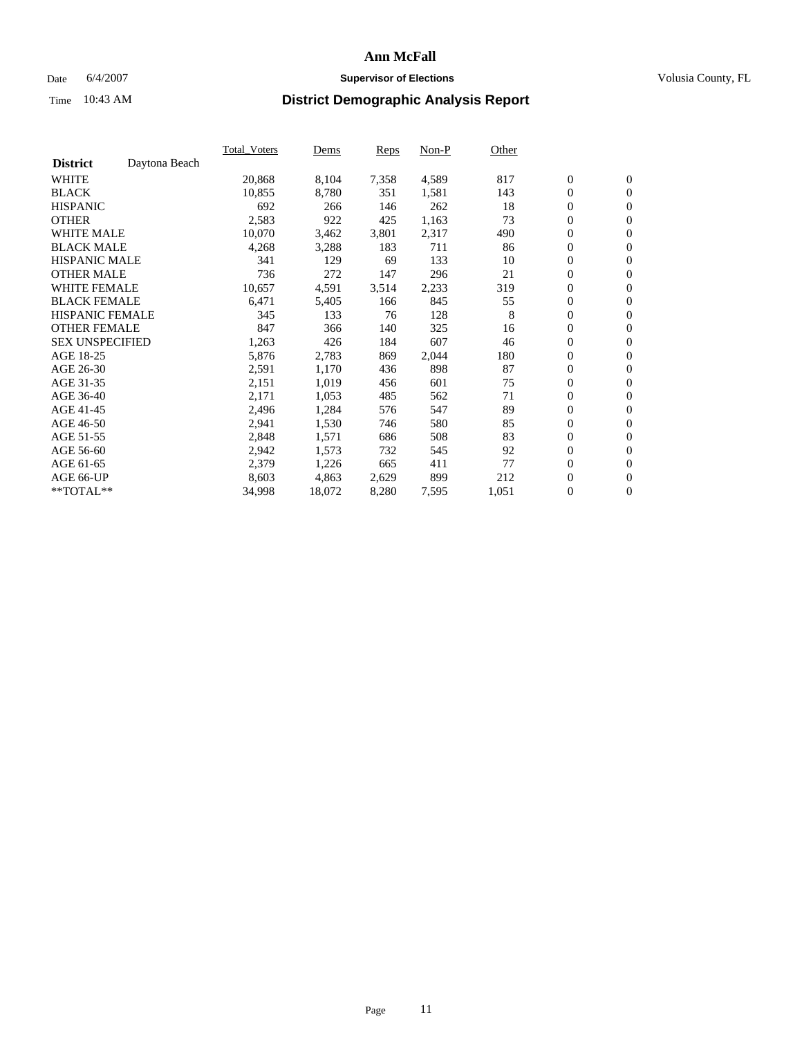# Ann McFall

Date 6/4/2007 **Supervisor of Elections** Volusia County, FL

Time 10:43 AM **District Demographic Analysis Report**

| | Total_Voters | Dems | Reps | Non-P | Other | | |
|---|---|---|---|---|---|---|---|
| **District** Daytona Beach | | | | | | | |
| WHITE | 20,868 | 8,104 | 7,358 | 4,589 | 817 | 0 | 0 |
| BLACK | 10,855 | 8,780 | 351 | 1,581 | 143 | 0 | 0 |
| HISPANIC | 692 | 266 | 146 | 262 | 18 | 0 | 0 |
| OTHER | 2,583 | 922 | 425 | 1,163 | 73 | 0 | 0 |
| WHITE MALE | 10,070 | 3,462 | 3,801 | 2,317 | 490 | 0 | 0 |
| BLACK MALE | 4,268 | 3,288 | 183 | 711 | 86 | 0 | 0 |
| HISPANIC MALE | 341 | 129 | 69 | 133 | 10 | 0 | 0 |
| OTHER MALE | 736 | 272 | 147 | 296 | 21 | 0 | 0 |
| WHITE FEMALE | 10,657 | 4,591 | 3,514 | 2,233 | 319 | 0 | 0 |
| BLACK FEMALE | 6,471 | 5,405 | 166 | 845 | 55 | 0 | 0 |
| HISPANIC FEMALE | 345 | 133 | 76 | 128 | 8 | 0 | 0 |
| OTHER FEMALE | 847 | 366 | 140 | 325 | 16 | 0 | 0 |
| SEX UNSPECIFIED | 1,263 | 426 | 184 | 607 | 46 | 0 | 0 |
| AGE 18-25 | 5,876 | 2,783 | 869 | 2,044 | 180 | 0 | 0 |
| AGE 26-30 | 2,591 | 1,170 | 436 | 898 | 87 | 0 | 0 |
| AGE 31-35 | 2,151 | 1,019 | 456 | 601 | 75 | 0 | 0 |
| AGE 36-40 | 2,171 | 1,053 | 485 | 562 | 71 | 0 | 0 |
| AGE 41-45 | 2,496 | 1,284 | 576 | 547 | 89 | 0 | 0 |
| AGE 46-50 | 2,941 | 1,530 | 746 | 580 | 85 | 0 | 0 |
| AGE 51-55 | 2,848 | 1,571 | 686 | 508 | 83 | 0 | 0 |
| AGE 56-60 | 2,942 | 1,573 | 732 | 545 | 92 | 0 | 0 |
| AGE 61-65 | 2,379 | 1,226 | 665 | 411 | 77 | 0 | 0 |
| AGE 66-UP | 8,603 | 4,863 | 2,629 | 899 | 212 | 0 | 0 |
| **TOTAL** | 34,998 | 18,072 | 8,280 | 7,595 | 1,051 | 0 | 0 |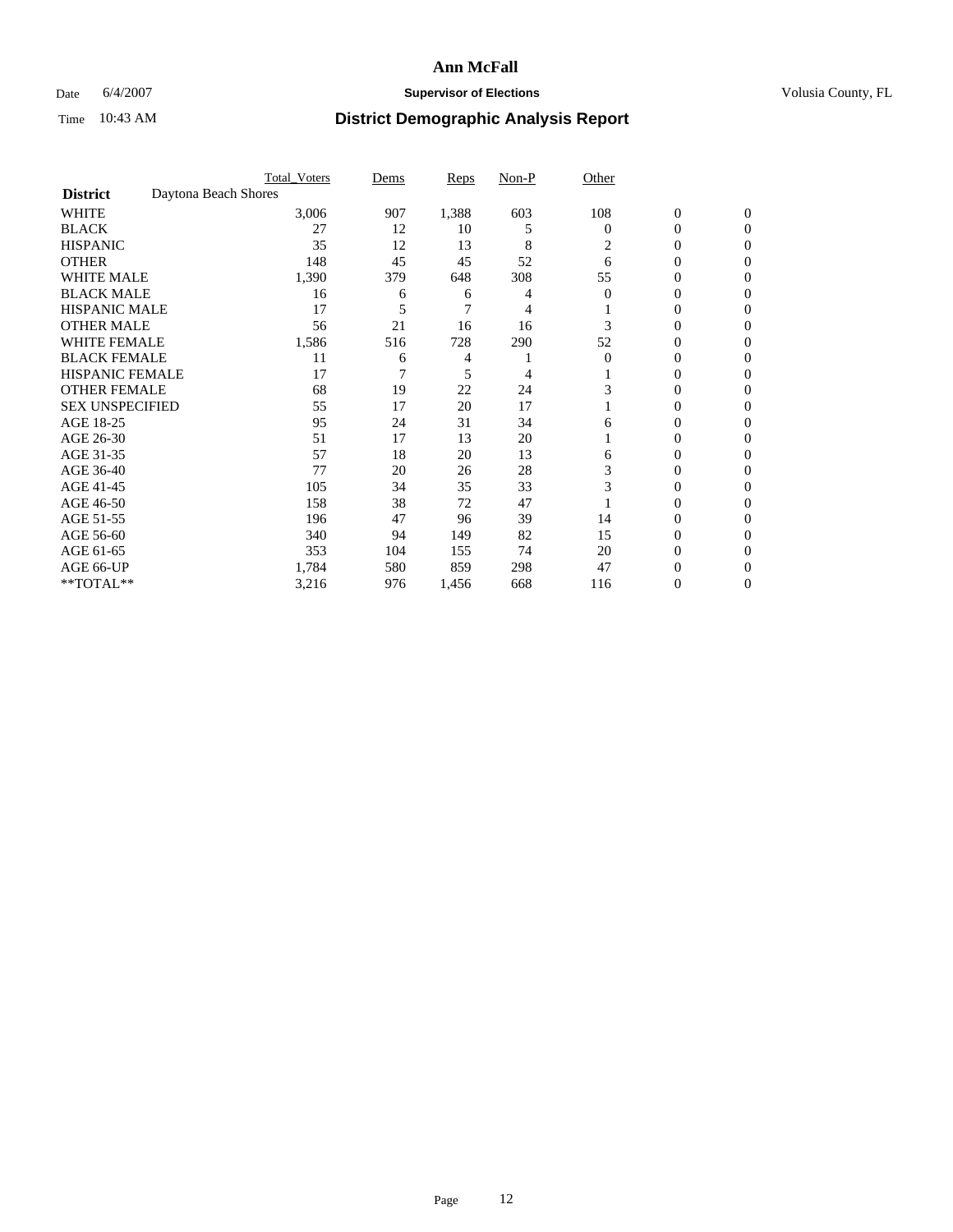**Ann McFall**

Date 6/4/2007 **Supervisor of Elections** Volusia County, FL

Time 10:43 AM **District Demographic Analysis Report**

| | Total_Voters | Dems | Reps | Non-P | Other | | |
|---|---|---|---|---|---|---|---|
| **District** Daytona Beach Shores | | | | | | | |
| WHITE | 3,006 | 907 | 1,388 | 603 | 108 | 0 | 0 |
| BLACK | 27 | 12 | 10 | 5 | 0 | 0 | 0 |
| HISPANIC | 35 | 12 | 13 | 8 | 2 | 0 | 0 |
| OTHER | 148 | 45 | 45 | 52 | 6 | 0 | 0 |
| WHITE MALE | 1,390 | 379 | 648 | 308 | 55 | 0 | 0 |
| BLACK MALE | 16 | 6 | 6 | 4 | 0 | 0 | 0 |
| HISPANIC MALE | 17 | 5 | 7 | 4 | 1 | 0 | 0 |
| OTHER MALE | 56 | 21 | 16 | 16 | 3 | 0 | 0 |
| WHITE FEMALE | 1,586 | 516 | 728 | 290 | 52 | 0 | 0 |
| BLACK FEMALE | 11 | 6 | 4 | 1 | 0 | 0 | 0 |
| HISPANIC FEMALE | 17 | 7 | 5 | 4 | 1 | 0 | 0 |
| OTHER FEMALE | 68 | 19 | 22 | 24 | 3 | 0 | 0 |
| SEX UNSPECIFIED | 55 | 17 | 20 | 17 | 1 | 0 | 0 |
| AGE 18-25 | 95 | 24 | 31 | 34 | 6 | 0 | 0 |
| AGE 26-30 | 51 | 17 | 13 | 20 | 1 | 0 | 0 |
| AGE 31-35 | 57 | 18 | 20 | 13 | 6 | 0 | 0 |
| AGE 36-40 | 77 | 20 | 26 | 28 | 3 | 0 | 0 |
| AGE 41-45 | 105 | 34 | 35 | 33 | 3 | 0 | 0 |
| AGE 46-50 | 158 | 38 | 72 | 47 | 1 | 0 | 0 |
| AGE 51-55 | 196 | 47 | 96 | 39 | 14 | 0 | 0 |
| AGE 56-60 | 340 | 94 | 149 | 82 | 15 | 0 | 0 |
| AGE 61-65 | 353 | 104 | 155 | 74 | 20 | 0 | 0 |
| AGE 66-UP | 1,784 | 580 | 859 | 298 | 47 | 0 | 0 |
| **TOTAL** | 3,216 | 976 | 1,456 | 668 | 116 | 0 | 0 |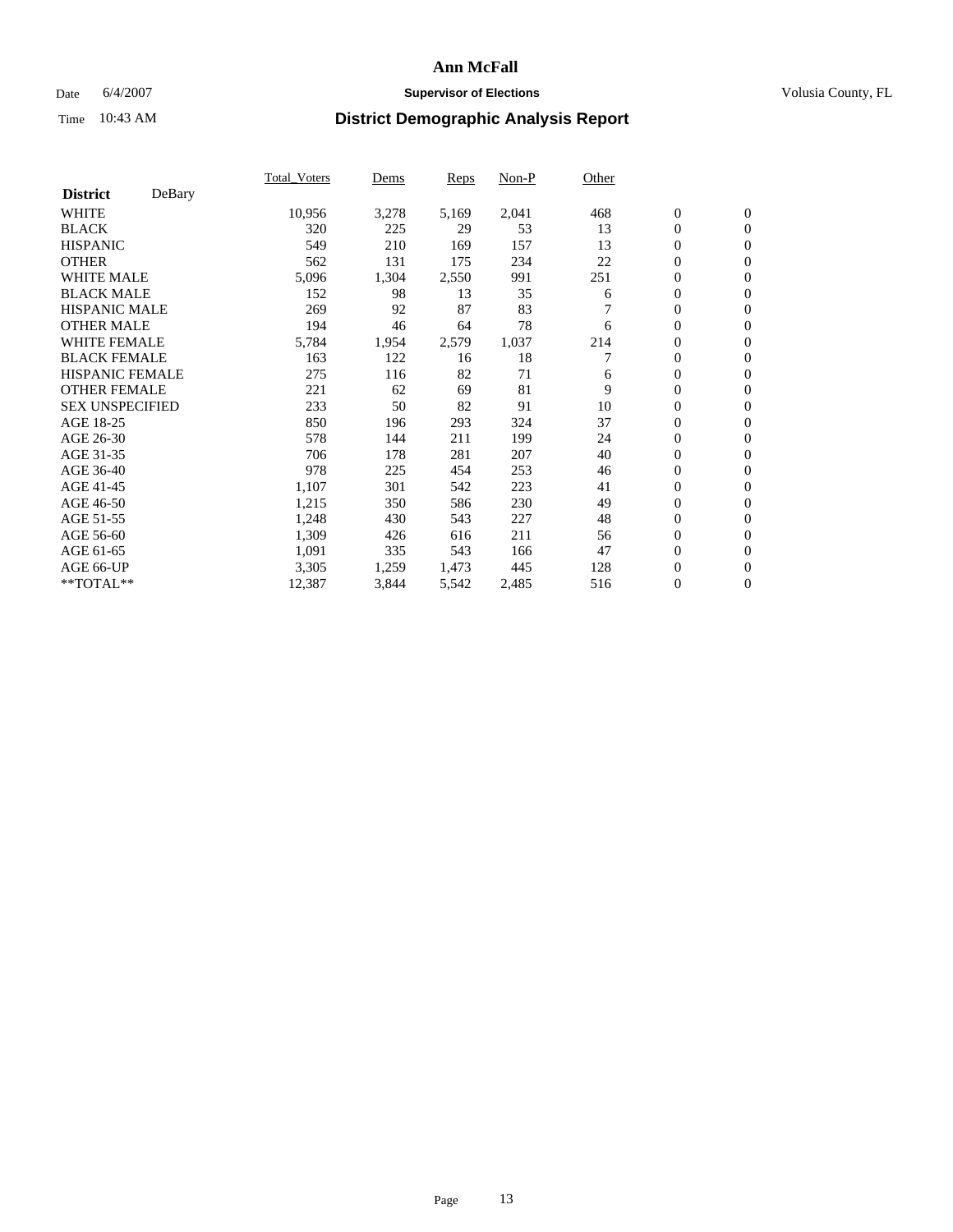# Ann McFall

Date 6/4/2007 **Supervisor of Elections** Volusia County, FL

Time 10:43 AM

## District Demographic Analysis Report

| **District** DeBary | Total_Voters | Dems | Reps | Non-P | Other | | |
|---|---|---|---|---|---|---|---|
| WHITE | 10,956 | 3,278 | 5,169 | 2,041 | 468 | 0 | 0 |
| BLACK | 320 | 225 | 29 | 53 | 13 | 0 | 0 |
| HISPANIC | 549 | 210 | 169 | 157 | 13 | 0 | 0 |
| OTHER | 562 | 131 | 175 | 234 | 22 | 0 | 0 |
| WHITE MALE | 5,096 | 1,304 | 2,550 | 991 | 251 | 0 | 0 |
| BLACK MALE | 152 | 98 | 13 | 35 | 6 | 0 | 0 |
| HISPANIC MALE | 269 | 92 | 87 | 83 | 7 | 0 | 0 |
| OTHER MALE | 194 | 46 | 64 | 78 | 6 | 0 | 0 |
| WHITE FEMALE | 5,784 | 1,954 | 2,579 | 1,037 | 214 | 0 | 0 |
| BLACK FEMALE | 163 | 122 | 16 | 18 | 7 | 0 | 0 |
| HISPANIC FEMALE | 275 | 116 | 82 | 71 | 6 | 0 | 0 |
| OTHER FEMALE | 221 | 62 | 69 | 81 | 9 | 0 | 0 |
| SEX UNSPECIFIED | 233 | 50 | 82 | 91 | 10 | 0 | 0 |
| AGE 18-25 | 850 | 196 | 293 | 324 | 37 | 0 | 0 |
| AGE 26-30 | 578 | 144 | 211 | 199 | 24 | 0 | 0 |
| AGE 31-35 | 706 | 178 | 281 | 207 | 40 | 0 | 0 |
| AGE 36-40 | 978 | 225 | 454 | 253 | 46 | 0 | 0 |
| AGE 41-45 | 1,107 | 301 | 542 | 223 | 41 | 0 | 0 |
| AGE 46-50 | 1,215 | 350 | 586 | 230 | 49 | 0 | 0 |
| AGE 51-55 | 1,248 | 430 | 543 | 227 | 48 | 0 | 0 |
| AGE 56-60 | 1,309 | 426 | 616 | 211 | 56 | 0 | 0 |
| AGE 61-65 | 1,091 | 335 | 543 | 166 | 47 | 0 | 0 |
| AGE 66-UP | 3,305 | 1,259 | 1,473 | 445 | 128 | 0 | 0 |
| **TOTAL** | 12,387 | 3,844 | 5,542 | 2,485 | 516 | 0 | 0 |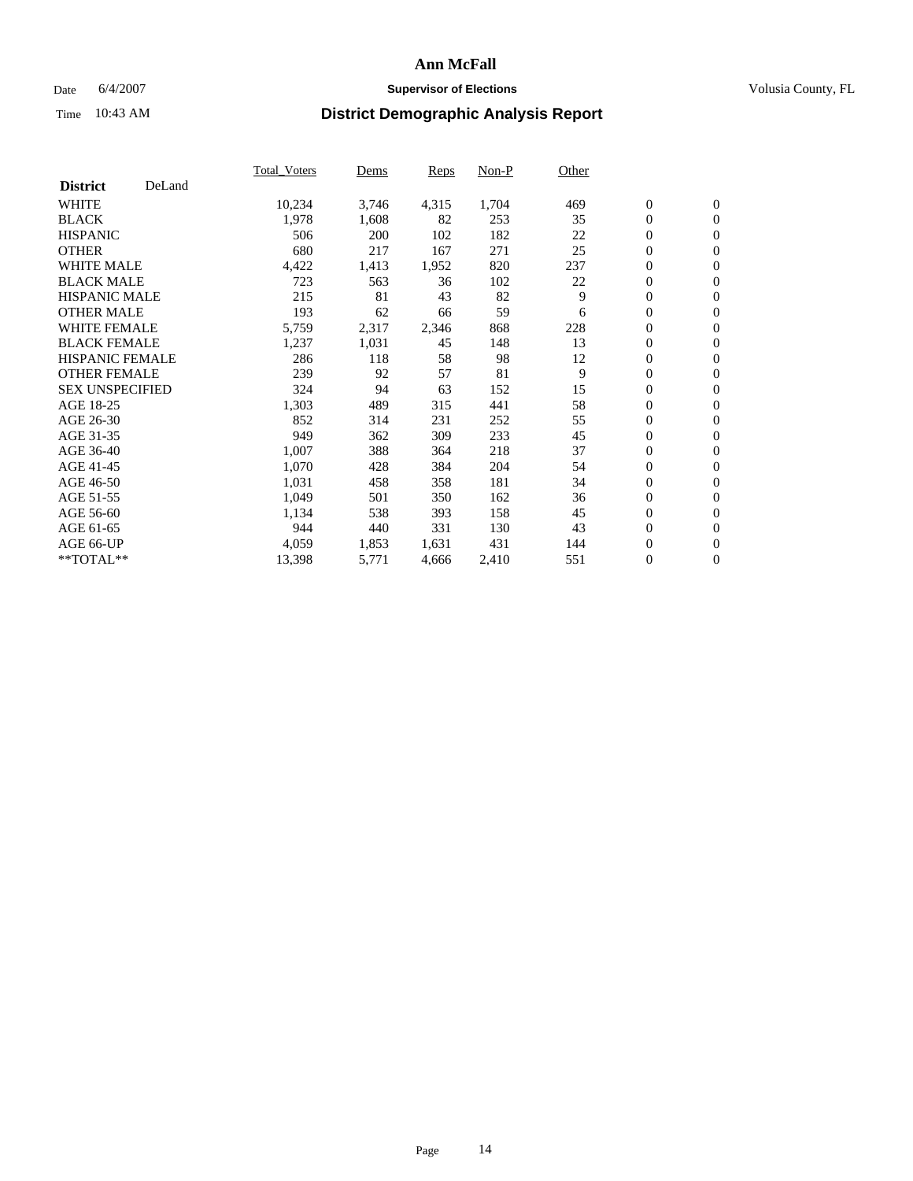# Ann McFall

Date 6/4/2007 **Supervisor of Elections** Volusia County, FL

Time 10:43 AM **District Demographic Analysis Report**

| **District** DeLand | Total_Voters | Dems | Reps | Non-P | Other | | |
|---|---|---|---|---|---|---|---|
| WHITE | 10,234 | 3,746 | 4,315 | 1,704 | 469 | 0 | 0 |
| BLACK | 1,978 | 1,608 | 82 | 253 | 35 | 0 | 0 |
| HISPANIC | 506 | 200 | 102 | 182 | 22 | 0 | 0 |
| OTHER | 680 | 217 | 167 | 271 | 25 | 0 | 0 |
| WHITE MALE | 4,422 | 1,413 | 1,952 | 820 | 237 | 0 | 0 |
| BLACK MALE | 723 | 563 | 36 | 102 | 22 | 0 | 0 |
| HISPANIC MALE | 215 | 81 | 43 | 82 | 9 | 0 | 0 |
| OTHER MALE | 193 | 62 | 66 | 59 | 6 | 0 | 0 |
| WHITE FEMALE | 5,759 | 2,317 | 2,346 | 868 | 228 | 0 | 0 |
| BLACK FEMALE | 1,237 | 1,031 | 45 | 148 | 13 | 0 | 0 |
| HISPANIC FEMALE | 286 | 118 | 58 | 98 | 12 | 0 | 0 |
| OTHER FEMALE | 239 | 92 | 57 | 81 | 9 | 0 | 0 |
| SEX UNSPECIFIED | 324 | 94 | 63 | 152 | 15 | 0 | 0 |
| AGE 18-25 | 1,303 | 489 | 315 | 441 | 58 | 0 | 0 |
| AGE 26-30 | 852 | 314 | 231 | 252 | 55 | 0 | 0 |
| AGE 31-35 | 949 | 362 | 309 | 233 | 45 | 0 | 0 |
| AGE 36-40 | 1,007 | 388 | 364 | 218 | 37 | 0 | 0 |
| AGE 41-45 | 1,070 | 428 | 384 | 204 | 54 | 0 | 0 |
| AGE 46-50 | 1,031 | 458 | 358 | 181 | 34 | 0 | 0 |
| AGE 51-55 | 1,049 | 501 | 350 | 162 | 36 | 0 | 0 |
| AGE 56-60 | 1,134 | 538 | 393 | 158 | 45 | 0 | 0 |
| AGE 61-65 | 944 | 440 | 331 | 130 | 43 | 0 | 0 |
| AGE 66-UP | 4,059 | 1,853 | 1,631 | 431 | 144 | 0 | 0 |
| **TOTAL** | 13,398 | 5,771 | 4,666 | 2,410 | 551 | 0 | 0 |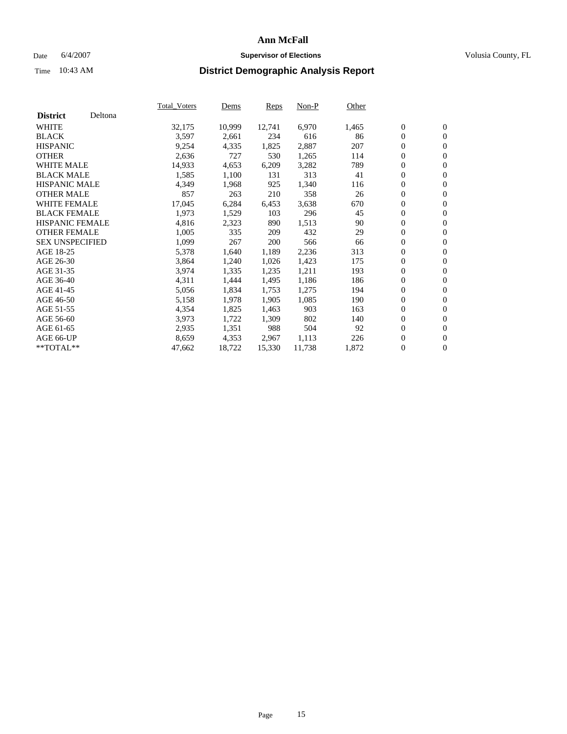# Ann McFall

Date 6/4/2007 **Supervisor of Elections** Volusia County, FL

Time 10:43 AM **District Demographic Analysis Report**

| **District** Deltona | Total_Voters | Dems | Reps | Non-P | Other | | |
|---|---|---|---|---|---|---|---|
| WHITE | 32,175 | 10,999 | 12,741 | 6,970 | 1,465 | 0 | 0 |
| BLACK | 3,597 | 2,661 | 234 | 616 | 86 | 0 | 0 |
| HISPANIC | 9,254 | 4,335 | 1,825 | 2,887 | 207 | 0 | 0 |
| OTHER | 2,636 | 727 | 530 | 1,265 | 114 | 0 | 0 |
| WHITE MALE | 14,933 | 4,653 | 6,209 | 3,282 | 789 | 0 | 0 |
| BLACK MALE | 1,585 | 1,100 | 131 | 313 | 41 | 0 | 0 |
| HISPANIC MALE | 4,349 | 1,968 | 925 | 1,340 | 116 | 0 | 0 |
| OTHER MALE | 857 | 263 | 210 | 358 | 26 | 0 | 0 |
| WHITE FEMALE | 17,045 | 6,284 | 6,453 | 3,638 | 670 | 0 | 0 |
| BLACK FEMALE | 1,973 | 1,529 | 103 | 296 | 45 | 0 | 0 |
| HISPANIC FEMALE | 4,816 | 2,323 | 890 | 1,513 | 90 | 0 | 0 |
| OTHER FEMALE | 1,005 | 335 | 209 | 432 | 29 | 0 | 0 |
| SEX UNSPECIFIED | 1,099 | 267 | 200 | 566 | 66 | 0 | 0 |
| AGE 18-25 | 5,378 | 1,640 | 1,189 | 2,236 | 313 | 0 | 0 |
| AGE 26-30 | 3,864 | 1,240 | 1,026 | 1,423 | 175 | 0 | 0 |
| AGE 31-35 | 3,974 | 1,335 | 1,235 | 1,211 | 193 | 0 | 0 |
| AGE 36-40 | 4,311 | 1,444 | 1,495 | 1,186 | 186 | 0 | 0 |
| AGE 41-45 | 5,056 | 1,834 | 1,753 | 1,275 | 194 | 0 | 0 |
| AGE 46-50 | 5,158 | 1,978 | 1,905 | 1,085 | 190 | 0 | 0 |
| AGE 51-55 | 4,354 | 1,825 | 1,463 | 903 | 163 | 0 | 0 |
| AGE 56-60 | 3,973 | 1,722 | 1,309 | 802 | 140 | 0 | 0 |
| AGE 61-65 | 2,935 | 1,351 | 988 | 504 | 92 | 0 | 0 |
| AGE 66-UP | 8,659 | 4,353 | 2,967 | 1,113 | 226 | 0 | 0 |
| **TOTAL** | 47,662 | 18,722 | 15,330 | 11,738 | 1,872 | 0 | 0 |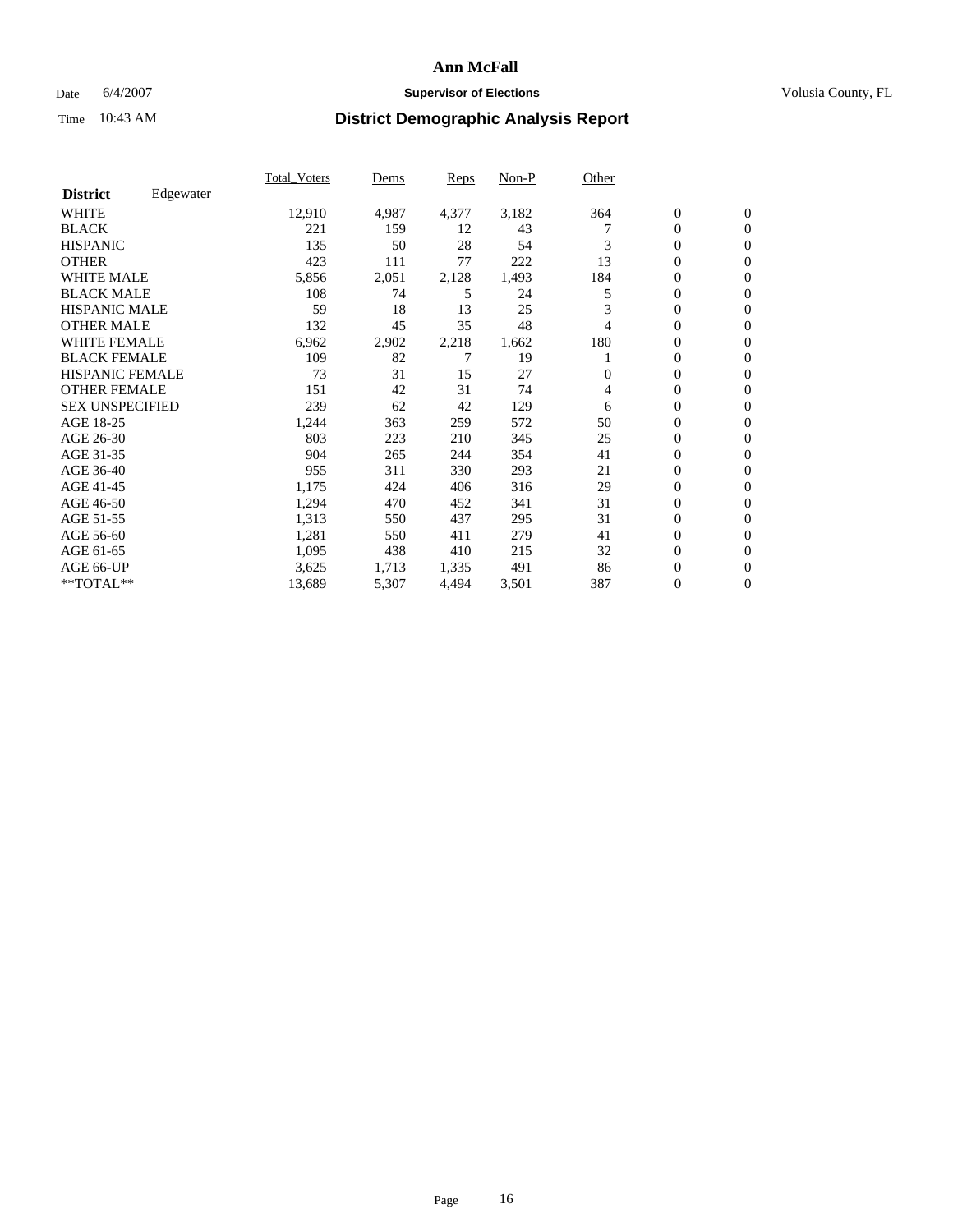# Ann McFall

Date 6/4/2007 **Supervisor of Elections** Volusia County, FL

Time 10:43 AM **District Demographic Analysis Report**

| | Total_Voters | Dems | Reps | Non-P | Other | | |
|---|---|---|---|---|---|---|---|
| **District** Edgewater | | | | | | | |
| WHITE | 12,910 | 4,987 | 4,377 | 3,182 | 364 | 0 | 0 |
| BLACK | 221 | 159 | 12 | 43 | 7 | 0 | 0 |
| HISPANIC | 135 | 50 | 28 | 54 | 3 | 0 | 0 |
| OTHER | 423 | 111 | 77 | 222 | 13 | 0 | 0 |
| WHITE MALE | 5,856 | 2,051 | 2,128 | 1,493 | 184 | 0 | 0 |
| BLACK MALE | 108 | 74 | 5 | 24 | 5 | 0 | 0 |
| HISPANIC MALE | 59 | 18 | 13 | 25 | 3 | 0 | 0 |
| OTHER MALE | 132 | 45 | 35 | 48 | 4 | 0 | 0 |
| WHITE FEMALE | 6,962 | 2,902 | 2,218 | 1,662 | 180 | 0 | 0 |
| BLACK FEMALE | 109 | 82 | 7 | 19 | 1 | 0 | 0 |
| HISPANIC FEMALE | 73 | 31 | 15 | 27 | 0 | 0 | 0 |
| OTHER FEMALE | 151 | 42 | 31 | 74 | 4 | 0 | 0 |
| SEX UNSPECIFIED | 239 | 62 | 42 | 129 | 6 | 0 | 0 |
| AGE 18-25 | 1,244 | 363 | 259 | 572 | 50 | 0 | 0 |
| AGE 26-30 | 803 | 223 | 210 | 345 | 25 | 0 | 0 |
| AGE 31-35 | 904 | 265 | 244 | 354 | 41 | 0 | 0 |
| AGE 36-40 | 955 | 311 | 330 | 293 | 21 | 0 | 0 |
| AGE 41-45 | 1,175 | 424 | 406 | 316 | 29 | 0 | 0 |
| AGE 46-50 | 1,294 | 470 | 452 | 341 | 31 | 0 | 0 |
| AGE 51-55 | 1,313 | 550 | 437 | 295 | 31 | 0 | 0 |
| AGE 56-60 | 1,281 | 550 | 411 | 279 | 41 | 0 | 0 |
| AGE 61-65 | 1,095 | 438 | 410 | 215 | 32 | 0 | 0 |
| AGE 66-UP | 3,625 | 1,713 | 1,335 | 491 | 86 | 0 | 0 |
| **TOTAL** | 13,689 | 5,307 | 4,494 | 3,501 | 387 | 0 | 0 |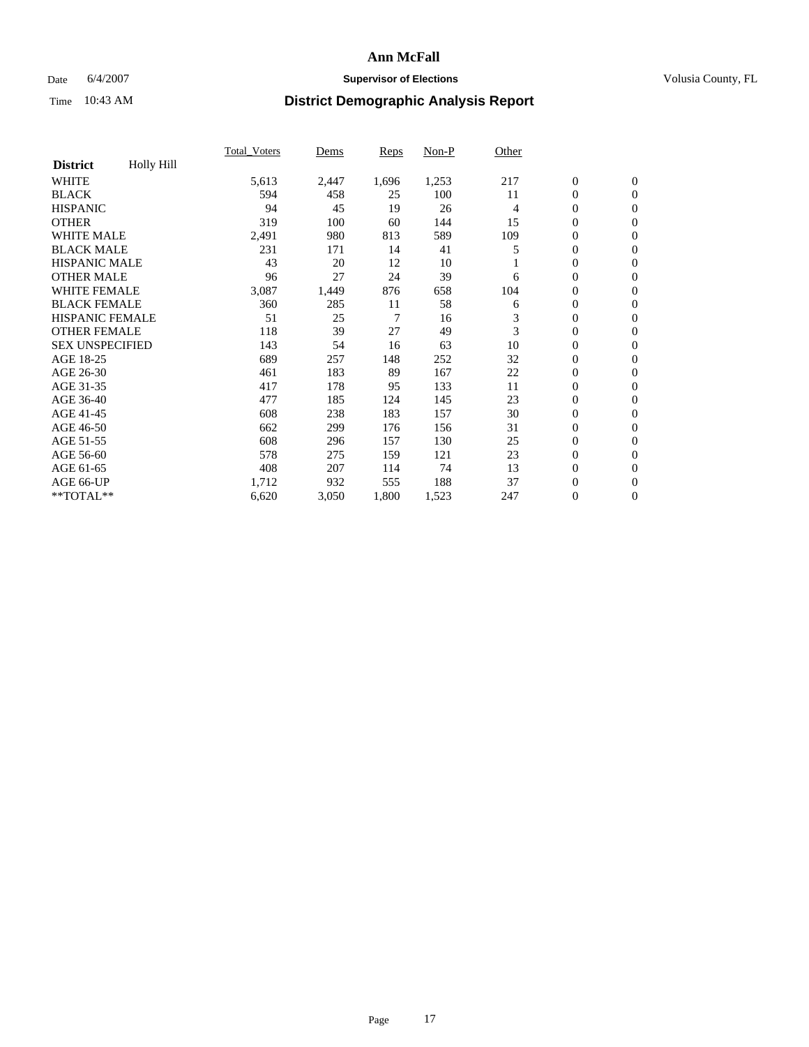# Ann McFall

Date 6/4/2007 **Supervisor of Elections** Volusia County, FL

Time 10:43 AM **District Demographic Analysis Report**

| **District** Holly Hill | Total_Voters | Dems | Reps | Non-P | Other | | |
|---|---|---|---|---|---|---|---|
| WHITE | 5,613 | 2,447 | 1,696 | 1,253 | 217 | 0 | 0 |
| BLACK | 594 | 458 | 25 | 100 | 11 | 0 | 0 |
| HISPANIC | 94 | 45 | 19 | 26 | 4 | 0 | 0 |
| OTHER | 319 | 100 | 60 | 144 | 15 | 0 | 0 |
| WHITE MALE | 2,491 | 980 | 813 | 589 | 109 | 0 | 0 |
| BLACK MALE | 231 | 171 | 14 | 41 | 5 | 0 | 0 |
| HISPANIC MALE | 43 | 20 | 12 | 10 | 1 | 0 | 0 |
| OTHER MALE | 96 | 27 | 24 | 39 | 6 | 0 | 0 |
| WHITE FEMALE | 3,087 | 1,449 | 876 | 658 | 104 | 0 | 0 |
| BLACK FEMALE | 360 | 285 | 11 | 58 | 6 | 0 | 0 |
| HISPANIC FEMALE | 51 | 25 | 7 | 16 | 3 | 0 | 0 |
| OTHER FEMALE | 118 | 39 | 27 | 49 | 3 | 0 | 0 |
| SEX UNSPECIFIED | 143 | 54 | 16 | 63 | 10 | 0 | 0 |
| AGE 18-25 | 689 | 257 | 148 | 252 | 32 | 0 | 0 |
| AGE 26-30 | 461 | 183 | 89 | 167 | 22 | 0 | 0 |
| AGE 31-35 | 417 | 178 | 95 | 133 | 11 | 0 | 0 |
| AGE 36-40 | 477 | 185 | 124 | 145 | 23 | 0 | 0 |
| AGE 41-45 | 608 | 238 | 183 | 157 | 30 | 0 | 0 |
| AGE 46-50 | 662 | 299 | 176 | 156 | 31 | 0 | 0 |
| AGE 51-55 | 608 | 296 | 157 | 130 | 25 | 0 | 0 |
| AGE 56-60 | 578 | 275 | 159 | 121 | 23 | 0 | 0 |
| AGE 61-65 | 408 | 207 | 114 | 74 | 13 | 0 | 0 |
| AGE 66-UP | 1,712 | 932 | 555 | 188 | 37 | 0 | 0 |
| **TOTAL** | 6,620 | 3,050 | 1,800 | 1,523 | 247 | 0 | 0 |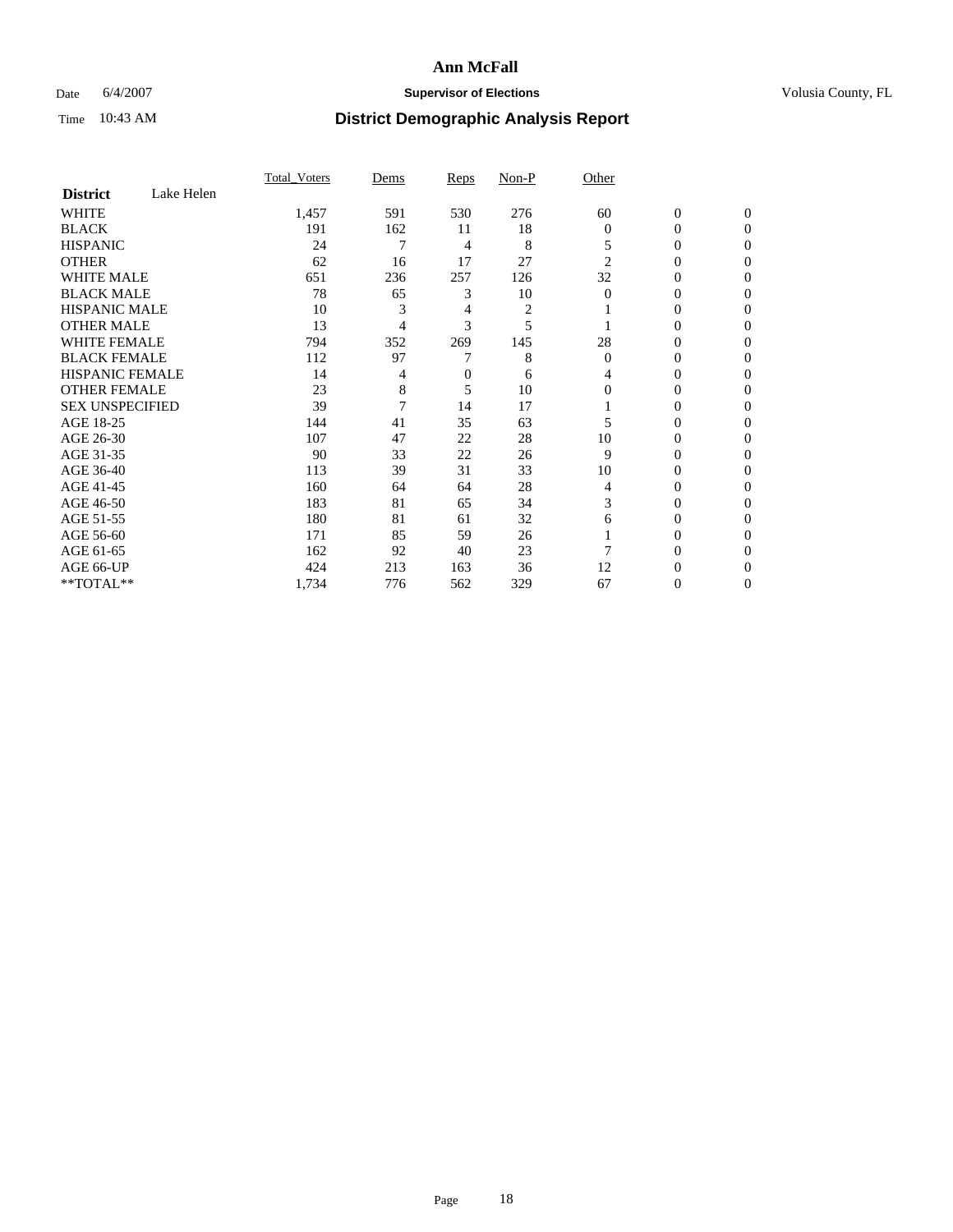# Ann McFall

Date 6/4/2007 **Supervisor of Elections** Volusia County, FL

Time 10:43 AM **District Demographic Analysis Report**

| | Total_Voters | Dems | Reps | Non-P | Other | | |
|---|---|---|---|---|---|---|---|
| **District** Lake Helen | | | | | | | |
| WHITE | 1,457 | 591 | 530 | 276 | 60 | 0 | 0 |
| BLACK | 191 | 162 | 11 | 18 | 0 | 0 | 0 |
| HISPANIC | 24 | 7 | 4 | 8 | 5 | 0 | 0 |
| OTHER | 62 | 16 | 17 | 27 | 2 | 0 | 0 |
| WHITE MALE | 651 | 236 | 257 | 126 | 32 | 0 | 0 |
| BLACK MALE | 78 | 65 | 3 | 10 | 0 | 0 | 0 |
| HISPANIC MALE | 10 | 3 | 4 | 2 | 1 | 0 | 0 |
| OTHER MALE | 13 | 4 | 3 | 5 | 1 | 0 | 0 |
| WHITE FEMALE | 794 | 352 | 269 | 145 | 28 | 0 | 0 |
| BLACK FEMALE | 112 | 97 | 7 | 8 | 0 | 0 | 0 |
| HISPANIC FEMALE | 14 | 4 | 0 | 6 | 4 | 0 | 0 |
| OTHER FEMALE | 23 | 8 | 5 | 10 | 0 | 0 | 0 |
| SEX UNSPECIFIED | 39 | 7 | 14 | 17 | 1 | 0 | 0 |
| AGE 18-25 | 144 | 41 | 35 | 63 | 5 | 0 | 0 |
| AGE 26-30 | 107 | 47 | 22 | 28 | 10 | 0 | 0 |
| AGE 31-35 | 90 | 33 | 22 | 26 | 9 | 0 | 0 |
| AGE 36-40 | 113 | 39 | 31 | 33 | 10 | 0 | 0 |
| AGE 41-45 | 160 | 64 | 64 | 28 | 4 | 0 | 0 |
| AGE 46-50 | 183 | 81 | 65 | 34 | 3 | 0 | 0 |
| AGE 51-55 | 180 | 81 | 61 | 32 | 6 | 0 | 0 |
| AGE 56-60 | 171 | 85 | 59 | 26 | 1 | 0 | 0 |
| AGE 61-65 | 162 | 92 | 40 | 23 | 7 | 0 | 0 |
| AGE 66-UP | 424 | 213 | 163 | 36 | 12 | 0 | 0 |
| **TOTAL** | 1,734 | 776 | 562 | 329 | 67 | 0 | 0 |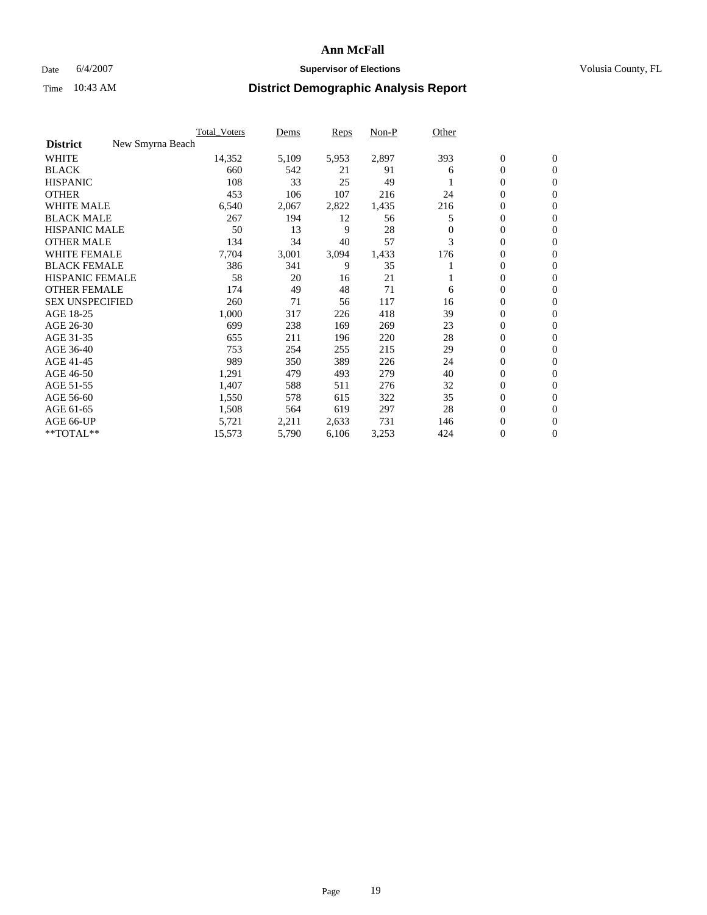# Ann McFall

Date 6/4/2007 **Supervisor of Elections** Volusia County, FL

Time 10:43 AM **District Demographic Analysis Report**

| | Total_Voters | Dems | Reps | Non-P | Other | | |
|---|---|---|---|---|---|---|---|
| **District** New Smyrna Beach | | | | | | | |
| WHITE | 14,352 | 5,109 | 5,953 | 2,897 | 393 | 0 | 0 |
| BLACK | 660 | 542 | 21 | 91 | 6 | 0 | 0 |
| HISPANIC | 108 | 33 | 25 | 49 | 1 | 0 | 0 |
| OTHER | 453 | 106 | 107 | 216 | 24 | 0 | 0 |
| WHITE MALE | 6,540 | 2,067 | 2,822 | 1,435 | 216 | 0 | 0 |
| BLACK MALE | 267 | 194 | 12 | 56 | 5 | 0 | 0 |
| HISPANIC MALE | 50 | 13 | 9 | 28 | 0 | 0 | 0 |
| OTHER MALE | 134 | 34 | 40 | 57 | 3 | 0 | 0 |
| WHITE FEMALE | 7,704 | 3,001 | 3,094 | 1,433 | 176 | 0 | 0 |
| BLACK FEMALE | 386 | 341 | 9 | 35 | 1 | 0 | 0 |
| HISPANIC FEMALE | 58 | 20 | 16 | 21 | 1 | 0 | 0 |
| OTHER FEMALE | 174 | 49 | 48 | 71 | 6 | 0 | 0 |
| SEX UNSPECIFIED | 260 | 71 | 56 | 117 | 16 | 0 | 0 |
| AGE 18-25 | 1,000 | 317 | 226 | 418 | 39 | 0 | 0 |
| AGE 26-30 | 699 | 238 | 169 | 269 | 23 | 0 | 0 |
| AGE 31-35 | 655 | 211 | 196 | 220 | 28 | 0 | 0 |
| AGE 36-40 | 753 | 254 | 255 | 215 | 29 | 0 | 0 |
| AGE 41-45 | 989 | 350 | 389 | 226 | 24 | 0 | 0 |
| AGE 46-50 | 1,291 | 479 | 493 | 279 | 40 | 0 | 0 |
| AGE 51-55 | 1,407 | 588 | 511 | 276 | 32 | 0 | 0 |
| AGE 56-60 | 1,550 | 578 | 615 | 322 | 35 | 0 | 0 |
| AGE 61-65 | 1,508 | 564 | 619 | 297 | 28 | 0 | 0 |
| AGE 66-UP | 5,721 | 2,211 | 2,633 | 731 | 146 | 0 | 0 |
| **TOTAL** | 15,573 | 5,790 | 6,106 | 3,253 | 424 | 0 | 0 |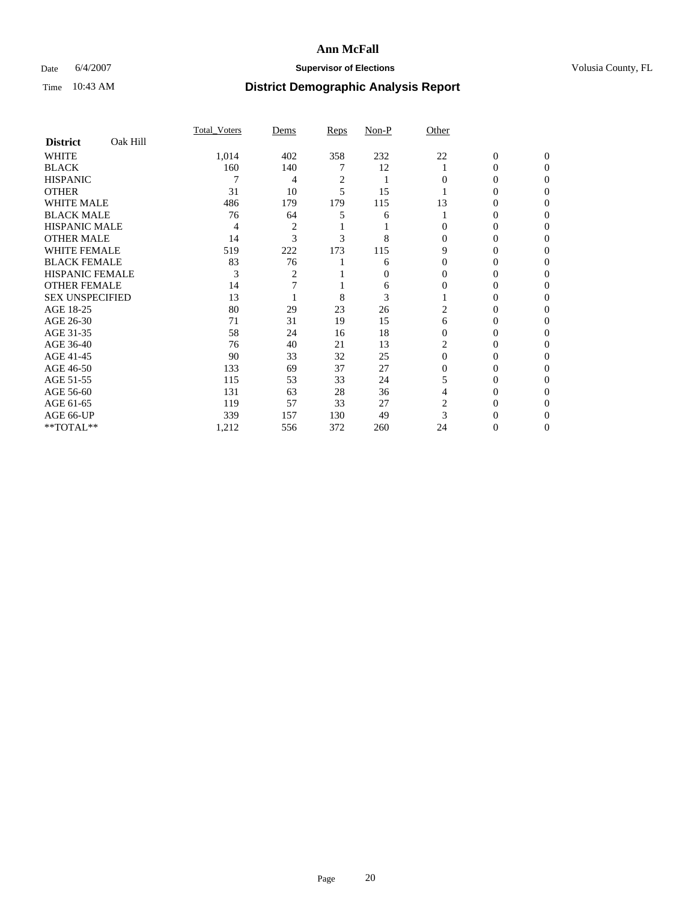**Ann McFall**

Date 6/4/2007 **Supervisor of Elections** Volusia County, FL

Time 10:43 AM **District Demographic Analysis Report**

| **District** Oak Hill | Total_Voters | Dems | Reps | Non-P | Other | | |
|---|---|---|---|---|---|---|---|
| WHITE | 1,014 | 402 | 358 | 232 | 22 | 0 | 0 |
| BLACK | 160 | 140 | 7 | 12 | 1 | 0 | 0 |
| HISPANIC | 7 | 4 | 2 | 1 | 0 | 0 | 0 |
| OTHER | 31 | 10 | 5 | 15 | 1 | 0 | 0 |
| WHITE MALE | 486 | 179 | 179 | 115 | 13 | 0 | 0 |
| BLACK MALE | 76 | 64 | 5 | 6 | 1 | 0 | 0 |
| HISPANIC MALE | 4 | 2 | 1 | 1 | 0 | 0 | 0 |
| OTHER MALE | 14 | 3 | 3 | 8 | 0 | 0 | 0 |
| WHITE FEMALE | 519 | 222 | 173 | 115 | 9 | 0 | 0 |
| BLACK FEMALE | 83 | 76 | 1 | 6 | 0 | 0 | 0 |
| HISPANIC FEMALE | 3 | 2 | 1 | 0 | 0 | 0 | 0 |
| OTHER FEMALE | 14 | 7 | 1 | 6 | 0 | 0 | 0 |
| SEX UNSPECIFIED | 13 | 1 | 8 | 3 | 1 | 0 | 0 |
| AGE 18-25 | 80 | 29 | 23 | 26 | 2 | 0 | 0 |
| AGE 26-30 | 71 | 31 | 19 | 15 | 6 | 0 | 0 |
| AGE 31-35 | 58 | 24 | 16 | 18 | 0 | 0 | 0 |
| AGE 36-40 | 76 | 40 | 21 | 13 | 2 | 0 | 0 |
| AGE 41-45 | 90 | 33 | 32 | 25 | 0 | 0 | 0 |
| AGE 46-50 | 133 | 69 | 37 | 27 | 0 | 0 | 0 |
| AGE 51-55 | 115 | 53 | 33 | 24 | 5 | 0 | 0 |
| AGE 56-60 | 131 | 63 | 28 | 36 | 4 | 0 | 0 |
| AGE 61-65 | 119 | 57 | 33 | 27 | 2 | 0 | 0 |
| AGE 66-UP | 339 | 157 | 130 | 49 | 3 | 0 | 0 |
| **TOTAL** | 1,212 | 556 | 372 | 260 | 24 | 0 | 0 |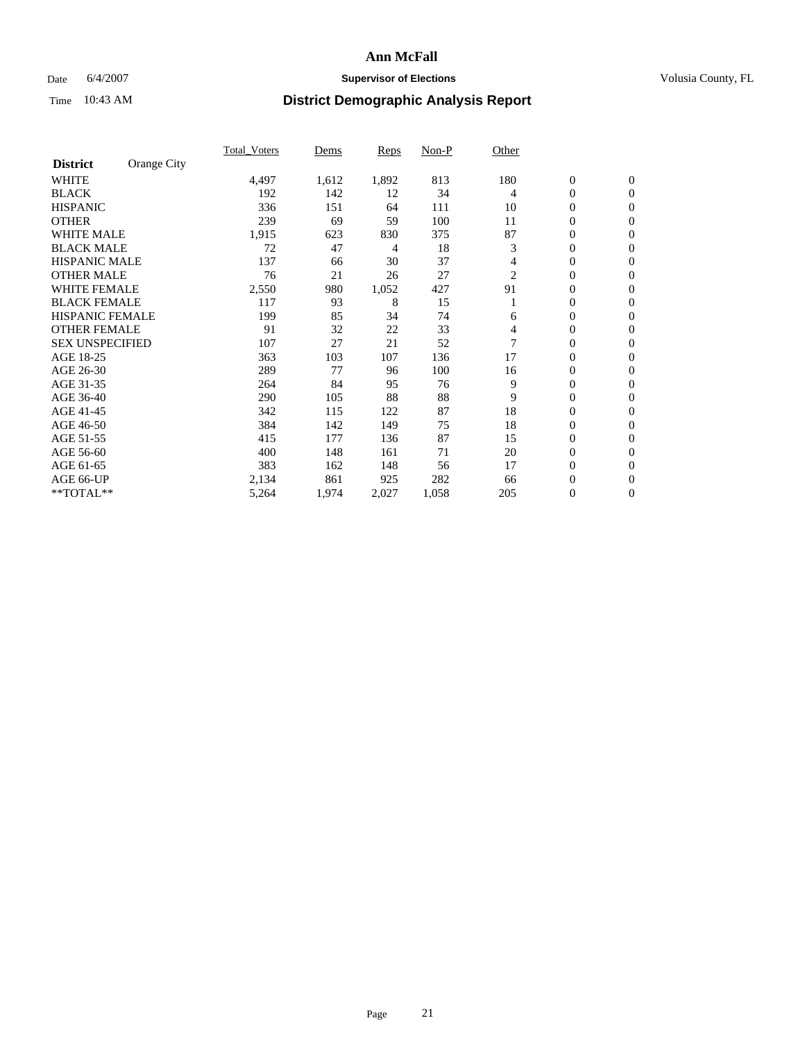# Ann McFall

Date 6/4/2007 **Supervisor of Elections** Volusia County, FL

Time 10:43 AM **District Demographic Analysis Report**

| **District** Orange City | Total_Voters | Dems | Reps | Non-P | Other | | |
|---|---|---|---|---|---|---|---|
| WHITE | 4,497 | 1,612 | 1,892 | 813 | 180 | 0 | 0 |
| BLACK | 192 | 142 | 12 | 34 | 4 | 0 | 0 |
| HISPANIC | 336 | 151 | 64 | 111 | 10 | 0 | 0 |
| OTHER | 239 | 69 | 59 | 100 | 11 | 0 | 0 |
| WHITE MALE | 1,915 | 623 | 830 | 375 | 87 | 0 | 0 |
| BLACK MALE | 72 | 47 | 4 | 18 | 3 | 0 | 0 |
| HISPANIC MALE | 137 | 66 | 30 | 37 | 4 | 0 | 0 |
| OTHER MALE | 76 | 21 | 26 | 27 | 2 | 0 | 0 |
| WHITE FEMALE | 2,550 | 980 | 1,052 | 427 | 91 | 0 | 0 |
| BLACK FEMALE | 117 | 93 | 8 | 15 | 1 | 0 | 0 |
| HISPANIC FEMALE | 199 | 85 | 34 | 74 | 6 | 0 | 0 |
| OTHER FEMALE | 91 | 32 | 22 | 33 | 4 | 0 | 0 |
| SEX UNSPECIFIED | 107 | 27 | 21 | 52 | 7 | 0 | 0 |
| AGE 18-25 | 363 | 103 | 107 | 136 | 17 | 0 | 0 |
| AGE 26-30 | 289 | 77 | 96 | 100 | 16 | 0 | 0 |
| AGE 31-35 | 264 | 84 | 95 | 76 | 9 | 0 | 0 |
| AGE 36-40 | 290 | 105 | 88 | 88 | 9 | 0 | 0 |
| AGE 41-45 | 342 | 115 | 122 | 87 | 18 | 0 | 0 |
| AGE 46-50 | 384 | 142 | 149 | 75 | 18 | 0 | 0 |
| AGE 51-55 | 415 | 177 | 136 | 87 | 15 | 0 | 0 |
| AGE 56-60 | 400 | 148 | 161 | 71 | 20 | 0 | 0 |
| AGE 61-65 | 383 | 162 | 148 | 56 | 17 | 0 | 0 |
| AGE 66-UP | 2,134 | 861 | 925 | 282 | 66 | 0 | 0 |
| **TOTAL** | 5,264 | 1,974 | 2,027 | 1,058 | 205 | 0 | 0 |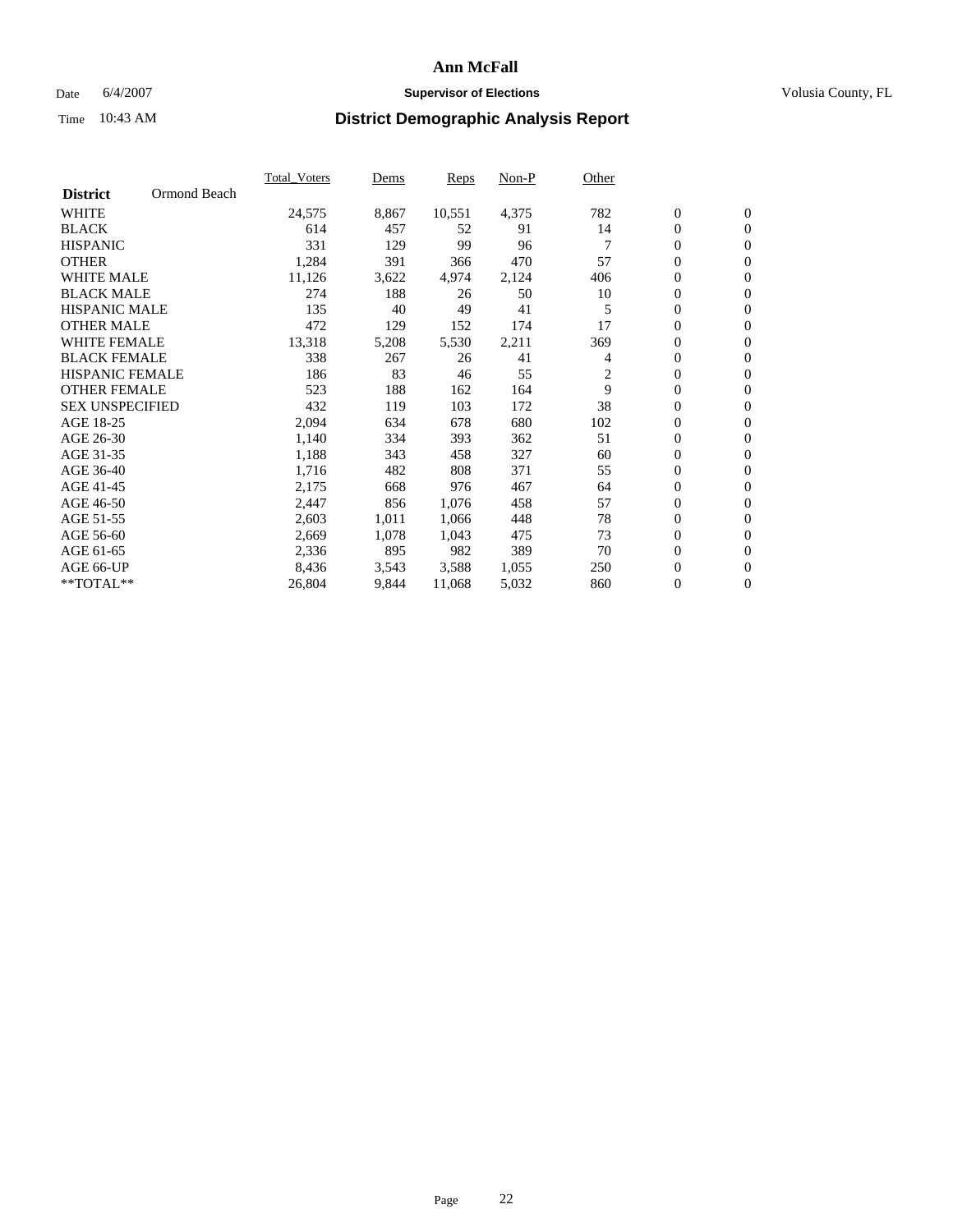# Ann McFall

Date 6/4/2007 **Supervisor of Elections** Volusia County, FL

Time 10:43 AM **District Demographic Analysis Report**

| **District** Ormond Beach | Total_Voters | Dems | Reps | Non-P | Other | | |
|---|---|---|---|---|---|---|---|
| WHITE | 24,575 | 8,867 | 10,551 | 4,375 | 782 | 0 | 0 |
| BLACK | 614 | 457 | 52 | 91 | 14 | 0 | 0 |
| HISPANIC | 331 | 129 | 99 | 96 | 7 | 0 | 0 |
| OTHER | 1,284 | 391 | 366 | 470 | 57 | 0 | 0 |
| WHITE MALE | 11,126 | 3,622 | 4,974 | 2,124 | 406 | 0 | 0 |
| BLACK MALE | 274 | 188 | 26 | 50 | 10 | 0 | 0 |
| HISPANIC MALE | 135 | 40 | 49 | 41 | 5 | 0 | 0 |
| OTHER MALE | 472 | 129 | 152 | 174 | 17 | 0 | 0 |
| WHITE FEMALE | 13,318 | 5,208 | 5,530 | 2,211 | 369 | 0 | 0 |
| BLACK FEMALE | 338 | 267 | 26 | 41 | 4 | 0 | 0 |
| HISPANIC FEMALE | 186 | 83 | 46 | 55 | 2 | 0 | 0 |
| OTHER FEMALE | 523 | 188 | 162 | 164 | 9 | 0 | 0 |
| SEX UNSPECIFIED | 432 | 119 | 103 | 172 | 38 | 0 | 0 |
| AGE 18-25 | 2,094 | 634 | 678 | 680 | 102 | 0 | 0 |
| AGE 26-30 | 1,140 | 334 | 393 | 362 | 51 | 0 | 0 |
| AGE 31-35 | 1,188 | 343 | 458 | 327 | 60 | 0 | 0 |
| AGE 36-40 | 1,716 | 482 | 808 | 371 | 55 | 0 | 0 |
| AGE 41-45 | 2,175 | 668 | 976 | 467 | 64 | 0 | 0 |
| AGE 46-50 | 2,447 | 856 | 1,076 | 458 | 57 | 0 | 0 |
| AGE 51-55 | 2,603 | 1,011 | 1,066 | 448 | 78 | 0 | 0 |
| AGE 56-60 | 2,669 | 1,078 | 1,043 | 475 | 73 | 0 | 0 |
| AGE 61-65 | 2,336 | 895 | 982 | 389 | 70 | 0 | 0 |
| AGE 66-UP | 8,436 | 3,543 | 3,588 | 1,055 | 250 | 0 | 0 |
| **TOTAL** | 26,804 | 9,844 | 11,068 | 5,032 | 860 | 0 | 0 |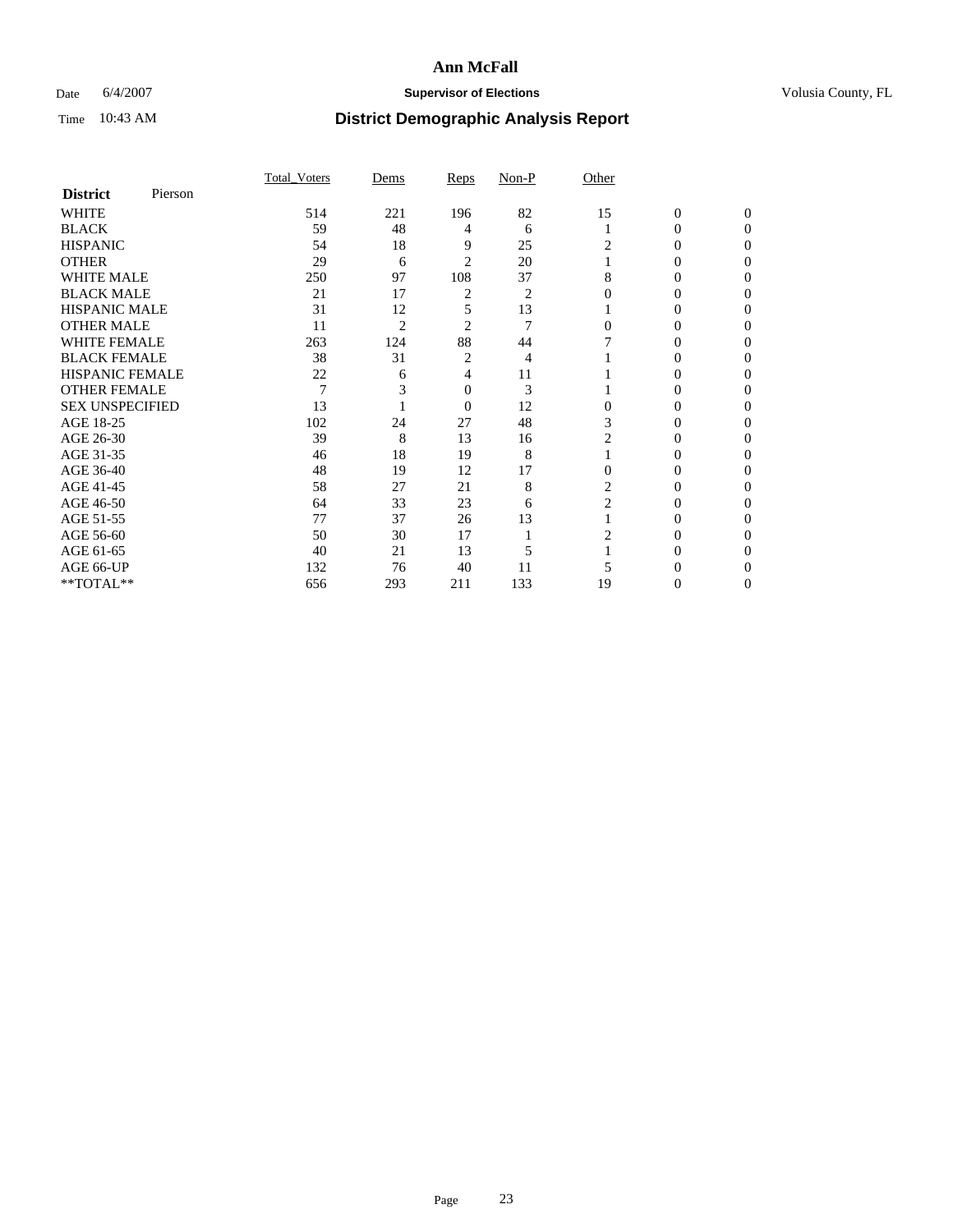# Ann McFall

Date 6/4/2007 **Supervisor of Elections** Volusia County, FL

Time 10:43 AM **District Demographic Analysis Report**

| **District** Pierson | Total_Voters | Dems | Reps | Non-P | Other | | |
|---|---|---|---|---|---|---|---|
| WHITE | 514 | 221 | 196 | 82 | 15 | 0 | 0 |
| BLACK | 59 | 48 | 4 | 6 | 1 | 0 | 0 |
| HISPANIC | 54 | 18 | 9 | 25 | 2 | 0 | 0 |
| OTHER | 29 | 6 | 2 | 20 | 1 | 0 | 0 |
| WHITE MALE | 250 | 97 | 108 | 37 | 8 | 0 | 0 |
| BLACK MALE | 21 | 17 | 2 | 2 | 0 | 0 | 0 |
| HISPANIC MALE | 31 | 12 | 5 | 13 | 1 | 0 | 0 |
| OTHER MALE | 11 | 2 | 2 | 7 | 0 | 0 | 0 |
| WHITE FEMALE | 263 | 124 | 88 | 44 | 7 | 0 | 0 |
| BLACK FEMALE | 38 | 31 | 2 | 4 | 1 | 0 | 0 |
| HISPANIC FEMALE | 22 | 6 | 4 | 11 | 1 | 0 | 0 |
| OTHER FEMALE | 7 | 3 | 0 | 3 | 1 | 0 | 0 |
| SEX UNSPECIFIED | 13 | 1 | 0 | 12 | 0 | 0 | 0 |
| AGE 18-25 | 102 | 24 | 27 | 48 | 3 | 0 | 0 |
| AGE 26-30 | 39 | 8 | 13 | 16 | 2 | 0 | 0 |
| AGE 31-35 | 46 | 18 | 19 | 8 | 1 | 0 | 0 |
| AGE 36-40 | 48 | 19 | 12 | 17 | 0 | 0 | 0 |
| AGE 41-45 | 58 | 27 | 21 | 8 | 2 | 0 | 0 |
| AGE 46-50 | 64 | 33 | 23 | 6 | 2 | 0 | 0 |
| AGE 51-55 | 77 | 37 | 26 | 13 | 1 | 0 | 0 |
| AGE 56-60 | 50 | 30 | 17 | 1 | 2 | 0 | 0 |
| AGE 61-65 | 40 | 21 | 13 | 5 | 1 | 0 | 0 |
| AGE 66-UP | 132 | 76 | 40 | 11 | 5 | 0 | 0 |
| **TOTAL** | 656 | 293 | 211 | 133 | 19 | 0 | 0 |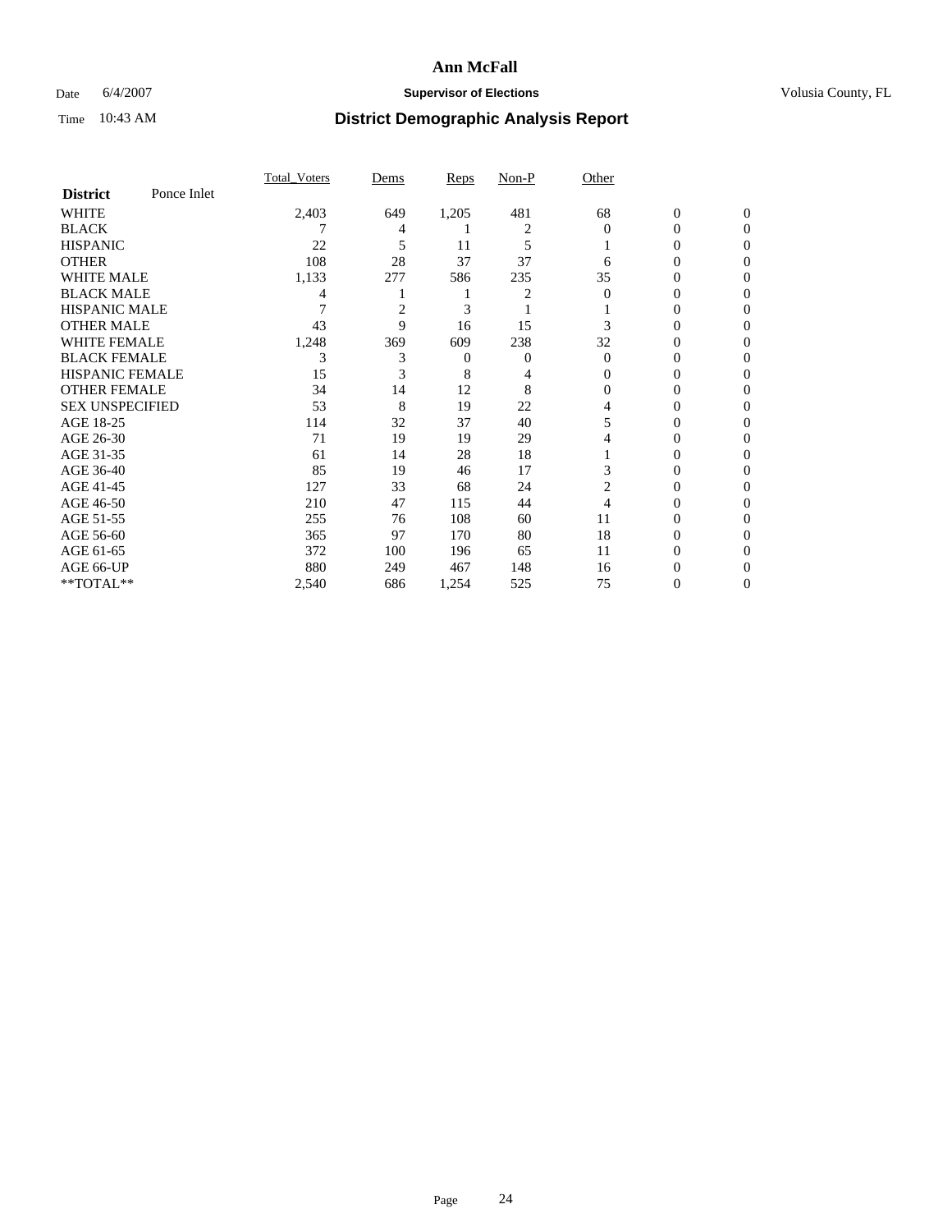# Ann McFall

Date 6/4/2007 **Supervisor of Elections** Volusia County, FL

Time 10:43 AM **District Demographic Analysis Report**

| | Total_Voters | Dems | Reps | Non-P | Other | | |
|---|---|---|---|---|---|---|---|
| **District** Ponce Inlet | | | | | | | |
| WHITE | 2,403 | 649 | 1,205 | 481 | 68 | 0 | 0 |
| BLACK | 7 | 4 | 1 | 2 | 0 | 0 | 0 |
| HISPANIC | 22 | 5 | 11 | 5 | 1 | 0 | 0 |
| OTHER | 108 | 28 | 37 | 37 | 6 | 0 | 0 |
| WHITE MALE | 1,133 | 277 | 586 | 235 | 35 | 0 | 0 |
| BLACK MALE | 4 | 1 | 1 | 2 | 0 | 0 | 0 |
| HISPANIC MALE | 7 | 2 | 3 | 1 | 1 | 0 | 0 |
| OTHER MALE | 43 | 9 | 16 | 15 | 3 | 0 | 0 |
| WHITE FEMALE | 1,248 | 369 | 609 | 238 | 32 | 0 | 0 |
| BLACK FEMALE | 3 | 3 | 0 | 0 | 0 | 0 | 0 |
| HISPANIC FEMALE | 15 | 3 | 8 | 4 | 0 | 0 | 0 |
| OTHER FEMALE | 34 | 14 | 12 | 8 | 0 | 0 | 0 |
| SEX UNSPECIFIED | 53 | 8 | 19 | 22 | 4 | 0 | 0 |
| AGE 18-25 | 114 | 32 | 37 | 40 | 5 | 0 | 0 |
| AGE 26-30 | 71 | 19 | 19 | 29 | 4 | 0 | 0 |
| AGE 31-35 | 61 | 14 | 28 | 18 | 1 | 0 | 0 |
| AGE 36-40 | 85 | 19 | 46 | 17 | 3 | 0 | 0 |
| AGE 41-45 | 127 | 33 | 68 | 24 | 2 | 0 | 0 |
| AGE 46-50 | 210 | 47 | 115 | 44 | 4 | 0 | 0 |
| AGE 51-55 | 255 | 76 | 108 | 60 | 11 | 0 | 0 |
| AGE 56-60 | 365 | 97 | 170 | 80 | 18 | 0 | 0 |
| AGE 61-65 | 372 | 100 | 196 | 65 | 11 | 0 | 0 |
| AGE 66-UP | 880 | 249 | 467 | 148 | 16 | 0 | 0 |
| **TOTAL** | 2,540 | 686 | 1,254 | 525 | 75 | 0 | 0 |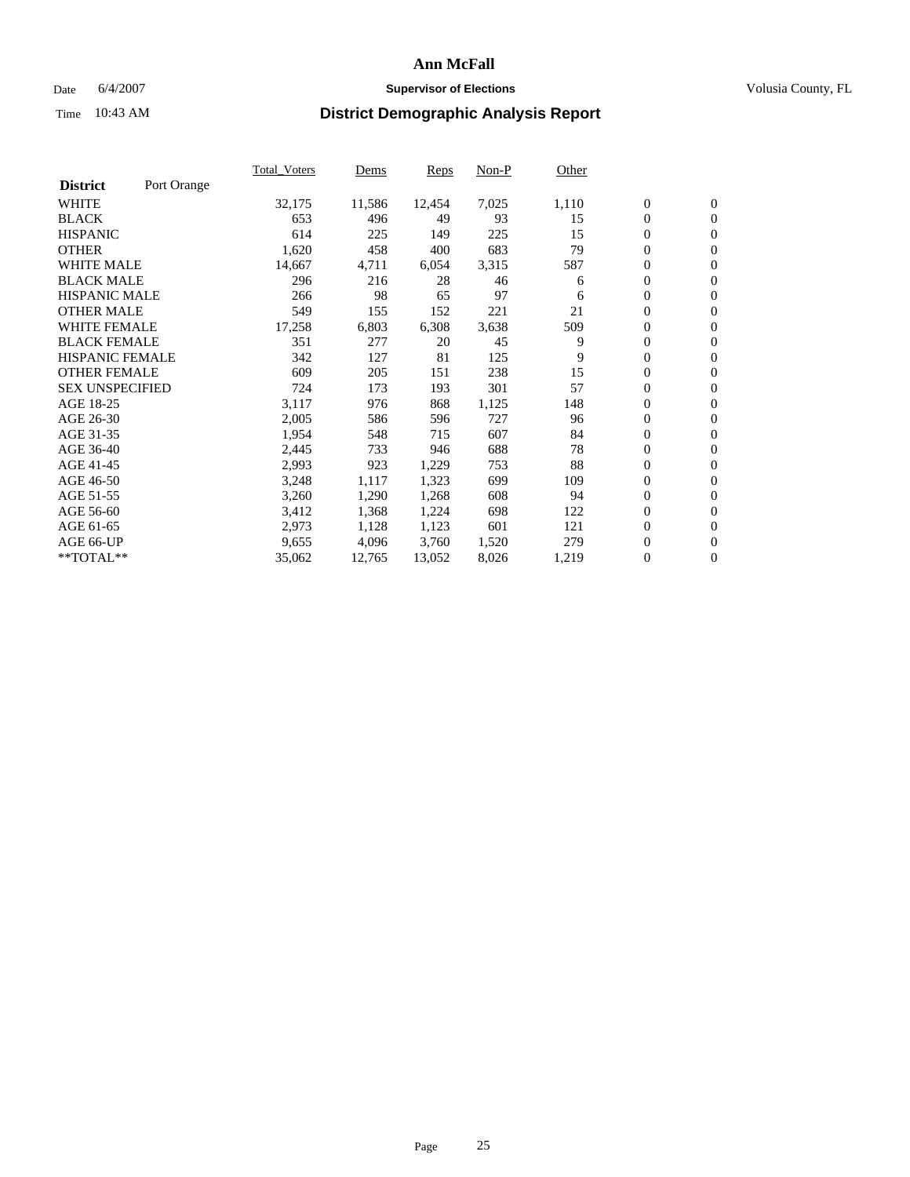# Ann McFall

Date 6/4/2007 **Supervisor of Elections** Volusia County, FL

Time 10:43 AM **District Demographic Analysis Report**

| **District** Port Orange | Total_Voters | Dems | Reps | Non-P | Other | | |
|---|---|---|---|---|---|---|---|
| WHITE | 32,175 | 11,586 | 12,454 | 7,025 | 1,110 | 0 | 0 |
| BLACK | 653 | 496 | 49 | 93 | 15 | 0 | 0 |
| HISPANIC | 614 | 225 | 149 | 225 | 15 | 0 | 0 |
| OTHER | 1,620 | 458 | 400 | 683 | 79 | 0 | 0 |
| WHITE MALE | 14,667 | 4,711 | 6,054 | 3,315 | 587 | 0 | 0 |
| BLACK MALE | 296 | 216 | 28 | 46 | 6 | 0 | 0 |
| HISPANIC MALE | 266 | 98 | 65 | 97 | 6 | 0 | 0 |
| OTHER MALE | 549 | 155 | 152 | 221 | 21 | 0 | 0 |
| WHITE FEMALE | 17,258 | 6,803 | 6,308 | 3,638 | 509 | 0 | 0 |
| BLACK FEMALE | 351 | 277 | 20 | 45 | 9 | 0 | 0 |
| HISPANIC FEMALE | 342 | 127 | 81 | 125 | 9 | 0 | 0 |
| OTHER FEMALE | 609 | 205 | 151 | 238 | 15 | 0 | 0 |
| SEX UNSPECIFIED | 724 | 173 | 193 | 301 | 57 | 0 | 0 |
| AGE 18-25 | 3,117 | 976 | 868 | 1,125 | 148 | 0 | 0 |
| AGE 26-30 | 2,005 | 586 | 596 | 727 | 96 | 0 | 0 |
| AGE 31-35 | 1,954 | 548 | 715 | 607 | 84 | 0 | 0 |
| AGE 36-40 | 2,445 | 733 | 946 | 688 | 78 | 0 | 0 |
| AGE 41-45 | 2,993 | 923 | 1,229 | 753 | 88 | 0 | 0 |
| AGE 46-50 | 3,248 | 1,117 | 1,323 | 699 | 109 | 0 | 0 |
| AGE 51-55 | 3,260 | 1,290 | 1,268 | 608 | 94 | 0 | 0 |
| AGE 56-60 | 3,412 | 1,368 | 1,224 | 698 | 122 | 0 | 0 |
| AGE 61-65 | 2,973 | 1,128 | 1,123 | 601 | 121 | 0 | 0 |
| AGE 66-UP | 9,655 | 4,096 | 3,760 | 1,520 | 279 | 0 | 0 |
| **TOTAL** | 35,062 | 12,765 | 13,052 | 8,026 | 1,219 | 0 | 0 |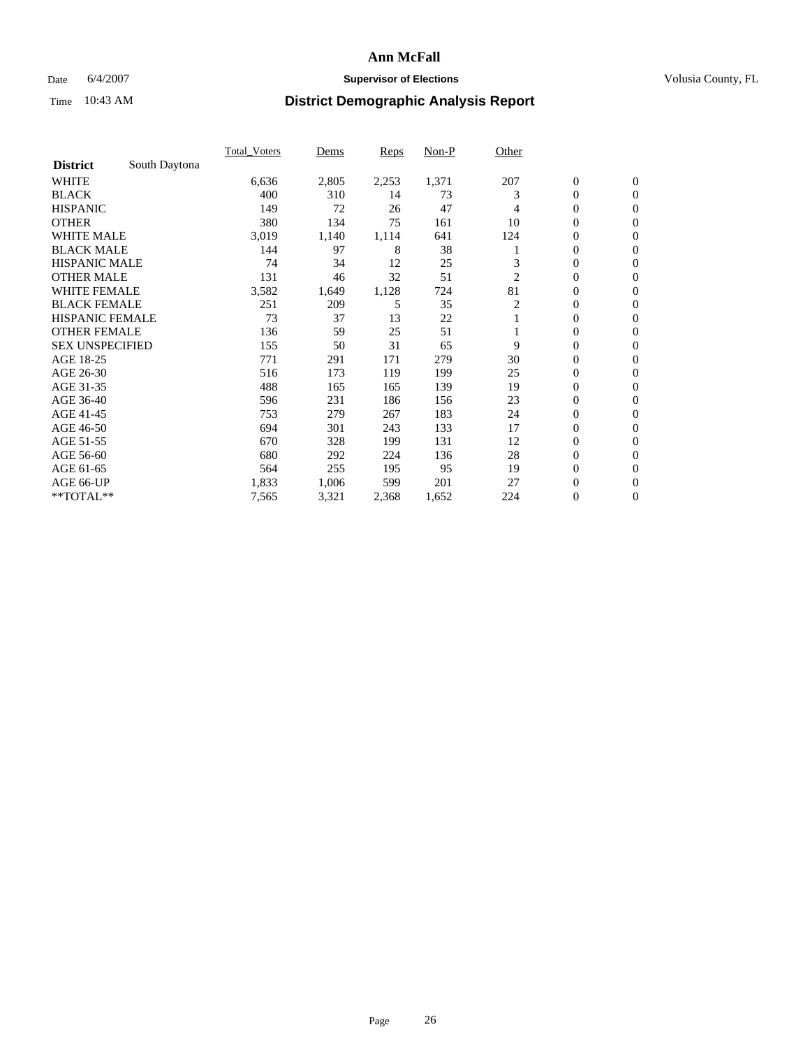# Ann McFall

Date 6/4/2007 **Supervisor of Elections** Volusia County, FL

Time 10:43 AM **District Demographic Analysis Report**

| | Total_Voters | Dems | Reps | Non-P | Other | | |
|---|---|---|---|---|---|---|---|
| **District** South Daytona | | | | | | | |
| WHITE | 6,636 | 2,805 | 2,253 | 1,371 | 207 | 0 | 0 |
| BLACK | 400 | 310 | 14 | 73 | 3 | 0 | 0 |
| HISPANIC | 149 | 72 | 26 | 47 | 4 | 0 | 0 |
| OTHER | 380 | 134 | 75 | 161 | 10 | 0 | 0 |
| WHITE MALE | 3,019 | 1,140 | 1,114 | 641 | 124 | 0 | 0 |
| BLACK MALE | 144 | 97 | 8 | 38 | 1 | 0 | 0 |
| HISPANIC MALE | 74 | 34 | 12 | 25 | 3 | 0 | 0 |
| OTHER MALE | 131 | 46 | 32 | 51 | 2 | 0 | 0 |
| WHITE FEMALE | 3,582 | 1,649 | 1,128 | 724 | 81 | 0 | 0 |
| BLACK FEMALE | 251 | 209 | 5 | 35 | 2 | 0 | 0 |
| HISPANIC FEMALE | 73 | 37 | 13 | 22 | 1 | 0 | 0 |
| OTHER FEMALE | 136 | 59 | 25 | 51 | 1 | 0 | 0 |
| SEX UNSPECIFIED | 155 | 50 | 31 | 65 | 9 | 0 | 0 |
| AGE 18-25 | 771 | 291 | 171 | 279 | 30 | 0 | 0 |
| AGE 26-30 | 516 | 173 | 119 | 199 | 25 | 0 | 0 |
| AGE 31-35 | 488 | 165 | 165 | 139 | 19 | 0 | 0 |
| AGE 36-40 | 596 | 231 | 186 | 156 | 23 | 0 | 0 |
| AGE 41-45 | 753 | 279 | 267 | 183 | 24 | 0 | 0 |
| AGE 46-50 | 694 | 301 | 243 | 133 | 17 | 0 | 0 |
| AGE 51-55 | 670 | 328 | 199 | 131 | 12 | 0 | 0 |
| AGE 56-60 | 680 | 292 | 224 | 136 | 28 | 0 | 0 |
| AGE 61-65 | 564 | 255 | 195 | 95 | 19 | 0 | 0 |
| AGE 66-UP | 1,833 | 1,006 | 599 | 201 | 27 | 0 | 0 |
| **TOTAL** | 7,565 | 3,321 | 2,368 | 1,652 | 224 | 0 | 0 |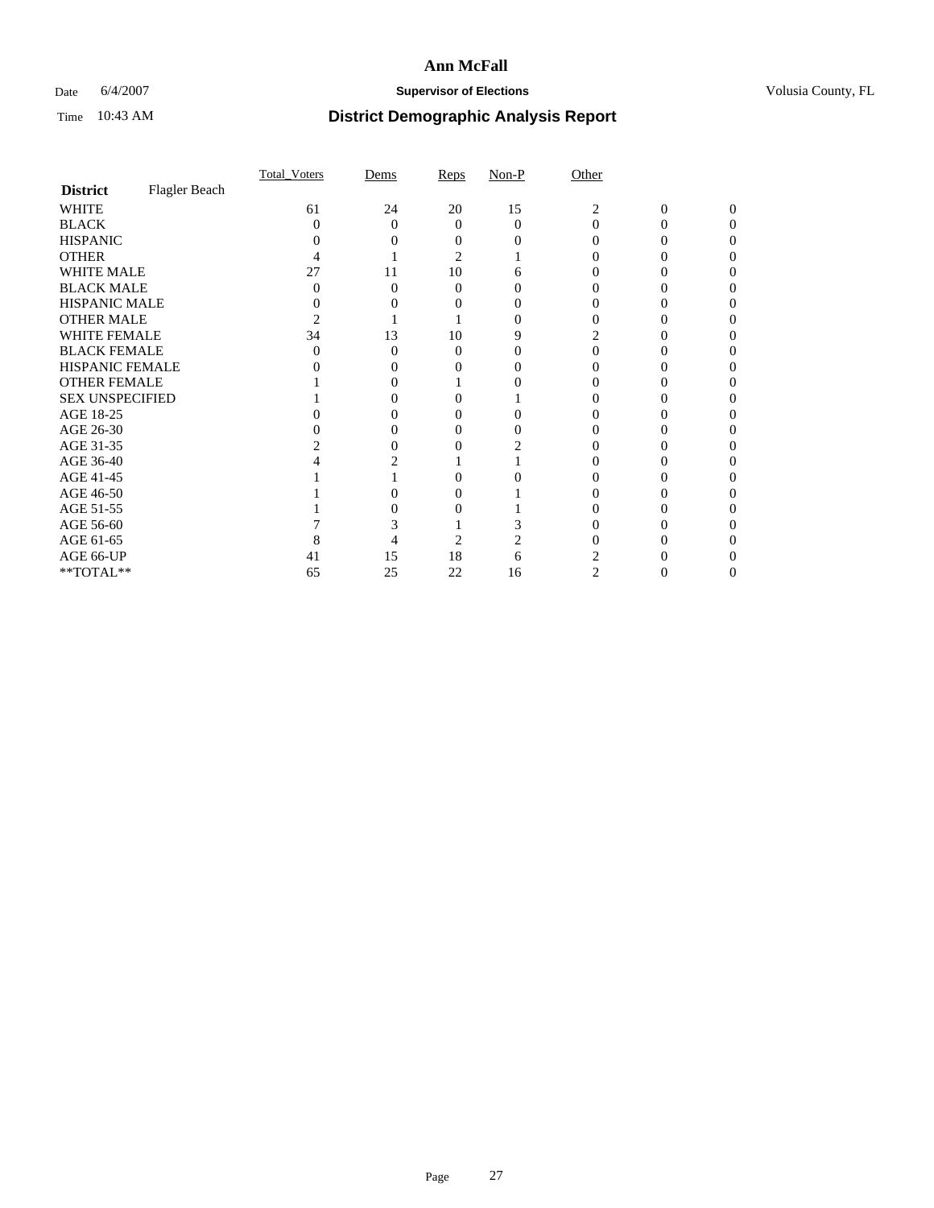# Ann McFall

Date 6/4/2007 **Supervisor of Elections** Volusia County, FL

Time 10:43 AM **District Demographic Analysis Report**

| | Total_Voters | Dems | Reps | Non-P | Other | | |
|---|---|---|---|---|---|---|---|
| **District** Flagler Beach | | | | | | | |
| WHITE | 61 | 24 | 20 | 15 | 2 | 0 | 0 |
| BLACK | 0 | 0 | 0 | 0 | 0 | 0 | 0 |
| HISPANIC | 0 | 0 | 0 | 0 | 0 | 0 | 0 |
| OTHER | 4 | 1 | 2 | 1 | 0 | 0 | 0 |
| WHITE MALE | 27 | 11 | 10 | 6 | 0 | 0 | 0 |
| BLACK MALE | 0 | 0 | 0 | 0 | 0 | 0 | 0 |
| HISPANIC MALE | 0 | 0 | 0 | 0 | 0 | 0 | 0 |
| OTHER MALE | 2 | 1 | 1 | 0 | 0 | 0 | 0 |
| WHITE FEMALE | 34 | 13 | 10 | 9 | 2 | 0 | 0 |
| BLACK FEMALE | 0 | 0 | 0 | 0 | 0 | 0 | 0 |
| HISPANIC FEMALE | 0 | 0 | 0 | 0 | 0 | 0 | 0 |
| OTHER FEMALE | 1 | 0 | 1 | 0 | 0 | 0 | 0 |
| SEX UNSPECIFIED | 1 | 0 | 0 | 1 | 0 | 0 | 0 |
| AGE 18-25 | 0 | 0 | 0 | 0 | 0 | 0 | 0 |
| AGE 26-30 | 0 | 0 | 0 | 0 | 0 | 0 | 0 |
| AGE 31-35 | 2 | 0 | 0 | 2 | 0 | 0 | 0 |
| AGE 36-40 | 4 | 2 | 1 | 1 | 0 | 0 | 0 |
| AGE 41-45 | 1 | 1 | 0 | 0 | 0 | 0 | 0 |
| AGE 46-50 | 1 | 0 | 0 | 1 | 0 | 0 | 0 |
| AGE 51-55 | 1 | 0 | 0 | 1 | 0 | 0 | 0 |
| AGE 56-60 | 7 | 3 | 1 | 3 | 0 | 0 | 0 |
| AGE 61-65 | 8 | 4 | 2 | 2 | 0 | 0 | 0 |
| AGE 66-UP | 41 | 15 | 18 | 6 | 2 | 0 | 0 |
| **TOTAL** | 65 | 25 | 22 | 16 | 2 | 0 | 0 |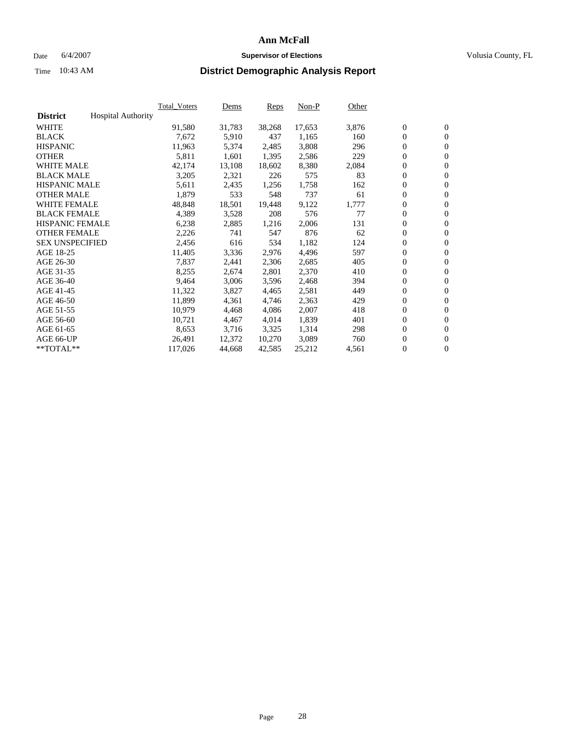# Ann McFall

Date 6/4/2007 **Supervisor of Elections** Volusia County, FL

Time 10:43 AM

## District Demographic Analysis Report

| **District** Hospital Authority | Total_Voters | Dems | Reps | Non-P | Other | | |
|---|---|---|---|---|---|---|---|
| WHITE | 91,580 | 31,783 | 38,268 | 17,653 | 3,876 | 0 | 0 |
| BLACK | 7,672 | 5,910 | 437 | 1,165 | 160 | 0 | 0 |
| HISPANIC | 11,963 | 5,374 | 2,485 | 3,808 | 296 | 0 | 0 |
| OTHER | 5,811 | 1,601 | 1,395 | 2,586 | 229 | 0 | 0 |
| WHITE MALE | 42,174 | 13,108 | 18,602 | 8,380 | 2,084 | 0 | 0 |
| BLACK MALE | 3,205 | 2,321 | 226 | 575 | 83 | 0 | 0 |
| HISPANIC MALE | 5,611 | 2,435 | 1,256 | 1,758 | 162 | 0 | 0 |
| OTHER MALE | 1,879 | 533 | 548 | 737 | 61 | 0 | 0 |
| WHITE FEMALE | 48,848 | 18,501 | 19,448 | 9,122 | 1,777 | 0 | 0 |
| BLACK FEMALE | 4,389 | 3,528 | 208 | 576 | 77 | 0 | 0 |
| HISPANIC FEMALE | 6,238 | 2,885 | 1,216 | 2,006 | 131 | 0 | 0 |
| OTHER FEMALE | 2,226 | 741 | 547 | 876 | 62 | 0 | 0 |
| SEX UNSPECIFIED | 2,456 | 616 | 534 | 1,182 | 124 | 0 | 0 |
| AGE 18-25 | 11,405 | 3,336 | 2,976 | 4,496 | 597 | 0 | 0 |
| AGE 26-30 | 7,837 | 2,441 | 2,306 | 2,685 | 405 | 0 | 0 |
| AGE 31-35 | 8,255 | 2,674 | 2,801 | 2,370 | 410 | 0 | 0 |
| AGE 36-40 | 9,464 | 3,006 | 3,596 | 2,468 | 394 | 0 | 0 |
| AGE 41-45 | 11,322 | 3,827 | 4,465 | 2,581 | 449 | 0 | 0 |
| AGE 46-50 | 11,899 | 4,361 | 4,746 | 2,363 | 429 | 0 | 0 |
| AGE 51-55 | 10,979 | 4,468 | 4,086 | 2,007 | 418 | 0 | 0 |
| AGE 56-60 | 10,721 | 4,467 | 4,014 | 1,839 | 401 | 0 | 0 |
| AGE 61-65 | 8,653 | 3,716 | 3,325 | 1,314 | 298 | 0 | 0 |
| AGE 66-UP | 26,491 | 12,372 | 10,270 | 3,089 | 760 | 0 | 0 |
| **TOTAL** | 117,026 | 44,668 | 42,585 | 25,212 | 4,561 | 0 | 0 |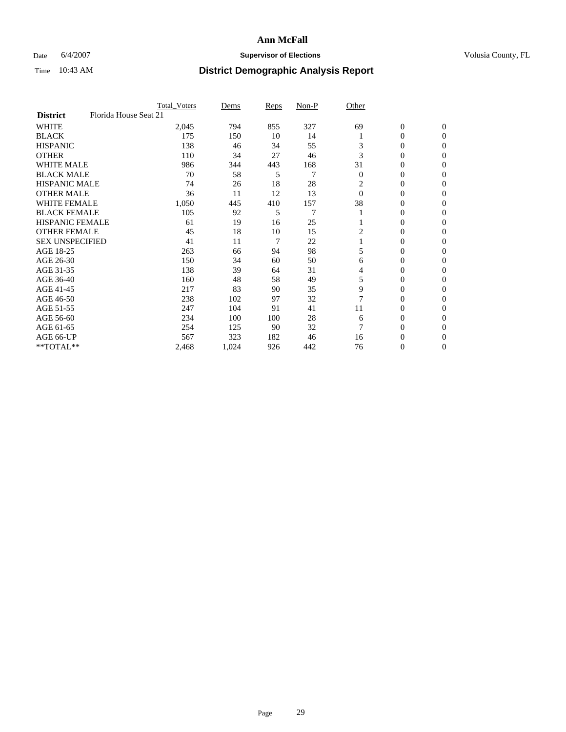# Ann McFall

Date 6/4/2007 **Supervisor of Elections** Volusia County, FL

Time 10:43 AM **District Demographic Analysis Report**

| | Total_Voters | Dems | Reps | Non-P | Other | | |
|---|---|---|---|---|---|---|---|
| **District** Florida House Seat 21 | | | | | | | |
| WHITE | 2,045 | 794 | 855 | 327 | 69 | 0 | 0 |
| BLACK | 175 | 150 | 10 | 14 | 1 | 0 | 0 |
| HISPANIC | 138 | 46 | 34 | 55 | 3 | 0 | 0 |
| OTHER | 110 | 34 | 27 | 46 | 3 | 0 | 0 |
| WHITE MALE | 986 | 344 | 443 | 168 | 31 | 0 | 0 |
| BLACK MALE | 70 | 58 | 5 | 7 | 0 | 0 | 0 |
| HISPANIC MALE | 74 | 26 | 18 | 28 | 2 | 0 | 0 |
| OTHER MALE | 36 | 11 | 12 | 13 | 0 | 0 | 0 |
| WHITE FEMALE | 1,050 | 445 | 410 | 157 | 38 | 0 | 0 |
| BLACK FEMALE | 105 | 92 | 5 | 7 | 1 | 0 | 0 |
| HISPANIC FEMALE | 61 | 19 | 16 | 25 | 1 | 0 | 0 |
| OTHER FEMALE | 45 | 18 | 10 | 15 | 2 | 0 | 0 |
| SEX UNSPECIFIED | 41 | 11 | 7 | 22 | 1 | 0 | 0 |
| AGE 18-25 | 263 | 66 | 94 | 98 | 5 | 0 | 0 |
| AGE 26-30 | 150 | 34 | 60 | 50 | 6 | 0 | 0 |
| AGE 31-35 | 138 | 39 | 64 | 31 | 4 | 0 | 0 |
| AGE 36-40 | 160 | 48 | 58 | 49 | 5 | 0 | 0 |
| AGE 41-45 | 217 | 83 | 90 | 35 | 9 | 0 | 0 |
| AGE 46-50 | 238 | 102 | 97 | 32 | 7 | 0 | 0 |
| AGE 51-55 | 247 | 104 | 91 | 41 | 11 | 0 | 0 |
| AGE 56-60 | 234 | 100 | 100 | 28 | 6 | 0 | 0 |
| AGE 61-65 | 254 | 125 | 90 | 32 | 7 | 0 | 0 |
| AGE 66-UP | 567 | 323 | 182 | 46 | 16 | 0 | 0 |
| **TOTAL** | 2,468 | 1,024 | 926 | 442 | 76 | 0 | 0 |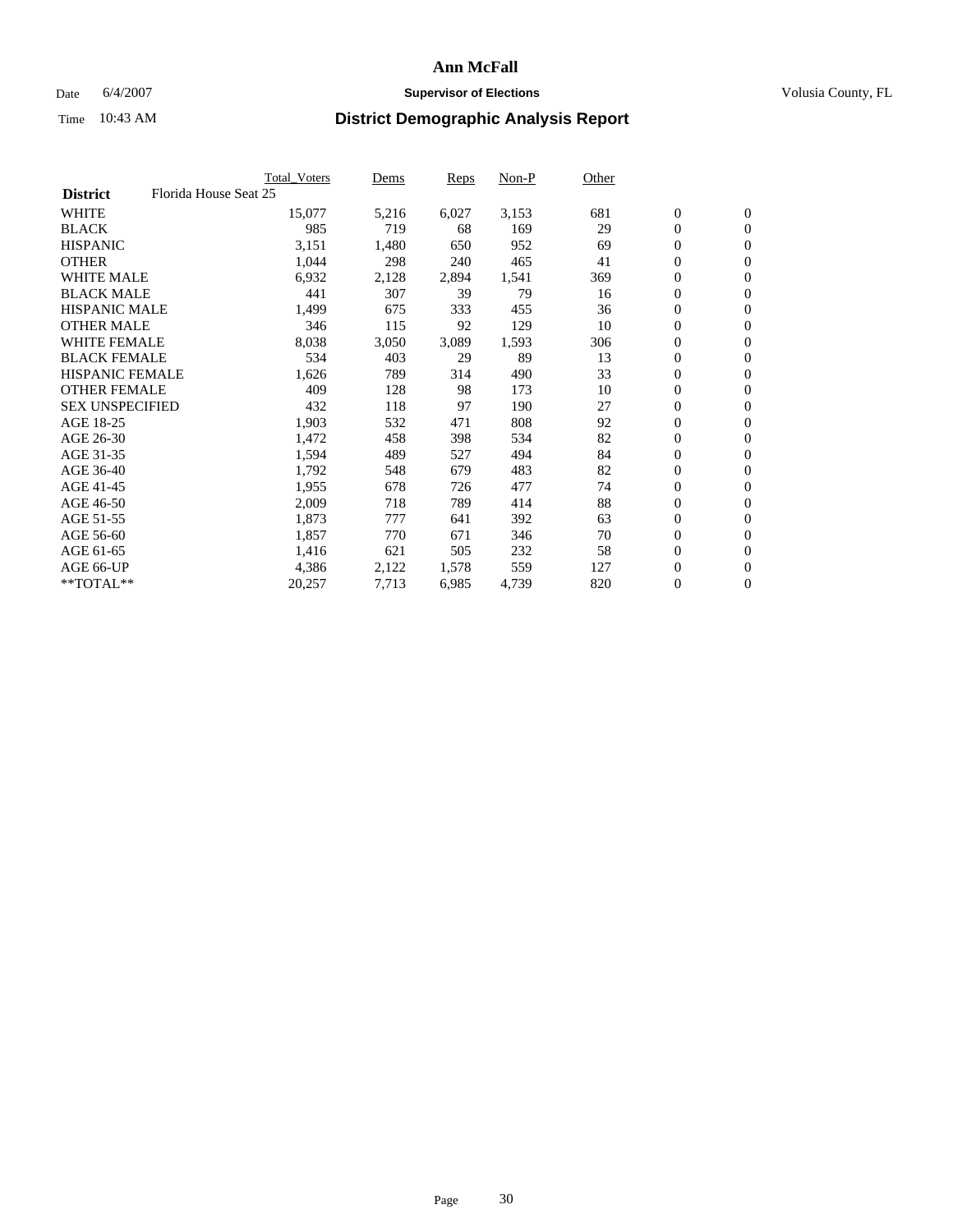# Ann McFall

Date 6/4/2007 **Supervisor of Elections** Volusia County, FL

Time 10:43 AM

## District Demographic Analysis Report

| **District** Florida House Seat 25 | Total_Voters | Dems | Reps | Non-P | Other | | |
|---|---|---|---|---|---|---|---|
| WHITE | 15,077 | 5,216 | 6,027 | 3,153 | 681 | 0 | 0 |
| BLACK | 985 | 719 | 68 | 169 | 29 | 0 | 0 |
| HISPANIC | 3,151 | 1,480 | 650 | 952 | 69 | 0 | 0 |
| OTHER | 1,044 | 298 | 240 | 465 | 41 | 0 | 0 |
| WHITE MALE | 6,932 | 2,128 | 2,894 | 1,541 | 369 | 0 | 0 |
| BLACK MALE | 441 | 307 | 39 | 79 | 16 | 0 | 0 |
| HISPANIC MALE | 1,499 | 675 | 333 | 455 | 36 | 0 | 0 |
| OTHER MALE | 346 | 115 | 92 | 129 | 10 | 0 | 0 |
| WHITE FEMALE | 8,038 | 3,050 | 3,089 | 1,593 | 306 | 0 | 0 |
| BLACK FEMALE | 534 | 403 | 29 | 89 | 13 | 0 | 0 |
| HISPANIC FEMALE | 1,626 | 789 | 314 | 490 | 33 | 0 | 0 |
| OTHER FEMALE | 409 | 128 | 98 | 173 | 10 | 0 | 0 |
| SEX UNSPECIFIED | 432 | 118 | 97 | 190 | 27 | 0 | 0 |
| AGE 18-25 | 1,903 | 532 | 471 | 808 | 92 | 0 | 0 |
| AGE 26-30 | 1,472 | 458 | 398 | 534 | 82 | 0 | 0 |
| AGE 31-35 | 1,594 | 489 | 527 | 494 | 84 | 0 | 0 |
| AGE 36-40 | 1,792 | 548 | 679 | 483 | 82 | 0 | 0 |
| AGE 41-45 | 1,955 | 678 | 726 | 477 | 74 | 0 | 0 |
| AGE 46-50 | 2,009 | 718 | 789 | 414 | 88 | 0 | 0 |
| AGE 51-55 | 1,873 | 777 | 641 | 392 | 63 | 0 | 0 |
| AGE 56-60 | 1,857 | 770 | 671 | 346 | 70 | 0 | 0 |
| AGE 61-65 | 1,416 | 621 | 505 | 232 | 58 | 0 | 0 |
| AGE 66-UP | 4,386 | 2,122 | 1,578 | 559 | 127 | 0 | 0 |
| **TOTAL** | 20,257 | 7,713 | 6,985 | 4,739 | 820 | 0 | 0 |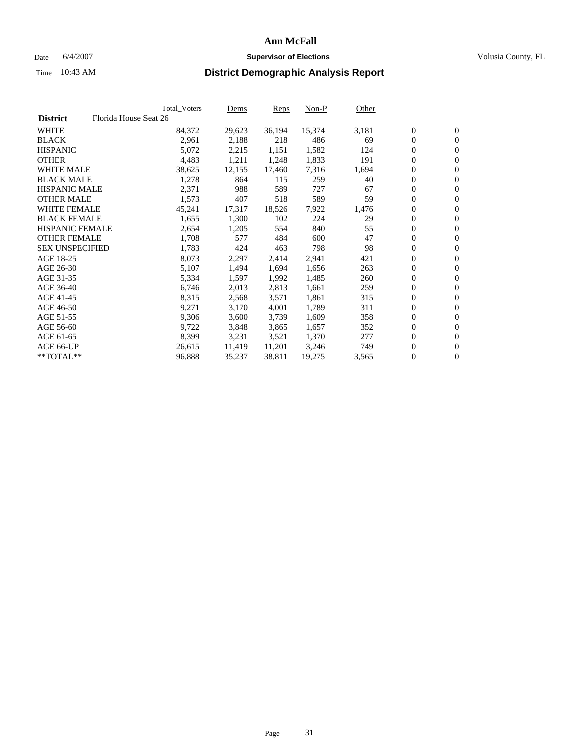# Ann McFall

Date 6/4/2007 **Supervisor of Elections** Volusia County, FL

Time 10:43 AM **District Demographic Analysis Report**

| | Total_Voters | Dems | Reps | Non-P | Other | | |
|---|---|---|---|---|---|---|---|
| **District** Florida House Seat 26 | | | | | | | |
| WHITE | 84,372 | 29,623 | 36,194 | 15,374 | 3,181 | 0 | 0 |
| BLACK | 2,961 | 2,188 | 218 | 486 | 69 | 0 | 0 |
| HISPANIC | 5,072 | 2,215 | 1,151 | 1,582 | 124 | 0 | 0 |
| OTHER | 4,483 | 1,211 | 1,248 | 1,833 | 191 | 0 | 0 |
| WHITE MALE | 38,625 | 12,155 | 17,460 | 7,316 | 1,694 | 0 | 0 |
| BLACK MALE | 1,278 | 864 | 115 | 259 | 40 | 0 | 0 |
| HISPANIC MALE | 2,371 | 988 | 589 | 727 | 67 | 0 | 0 |
| OTHER MALE | 1,573 | 407 | 518 | 589 | 59 | 0 | 0 |
| WHITE FEMALE | 45,241 | 17,317 | 18,526 | 7,922 | 1,476 | 0 | 0 |
| BLACK FEMALE | 1,655 | 1,300 | 102 | 224 | 29 | 0 | 0 |
| HISPANIC FEMALE | 2,654 | 1,205 | 554 | 840 | 55 | 0 | 0 |
| OTHER FEMALE | 1,708 | 577 | 484 | 600 | 47 | 0 | 0 |
| SEX UNSPECIFIED | 1,783 | 424 | 463 | 798 | 98 | 0 | 0 |
| AGE 18-25 | 8,073 | 2,297 | 2,414 | 2,941 | 421 | 0 | 0 |
| AGE 26-30 | 5,107 | 1,494 | 1,694 | 1,656 | 263 | 0 | 0 |
| AGE 31-35 | 5,334 | 1,597 | 1,992 | 1,485 | 260 | 0 | 0 |
| AGE 36-40 | 6,746 | 2,013 | 2,813 | 1,661 | 259 | 0 | 0 |
| AGE 41-45 | 8,315 | 2,568 | 3,571 | 1,861 | 315 | 0 | 0 |
| AGE 46-50 | 9,271 | 3,170 | 4,001 | 1,789 | 311 | 0 | 0 |
| AGE 51-55 | 9,306 | 3,600 | 3,739 | 1,609 | 358 | 0 | 0 |
| AGE 56-60 | 9,722 | 3,848 | 3,865 | 1,657 | 352 | 0 | 0 |
| AGE 61-65 | 8,399 | 3,231 | 3,521 | 1,370 | 277 | 0 | 0 |
| AGE 66-UP | 26,615 | 11,419 | 11,201 | 3,246 | 749 | 0 | 0 |
| **TOTAL** | 96,888 | 35,237 | 38,811 | 19,275 | 3,565 | 0 | 0 |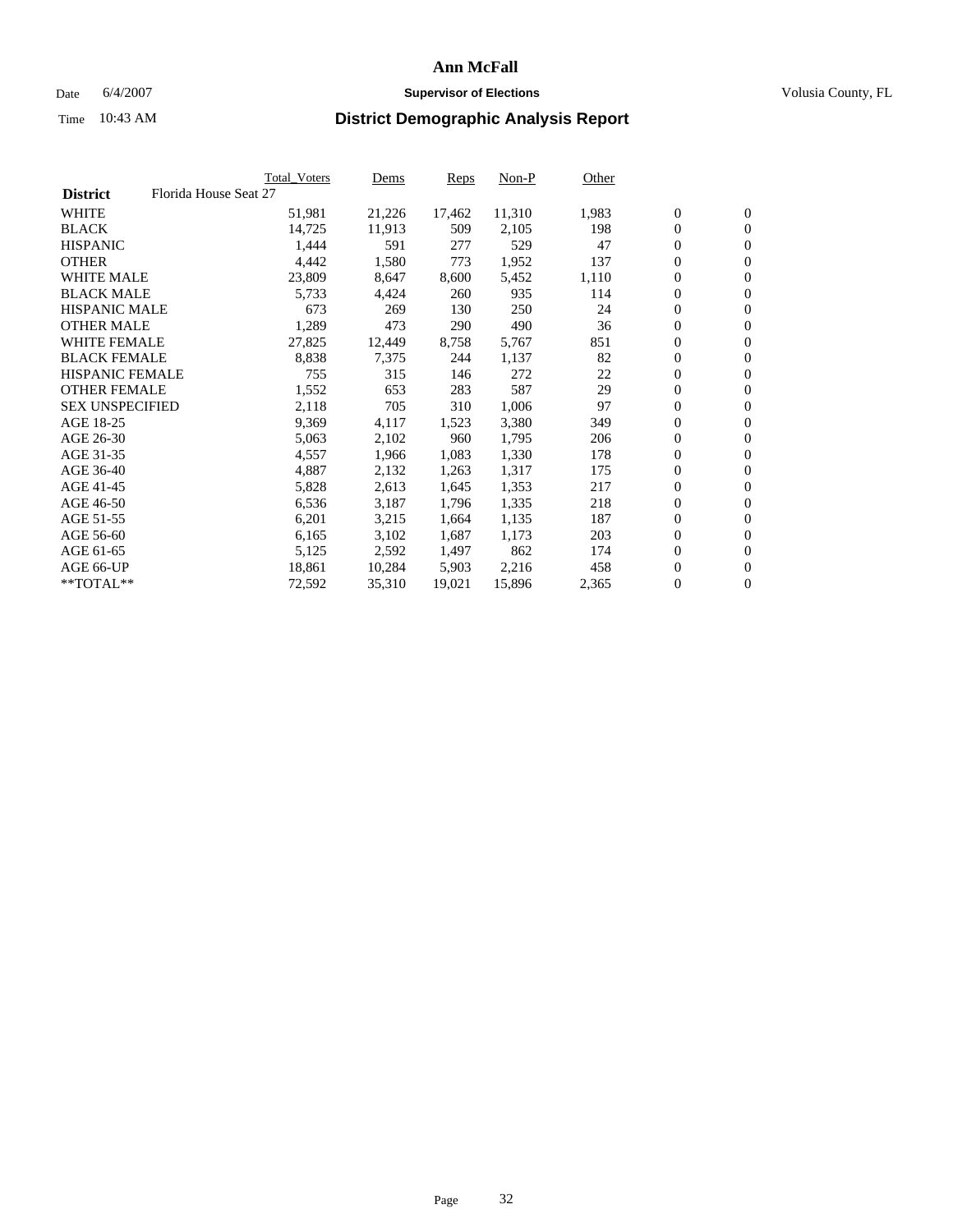# Ann McFall

Date 6/4/2007 **Supervisor of Elections** Volusia County, FL

Time 10:43 AM **District Demographic Analysis Report**

| | Total_Voters | Dems | Reps | Non-P | Other | | |
|---|---|---|---|---|---|---|---|
| **District** Florida House Seat 27 | | | | | | | |
| WHITE | 51,981 | 21,226 | 17,462 | 11,310 | 1,983 | 0 | 0 |
| BLACK | 14,725 | 11,913 | 509 | 2,105 | 198 | 0 | 0 |
| HISPANIC | 1,444 | 591 | 277 | 529 | 47 | 0 | 0 |
| OTHER | 4,442 | 1,580 | 773 | 1,952 | 137 | 0 | 0 |
| WHITE MALE | 23,809 | 8,647 | 8,600 | 5,452 | 1,110 | 0 | 0 |
| BLACK MALE | 5,733 | 4,424 | 260 | 935 | 114 | 0 | 0 |
| HISPANIC MALE | 673 | 269 | 130 | 250 | 24 | 0 | 0 |
| OTHER MALE | 1,289 | 473 | 290 | 490 | 36 | 0 | 0 |
| WHITE FEMALE | 27,825 | 12,449 | 8,758 | 5,767 | 851 | 0 | 0 |
| BLACK FEMALE | 8,838 | 7,375 | 244 | 1,137 | 82 | 0 | 0 |
| HISPANIC FEMALE | 755 | 315 | 146 | 272 | 22 | 0 | 0 |
| OTHER FEMALE | 1,552 | 653 | 283 | 587 | 29 | 0 | 0 |
| SEX UNSPECIFIED | 2,118 | 705 | 310 | 1,006 | 97 | 0 | 0 |
| AGE 18-25 | 9,369 | 4,117 | 1,523 | 3,380 | 349 | 0 | 0 |
| AGE 26-30 | 5,063 | 2,102 | 960 | 1,795 | 206 | 0 | 0 |
| AGE 31-35 | 4,557 | 1,966 | 1,083 | 1,330 | 178 | 0 | 0 |
| AGE 36-40 | 4,887 | 2,132 | 1,263 | 1,317 | 175 | 0 | 0 |
| AGE 41-45 | 5,828 | 2,613 | 1,645 | 1,353 | 217 | 0 | 0 |
| AGE 46-50 | 6,536 | 3,187 | 1,796 | 1,335 | 218 | 0 | 0 |
| AGE 51-55 | 6,201 | 3,215 | 1,664 | 1,135 | 187 | 0 | 0 |
| AGE 56-60 | 6,165 | 3,102 | 1,687 | 1,173 | 203 | 0 | 0 |
| AGE 61-65 | 5,125 | 2,592 | 1,497 | 862 | 174 | 0 | 0 |
| AGE 66-UP | 18,861 | 10,284 | 5,903 | 2,216 | 458 | 0 | 0 |
| **TOTAL** | 72,592 | 35,310 | 19,021 | 15,896 | 2,365 | 0 | 0 |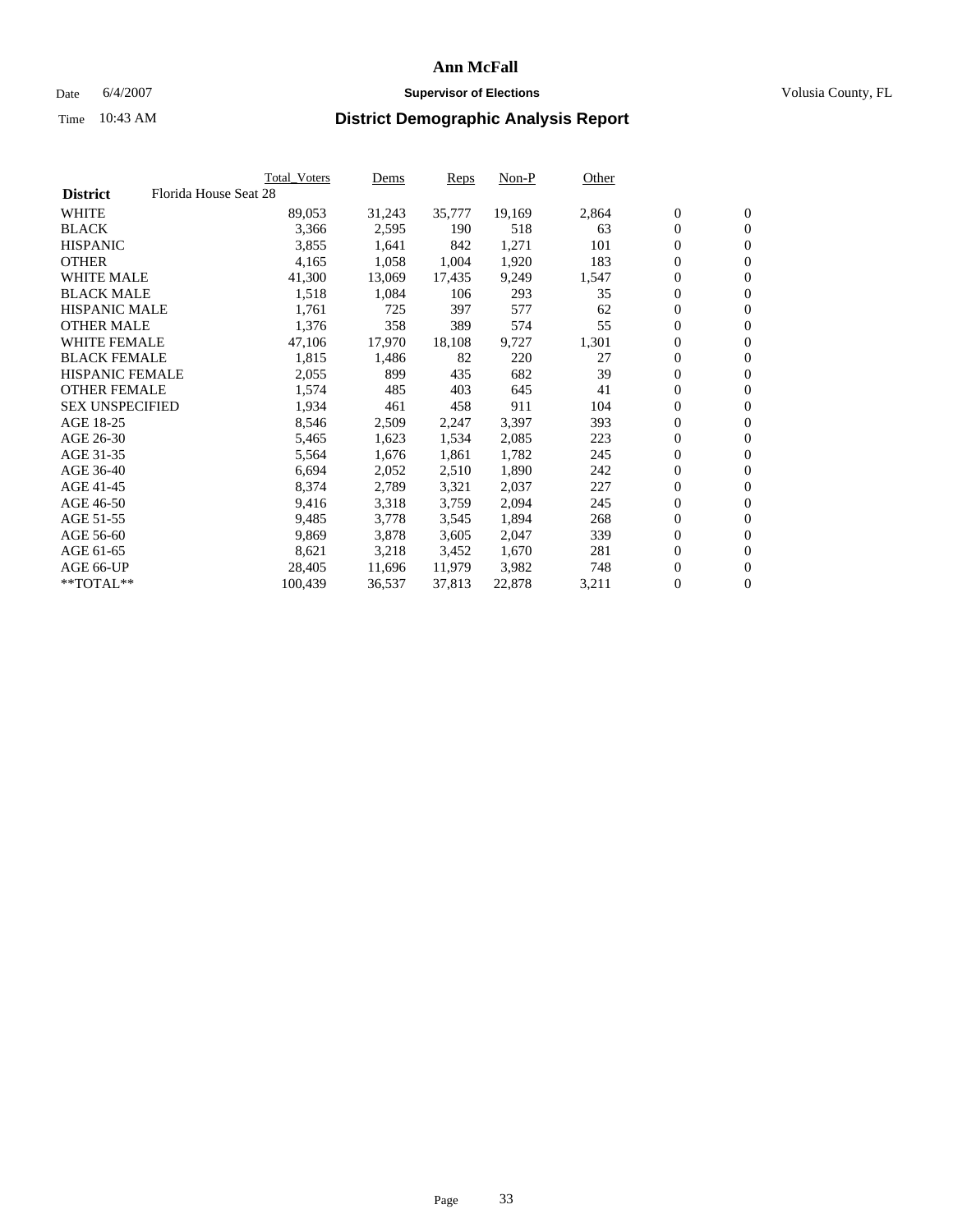**Ann McFall**

Date 6/4/2007 **Supervisor of Elections** Volusia County, FL

Time 10:43 AM **District Demographic Analysis Report**

| | Total_Voters | Dems | Reps | Non-P | Other | | |
|---|---|---|---|---|---|---|---|
| **District** Florida House Seat 28 | | | | | | | |
| WHITE | 89,053 | 31,243 | 35,777 | 19,169 | 2,864 | 0 | 0 |
| BLACK | 3,366 | 2,595 | 190 | 518 | 63 | 0 | 0 |
| HISPANIC | 3,855 | 1,641 | 842 | 1,271 | 101 | 0 | 0 |
| OTHER | 4,165 | 1,058 | 1,004 | 1,920 | 183 | 0 | 0 |
| WHITE MALE | 41,300 | 13,069 | 17,435 | 9,249 | 1,547 | 0 | 0 |
| BLACK MALE | 1,518 | 1,084 | 106 | 293 | 35 | 0 | 0 |
| HISPANIC MALE | 1,761 | 725 | 397 | 577 | 62 | 0 | 0 |
| OTHER MALE | 1,376 | 358 | 389 | 574 | 55 | 0 | 0 |
| WHITE FEMALE | 47,106 | 17,970 | 18,108 | 9,727 | 1,301 | 0 | 0 |
| BLACK FEMALE | 1,815 | 1,486 | 82 | 220 | 27 | 0 | 0 |
| HISPANIC FEMALE | 2,055 | 899 | 435 | 682 | 39 | 0 | 0 |
| OTHER FEMALE | 1,574 | 485 | 403 | 645 | 41 | 0 | 0 |
| SEX UNSPECIFIED | 1,934 | 461 | 458 | 911 | 104 | 0 | 0 |
| AGE 18-25 | 8,546 | 2,509 | 2,247 | 3,397 | 393 | 0 | 0 |
| AGE 26-30 | 5,465 | 1,623 | 1,534 | 2,085 | 223 | 0 | 0 |
| AGE 31-35 | 5,564 | 1,676 | 1,861 | 1,782 | 245 | 0 | 0 |
| AGE 36-40 | 6,694 | 2,052 | 2,510 | 1,890 | 242 | 0 | 0 |
| AGE 41-45 | 8,374 | 2,789 | 3,321 | 2,037 | 227 | 0 | 0 |
| AGE 46-50 | 9,416 | 3,318 | 3,759 | 2,094 | 245 | 0 | 0 |
| AGE 51-55 | 9,485 | 3,778 | 3,545 | 1,894 | 268 | 0 | 0 |
| AGE 56-60 | 9,869 | 3,878 | 3,605 | 2,047 | 339 | 0 | 0 |
| AGE 61-65 | 8,621 | 3,218 | 3,452 | 1,670 | 281 | 0 | 0 |
| AGE 66-UP | 28,405 | 11,696 | 11,979 | 3,982 | 748 | 0 | 0 |
| **TOTAL** | 100,439 | 36,537 | 37,813 | 22,878 | 3,211 | 0 | 0 |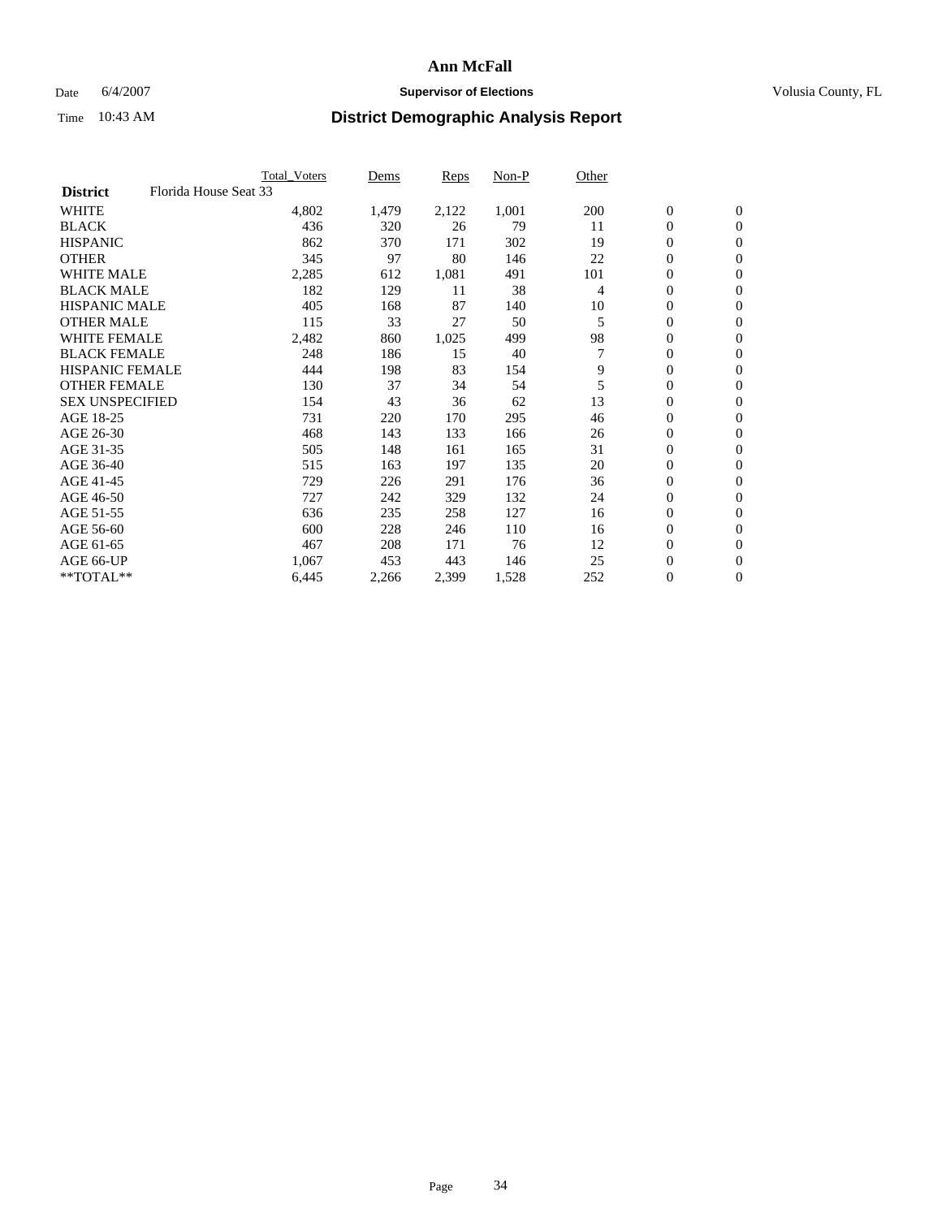# Ann McFall

Date 6/4/2007 **Supervisor of Elections** Volusia County, FL

Time 10:43 AM **District Demographic Analysis Report**

| | Total_Voters | Dems | Reps | Non-P | Other | | |
|---|---|---|---|---|---|---|---|
| **District** Florida House Seat 33 | | | | | | | |
| WHITE | 4,802 | 1,479 | 2,122 | 1,001 | 200 | 0 | 0 |
| BLACK | 436 | 320 | 26 | 79 | 11 | 0 | 0 |
| HISPANIC | 862 | 370 | 171 | 302 | 19 | 0 | 0 |
| OTHER | 345 | 97 | 80 | 146 | 22 | 0 | 0 |
| WHITE MALE | 2,285 | 612 | 1,081 | 491 | 101 | 0 | 0 |
| BLACK MALE | 182 | 129 | 11 | 38 | 4 | 0 | 0 |
| HISPANIC MALE | 405 | 168 | 87 | 140 | 10 | 0 | 0 |
| OTHER MALE | 115 | 33 | 27 | 50 | 5 | 0 | 0 |
| WHITE FEMALE | 2,482 | 860 | 1,025 | 499 | 98 | 0 | 0 |
| BLACK FEMALE | 248 | 186 | 15 | 40 | 7 | 0 | 0 |
| HISPANIC FEMALE | 444 | 198 | 83 | 154 | 9 | 0 | 0 |
| OTHER FEMALE | 130 | 37 | 34 | 54 | 5 | 0 | 0 |
| SEX UNSPECIFIED | 154 | 43 | 36 | 62 | 13 | 0 | 0 |
| AGE 18-25 | 731 | 220 | 170 | 295 | 46 | 0 | 0 |
| AGE 26-30 | 468 | 143 | 133 | 166 | 26 | 0 | 0 |
| AGE 31-35 | 505 | 148 | 161 | 165 | 31 | 0 | 0 |
| AGE 36-40 | 515 | 163 | 197 | 135 | 20 | 0 | 0 |
| AGE 41-45 | 729 | 226 | 291 | 176 | 36 | 0 | 0 |
| AGE 46-50 | 727 | 242 | 329 | 132 | 24 | 0 | 0 |
| AGE 51-55 | 636 | 235 | 258 | 127 | 16 | 0 | 0 |
| AGE 56-60 | 600 | 228 | 246 | 110 | 16 | 0 | 0 |
| AGE 61-65 | 467 | 208 | 171 | 76 | 12 | 0 | 0 |
| AGE 66-UP | 1,067 | 453 | 443 | 146 | 25 | 0 | 0 |
| **TOTAL** | 6,445 | 2,266 | 2,399 | 1,528 | 252 | 0 | 0 |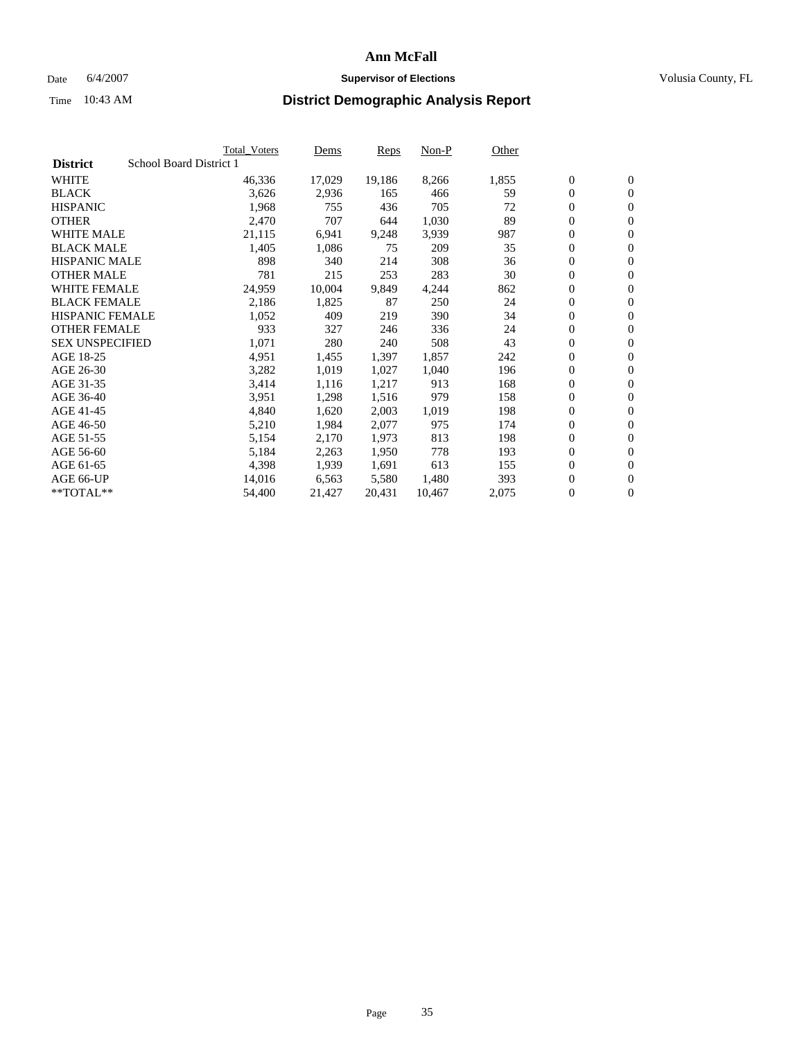# Ann McFall

Date 6/4/2007 **Supervisor of Elections** Volusia County, FL

Time 10:43 AM **District Demographic Analysis Report**

| | Total_Voters | Dems | Reps | Non-P | Other | | |
|---|---|---|---|---|---|---|---|
| **District** School Board District 1 | | | | | | | |
| WHITE | 46,336 | 17,029 | 19,186 | 8,266 | 1,855 | 0 | 0 |
| BLACK | 3,626 | 2,936 | 165 | 466 | 59 | 0 | 0 |
| HISPANIC | 1,968 | 755 | 436 | 705 | 72 | 0 | 0 |
| OTHER | 2,470 | 707 | 644 | 1,030 | 89 | 0 | 0 |
| WHITE MALE | 21,115 | 6,941 | 9,248 | 3,939 | 987 | 0 | 0 |
| BLACK MALE | 1,405 | 1,086 | 75 | 209 | 35 | 0 | 0 |
| HISPANIC MALE | 898 | 340 | 214 | 308 | 36 | 0 | 0 |
| OTHER MALE | 781 | 215 | 253 | 283 | 30 | 0 | 0 |
| WHITE FEMALE | 24,959 | 10,004 | 9,849 | 4,244 | 862 | 0 | 0 |
| BLACK FEMALE | 2,186 | 1,825 | 87 | 250 | 24 | 0 | 0 |
| HISPANIC FEMALE | 1,052 | 409 | 219 | 390 | 34 | 0 | 0 |
| OTHER FEMALE | 933 | 327 | 246 | 336 | 24 | 0 | 0 |
| SEX UNSPECIFIED | 1,071 | 280 | 240 | 508 | 43 | 0 | 0 |
| AGE 18-25 | 4,951 | 1,455 | 1,397 | 1,857 | 242 | 0 | 0 |
| AGE 26-30 | 3,282 | 1,019 | 1,027 | 1,040 | 196 | 0 | 0 |
| AGE 31-35 | 3,414 | 1,116 | 1,217 | 913 | 168 | 0 | 0 |
| AGE 36-40 | 3,951 | 1,298 | 1,516 | 979 | 158 | 0 | 0 |
| AGE 41-45 | 4,840 | 1,620 | 2,003 | 1,019 | 198 | 0 | 0 |
| AGE 46-50 | 5,210 | 1,984 | 2,077 | 975 | 174 | 0 | 0 |
| AGE 51-55 | 5,154 | 2,170 | 1,973 | 813 | 198 | 0 | 0 |
| AGE 56-60 | 5,184 | 2,263 | 1,950 | 778 | 193 | 0 | 0 |
| AGE 61-65 | 4,398 | 1,939 | 1,691 | 613 | 155 | 0 | 0 |
| AGE 66-UP | 14,016 | 6,563 | 5,580 | 1,480 | 393 | 0 | 0 |
| **TOTAL** | 54,400 | 21,427 | 20,431 | 10,467 | 2,075 | 0 | 0 |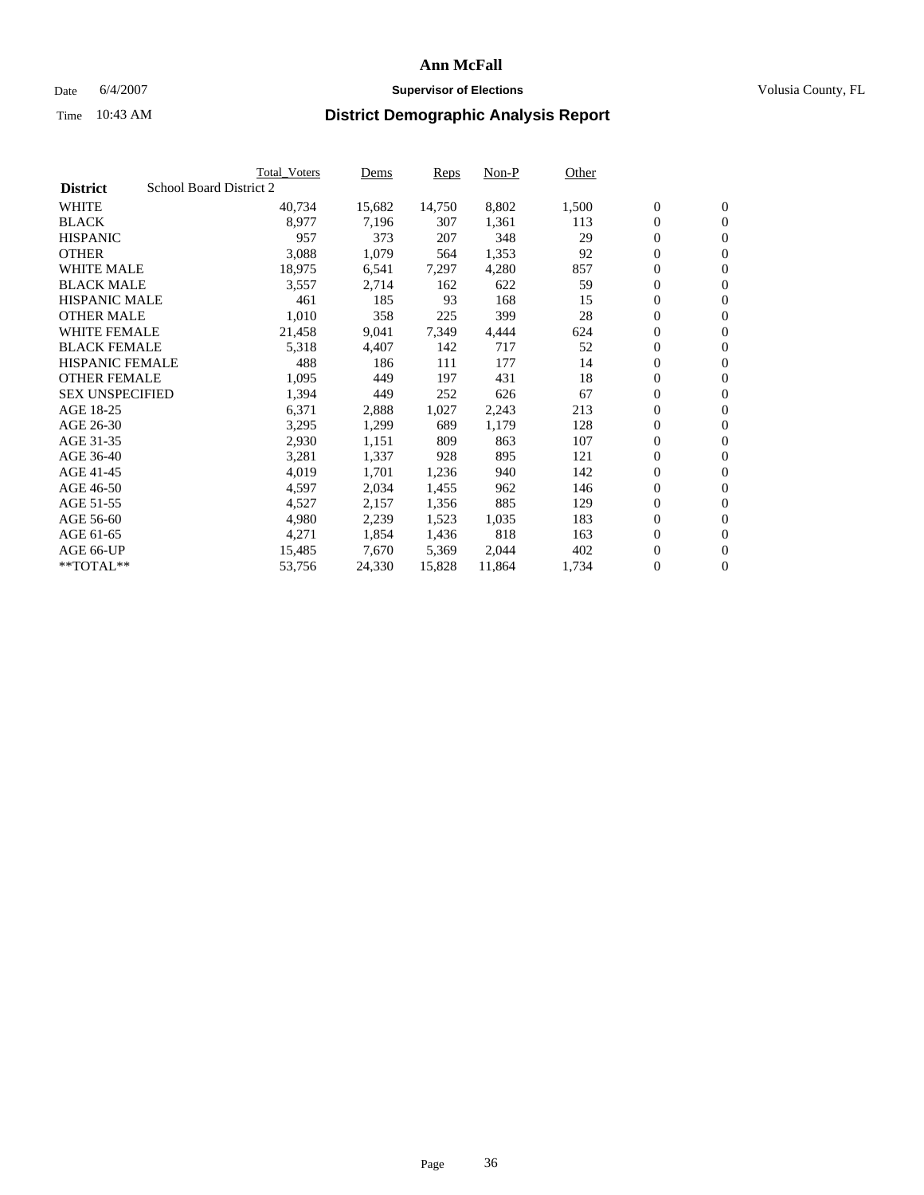# Ann McFall

Date 6/4/2007 **Supervisor of Elections** Volusia County, FL

Time 10:43 AM

## District Demographic Analysis Report

| | Total_Voters | Dems | Reps | Non-P | Other | | |
|---|---|---|---|---|---|---|---|
| **District** School Board District 2 | | | | | | | |
| WHITE | 40,734 | 15,682 | 14,750 | 8,802 | 1,500 | 0 | 0 |
| BLACK | 8,977 | 7,196 | 307 | 1,361 | 113 | 0 | 0 |
| HISPANIC | 957 | 373 | 207 | 348 | 29 | 0 | 0 |
| OTHER | 3,088 | 1,079 | 564 | 1,353 | 92 | 0 | 0 |
| WHITE MALE | 18,975 | 6,541 | 7,297 | 4,280 | 857 | 0 | 0 |
| BLACK MALE | 3,557 | 2,714 | 162 | 622 | 59 | 0 | 0 |
| HISPANIC MALE | 461 | 185 | 93 | 168 | 15 | 0 | 0 |
| OTHER MALE | 1,010 | 358 | 225 | 399 | 28 | 0 | 0 |
| WHITE FEMALE | 21,458 | 9,041 | 7,349 | 4,444 | 624 | 0 | 0 |
| BLACK FEMALE | 5,318 | 4,407 | 142 | 717 | 52 | 0 | 0 |
| HISPANIC FEMALE | 488 | 186 | 111 | 177 | 14 | 0 | 0 |
| OTHER FEMALE | 1,095 | 449 | 197 | 431 | 18 | 0 | 0 |
| SEX UNSPECIFIED | 1,394 | 449 | 252 | 626 | 67 | 0 | 0 |
| AGE 18-25 | 6,371 | 2,888 | 1,027 | 2,243 | 213 | 0 | 0 |
| AGE 26-30 | 3,295 | 1,299 | 689 | 1,179 | 128 | 0 | 0 |
| AGE 31-35 | 2,930 | 1,151 | 809 | 863 | 107 | 0 | 0 |
| AGE 36-40 | 3,281 | 1,337 | 928 | 895 | 121 | 0 | 0 |
| AGE 41-45 | 4,019 | 1,701 | 1,236 | 940 | 142 | 0 | 0 |
| AGE 46-50 | 4,597 | 2,034 | 1,455 | 962 | 146 | 0 | 0 |
| AGE 51-55 | 4,527 | 2,157 | 1,356 | 885 | 129 | 0 | 0 |
| AGE 56-60 | 4,980 | 2,239 | 1,523 | 1,035 | 183 | 0 | 0 |
| AGE 61-65 | 4,271 | 1,854 | 1,436 | 818 | 163 | 0 | 0 |
| AGE 66-UP | 15,485 | 7,670 | 5,369 | 2,044 | 402 | 0 | 0 |
| **TOTAL** | 53,756 | 24,330 | 15,828 | 11,864 | 1,734 | 0 | 0 |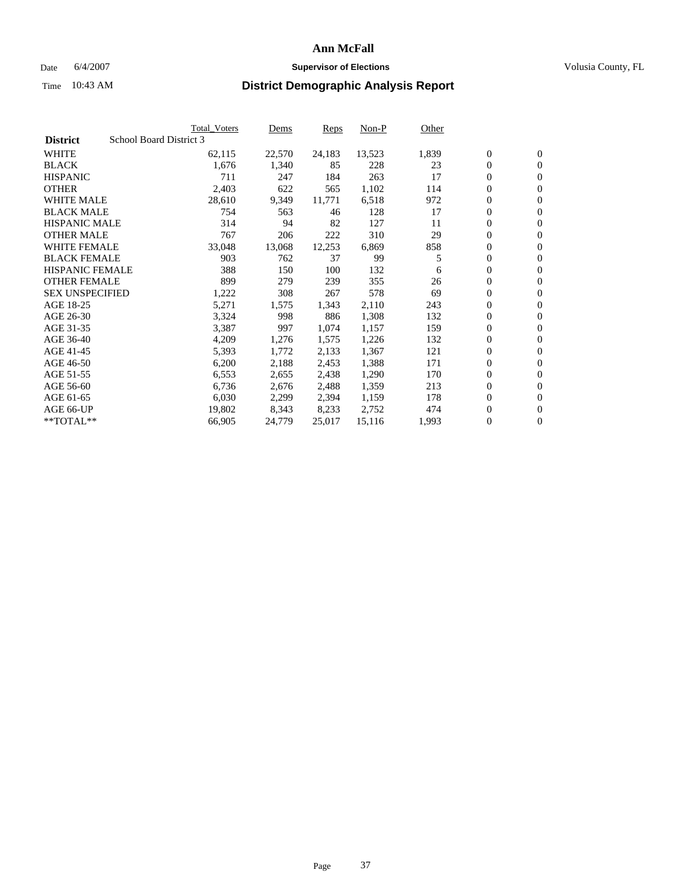# Ann McFall

Date 6/4/2007 **Supervisor of Elections** Volusia County, FL

Time 10:43 AM **District Demographic Analysis Report**

| | Total_Voters | Dems | Reps | Non-P | Other | | |
|---|---|---|---|---|---|---|---|
| **District** School Board District 3 | | | | | | | |
| WHITE | 62,115 | 22,570 | 24,183 | 13,523 | 1,839 | 0 | 0 |
| BLACK | 1,676 | 1,340 | 85 | 228 | 23 | 0 | 0 |
| HISPANIC | 711 | 247 | 184 | 263 | 17 | 0 | 0 |
| OTHER | 2,403 | 622 | 565 | 1,102 | 114 | 0 | 0 |
| WHITE MALE | 28,610 | 9,349 | 11,771 | 6,518 | 972 | 0 | 0 |
| BLACK MALE | 754 | 563 | 46 | 128 | 17 | 0 | 0 |
| HISPANIC MALE | 314 | 94 | 82 | 127 | 11 | 0 | 0 |
| OTHER MALE | 767 | 206 | 222 | 310 | 29 | 0 | 0 |
| WHITE FEMALE | 33,048 | 13,068 | 12,253 | 6,869 | 858 | 0 | 0 |
| BLACK FEMALE | 903 | 762 | 37 | 99 | 5 | 0 | 0 |
| HISPANIC FEMALE | 388 | 150 | 100 | 132 | 6 | 0 | 0 |
| OTHER FEMALE | 899 | 279 | 239 | 355 | 26 | 0 | 0 |
| SEX UNSPECIFIED | 1,222 | 308 | 267 | 578 | 69 | 0 | 0 |
| AGE 18-25 | 5,271 | 1,575 | 1,343 | 2,110 | 243 | 0 | 0 |
| AGE 26-30 | 3,324 | 998 | 886 | 1,308 | 132 | 0 | 0 |
| AGE 31-35 | 3,387 | 997 | 1,074 | 1,157 | 159 | 0 | 0 |
| AGE 36-40 | 4,209 | 1,276 | 1,575 | 1,226 | 132 | 0 | 0 |
| AGE 41-45 | 5,393 | 1,772 | 2,133 | 1,367 | 121 | 0 | 0 |
| AGE 46-50 | 6,200 | 2,188 | 2,453 | 1,388 | 171 | 0 | 0 |
| AGE 51-55 | 6,553 | 2,655 | 2,438 | 1,290 | 170 | 0 | 0 |
| AGE 56-60 | 6,736 | 2,676 | 2,488 | 1,359 | 213 | 0 | 0 |
| AGE 61-65 | 6,030 | 2,299 | 2,394 | 1,159 | 178 | 0 | 0 |
| AGE 66-UP | 19,802 | 8,343 | 8,233 | 2,752 | 474 | 0 | 0 |
| **TOTAL** | 66,905 | 24,779 | 25,017 | 15,116 | 1,993 | 0 | 0 |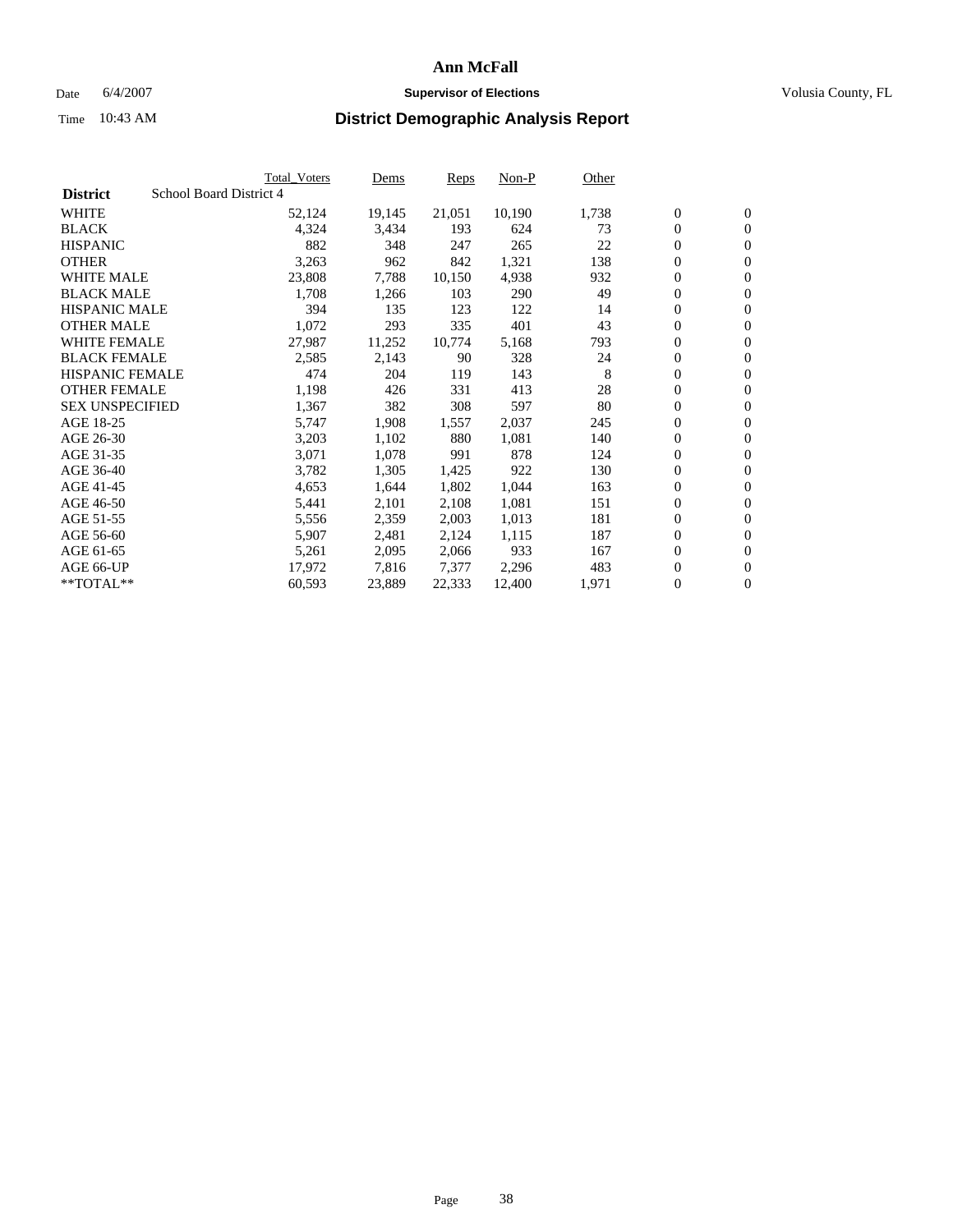# Ann McFall

Date 6/4/2007 **Supervisor of Elections** Volusia County, FL

Time 10:43 AM **District Demographic Analysis Report**

| | Total_Voters | Dems | Reps | Non-P | Other | | |
|---|---|---|---|---|---|---|---|
| **District** School Board District 4 | | | | | | | |
| WHITE | 52,124 | 19,145 | 21,051 | 10,190 | 1,738 | 0 | 0 |
| BLACK | 4,324 | 3,434 | 193 | 624 | 73 | 0 | 0 |
| HISPANIC | 882 | 348 | 247 | 265 | 22 | 0 | 0 |
| OTHER | 3,263 | 962 | 842 | 1,321 | 138 | 0 | 0 |
| WHITE MALE | 23,808 | 7,788 | 10,150 | 4,938 | 932 | 0 | 0 |
| BLACK MALE | 1,708 | 1,266 | 103 | 290 | 49 | 0 | 0 |
| HISPANIC MALE | 394 | 135 | 123 | 122 | 14 | 0 | 0 |
| OTHER MALE | 1,072 | 293 | 335 | 401 | 43 | 0 | 0 |
| WHITE FEMALE | 27,987 | 11,252 | 10,774 | 5,168 | 793 | 0 | 0 |
| BLACK FEMALE | 2,585 | 2,143 | 90 | 328 | 24 | 0 | 0 |
| HISPANIC FEMALE | 474 | 204 | 119 | 143 | 8 | 0 | 0 |
| OTHER FEMALE | 1,198 | 426 | 331 | 413 | 28 | 0 | 0 |
| SEX UNSPECIFIED | 1,367 | 382 | 308 | 597 | 80 | 0 | 0 |
| AGE 18-25 | 5,747 | 1,908 | 1,557 | 2,037 | 245 | 0 | 0 |
| AGE 26-30 | 3,203 | 1,102 | 880 | 1,081 | 140 | 0 | 0 |
| AGE 31-35 | 3,071 | 1,078 | 991 | 878 | 124 | 0 | 0 |
| AGE 36-40 | 3,782 | 1,305 | 1,425 | 922 | 130 | 0 | 0 |
| AGE 41-45 | 4,653 | 1,644 | 1,802 | 1,044 | 163 | 0 | 0 |
| AGE 46-50 | 5,441 | 2,101 | 2,108 | 1,081 | 151 | 0 | 0 |
| AGE 51-55 | 5,556 | 2,359 | 2,003 | 1,013 | 181 | 0 | 0 |
| AGE 56-60 | 5,907 | 2,481 | 2,124 | 1,115 | 187 | 0 | 0 |
| AGE 61-65 | 5,261 | 2,095 | 2,066 | 933 | 167 | 0 | 0 |
| AGE 66-UP | 17,972 | 7,816 | 7,377 | 2,296 | 483 | 0 | 0 |
| **TOTAL** | 60,593 | 23,889 | 22,333 | 12,400 | 1,971 | 0 | 0 |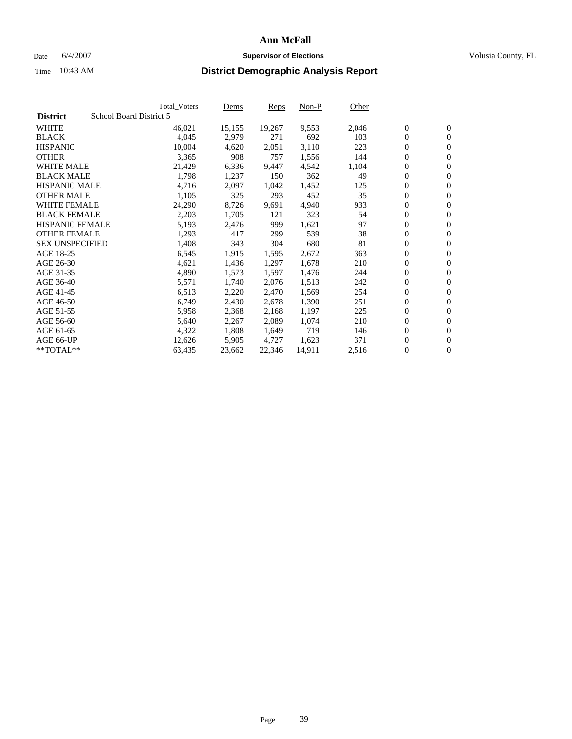# Ann McFall

Date 6/4/2007 **Supervisor of Elections** Volusia County, FL

Time 10:43 AM **District Demographic Analysis Report**

| **District** School Board District 5 | Total_Voters | Dems | Reps | Non-P | Other | | |
|---|---|---|---|---|---|---|---|
| WHITE | 46,021 | 15,155 | 19,267 | 9,553 | 2,046 | 0 | 0 |
| BLACK | 4,045 | 2,979 | 271 | 692 | 103 | 0 | 0 |
| HISPANIC | 10,004 | 4,620 | 2,051 | 3,110 | 223 | 0 | 0 |
| OTHER | 3,365 | 908 | 757 | 1,556 | 144 | 0 | 0 |
| WHITE MALE | 21,429 | 6,336 | 9,447 | 4,542 | 1,104 | 0 | 0 |
| BLACK MALE | 1,798 | 1,237 | 150 | 362 | 49 | 0 | 0 |
| HISPANIC MALE | 4,716 | 2,097 | 1,042 | 1,452 | 125 | 0 | 0 |
| OTHER MALE | 1,105 | 325 | 293 | 452 | 35 | 0 | 0 |
| WHITE FEMALE | 24,290 | 8,726 | 9,691 | 4,940 | 933 | 0 | 0 |
| BLACK FEMALE | 2,203 | 1,705 | 121 | 323 | 54 | 0 | 0 |
| HISPANIC FEMALE | 5,193 | 2,476 | 999 | 1,621 | 97 | 0 | 0 |
| OTHER FEMALE | 1,293 | 417 | 299 | 539 | 38 | 0 | 0 |
| SEX UNSPECIFIED | 1,408 | 343 | 304 | 680 | 81 | 0 | 0 |
| AGE 18-25 | 6,545 | 1,915 | 1,595 | 2,672 | 363 | 0 | 0 |
| AGE 26-30 | 4,621 | 1,436 | 1,297 | 1,678 | 210 | 0 | 0 |
| AGE 31-35 | 4,890 | 1,573 | 1,597 | 1,476 | 244 | 0 | 0 |
| AGE 36-40 | 5,571 | 1,740 | 2,076 | 1,513 | 242 | 0 | 0 |
| AGE 41-45 | 6,513 | 2,220 | 2,470 | 1,569 | 254 | 0 | 0 |
| AGE 46-50 | 6,749 | 2,430 | 2,678 | 1,390 | 251 | 0 | 0 |
| AGE 51-55 | 5,958 | 2,368 | 2,168 | 1,197 | 225 | 0 | 0 |
| AGE 56-60 | 5,640 | 2,267 | 2,089 | 1,074 | 210 | 0 | 0 |
| AGE 61-65 | 4,322 | 1,808 | 1,649 | 719 | 146 | 0 | 0 |
| AGE 66-UP | 12,626 | 5,905 | 4,727 | 1,623 | 371 | 0 | 0 |
| **TOTAL** | 63,435 | 23,662 | 22,346 | 14,911 | 2,516 | 0 | 0 |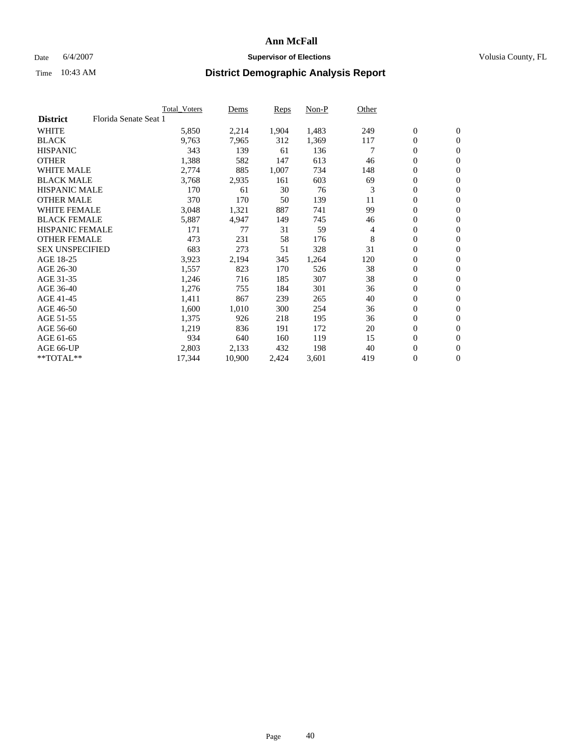**Ann McFall**

Date 6/4/2007 **Supervisor of Elections** Volusia County, FL

Time 10:43 AM **District Demographic Analysis Report**

| | Total_Voters | Dems | Reps | Non-P | Other | | |
|---|---|---|---|---|---|---|---|
| **District** Florida Senate Seat 1 | | | | | | | |
| WHITE | 5,850 | 2,214 | 1,904 | 1,483 | 249 | 0 | 0 |
| BLACK | 9,763 | 7,965 | 312 | 1,369 | 117 | 0 | 0 |
| HISPANIC | 343 | 139 | 61 | 136 | 7 | 0 | 0 |
| OTHER | 1,388 | 582 | 147 | 613 | 46 | 0 | 0 |
| WHITE MALE | 2,774 | 885 | 1,007 | 734 | 148 | 0 | 0 |
| BLACK MALE | 3,768 | 2,935 | 161 | 603 | 69 | 0 | 0 |
| HISPANIC MALE | 170 | 61 | 30 | 76 | 3 | 0 | 0 |
| OTHER MALE | 370 | 170 | 50 | 139 | 11 | 0 | 0 |
| WHITE FEMALE | 3,048 | 1,321 | 887 | 741 | 99 | 0 | 0 |
| BLACK FEMALE | 5,887 | 4,947 | 149 | 745 | 46 | 0 | 0 |
| HISPANIC FEMALE | 171 | 77 | 31 | 59 | 4 | 0 | 0 |
| OTHER FEMALE | 473 | 231 | 58 | 176 | 8 | 0 | 0 |
| SEX UNSPECIFIED | 683 | 273 | 51 | 328 | 31 | 0 | 0 |
| AGE 18-25 | 3,923 | 2,194 | 345 | 1,264 | 120 | 0 | 0 |
| AGE 26-30 | 1,557 | 823 | 170 | 526 | 38 | 0 | 0 |
| AGE 31-35 | 1,246 | 716 | 185 | 307 | 38 | 0 | 0 |
| AGE 36-40 | 1,276 | 755 | 184 | 301 | 36 | 0 | 0 |
| AGE 41-45 | 1,411 | 867 | 239 | 265 | 40 | 0 | 0 |
| AGE 46-50 | 1,600 | 1,010 | 300 | 254 | 36 | 0 | 0 |
| AGE 51-55 | 1,375 | 926 | 218 | 195 | 36 | 0 | 0 |
| AGE 56-60 | 1,219 | 836 | 191 | 172 | 20 | 0 | 0 |
| AGE 61-65 | 934 | 640 | 160 | 119 | 15 | 0 | 0 |
| AGE 66-UP | 2,803 | 2,133 | 432 | 198 | 40 | 0 | 0 |
| **TOTAL** | 17,344 | 10,900 | 2,424 | 3,601 | 419 | 0 | 0 |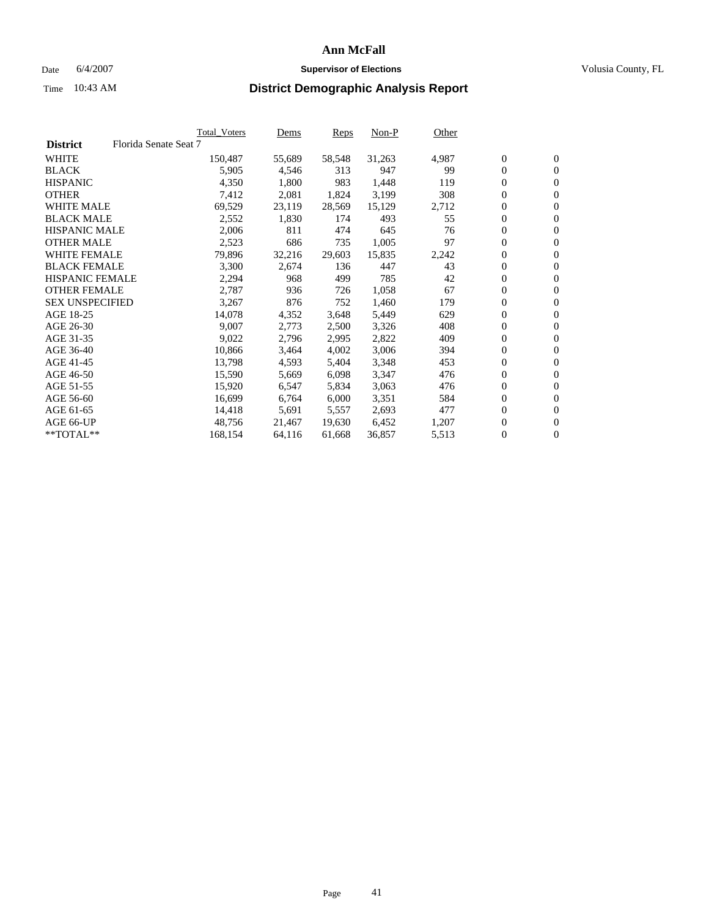# Ann McFall

Date 6/4/2007 **Supervisor of Elections** Volusia County, FL

Time 10:43 AM **District Demographic Analysis Report**

| | Total_Voters | Dems | Reps | Non-P | Other | | |
|---|---|---|---|---|---|---|---|
| **District** Florida Senate Seat 7 | | | | | | | |
| WHITE | 150,487 | 55,689 | 58,548 | 31,263 | 4,987 | 0 | 0 |
| BLACK | 5,905 | 4,546 | 313 | 947 | 99 | 0 | 0 |
| HISPANIC | 4,350 | 1,800 | 983 | 1,448 | 119 | 0 | 0 |
| OTHER | 7,412 | 2,081 | 1,824 | 3,199 | 308 | 0 | 0 |
| WHITE MALE | 69,529 | 23,119 | 28,569 | 15,129 | 2,712 | 0 | 0 |
| BLACK MALE | 2,552 | 1,830 | 174 | 493 | 55 | 0 | 0 |
| HISPANIC MALE | 2,006 | 811 | 474 | 645 | 76 | 0 | 0 |
| OTHER MALE | 2,523 | 686 | 735 | 1,005 | 97 | 0 | 0 |
| WHITE FEMALE | 79,896 | 32,216 | 29,603 | 15,835 | 2,242 | 0 | 0 |
| BLACK FEMALE | 3,300 | 2,674 | 136 | 447 | 43 | 0 | 0 |
| HISPANIC FEMALE | 2,294 | 968 | 499 | 785 | 42 | 0 | 0 |
| OTHER FEMALE | 2,787 | 936 | 726 | 1,058 | 67 | 0 | 0 |
| SEX UNSPECIFIED | 3,267 | 876 | 752 | 1,460 | 179 | 0 | 0 |
| AGE 18-25 | 14,078 | 4,352 | 3,648 | 5,449 | 629 | 0 | 0 |
| AGE 26-30 | 9,007 | 2,773 | 2,500 | 3,326 | 408 | 0 | 0 |
| AGE 31-35 | 9,022 | 2,796 | 2,995 | 2,822 | 409 | 0 | 0 |
| AGE 36-40 | 10,866 | 3,464 | 4,002 | 3,006 | 394 | 0 | 0 |
| AGE 41-45 | 13,798 | 4,593 | 5,404 | 3,348 | 453 | 0 | 0 |
| AGE 46-50 | 15,590 | 5,669 | 6,098 | 3,347 | 476 | 0 | 0 |
| AGE 51-55 | 15,920 | 6,547 | 5,834 | 3,063 | 476 | 0 | 0 |
| AGE 56-60 | 16,699 | 6,764 | 6,000 | 3,351 | 584 | 0 | 0 |
| AGE 61-65 | 14,418 | 5,691 | 5,557 | 2,693 | 477 | 0 | 0 |
| AGE 66-UP | 48,756 | 21,467 | 19,630 | 6,452 | 1,207 | 0 | 0 |
| **TOTAL** | 168,154 | 64,116 | 61,668 | 36,857 | 5,513 | 0 | 0 |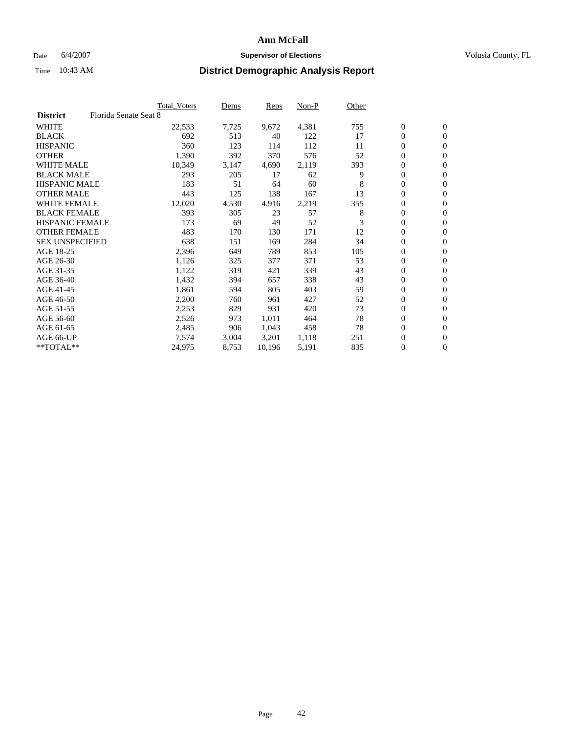# Ann McFall

Date 6/4/2007 **Supervisor of Elections** Volusia County, FL

Time 10:43 AM **District Demographic Analysis Report**

| | Total_Voters | Dems | Reps | Non-P | Other | | |
|---|---|---|---|---|---|---|---|
| **District** Florida Senate Seat 8 | | | | | | | |
| WHITE | 22,533 | 7,725 | 9,672 | 4,381 | 755 | 0 | 0 |
| BLACK | 692 | 513 | 40 | 122 | 17 | 0 | 0 |
| HISPANIC | 360 | 123 | 114 | 112 | 11 | 0 | 0 |
| OTHER | 1,390 | 392 | 370 | 576 | 52 | 0 | 0 |
| WHITE MALE | 10,349 | 3,147 | 4,690 | 2,119 | 393 | 0 | 0 |
| BLACK MALE | 293 | 205 | 17 | 62 | 9 | 0 | 0 |
| HISPANIC MALE | 183 | 51 | 64 | 60 | 8 | 0 | 0 |
| OTHER MALE | 443 | 125 | 138 | 167 | 13 | 0 | 0 |
| WHITE FEMALE | 12,020 | 4,530 | 4,916 | 2,219 | 355 | 0 | 0 |
| BLACK FEMALE | 393 | 305 | 23 | 57 | 8 | 0 | 0 |
| HISPANIC FEMALE | 173 | 69 | 49 | 52 | 3 | 0 | 0 |
| OTHER FEMALE | 483 | 170 | 130 | 171 | 12 | 0 | 0 |
| SEX UNSPECIFIED | 638 | 151 | 169 | 284 | 34 | 0 | 0 |
| AGE 18-25 | 2,396 | 649 | 789 | 853 | 105 | 0 | 0 |
| AGE 26-30 | 1,126 | 325 | 377 | 371 | 53 | 0 | 0 |
| AGE 31-35 | 1,122 | 319 | 421 | 339 | 43 | 0 | 0 |
| AGE 36-40 | 1,432 | 394 | 657 | 338 | 43 | 0 | 0 |
| AGE 41-45 | 1,861 | 594 | 805 | 403 | 59 | 0 | 0 |
| AGE 46-50 | 2,200 | 760 | 961 | 427 | 52 | 0 | 0 |
| AGE 51-55 | 2,253 | 829 | 931 | 420 | 73 | 0 | 0 |
| AGE 56-60 | 2,526 | 973 | 1,011 | 464 | 78 | 0 | 0 |
| AGE 61-65 | 2,485 | 906 | 1,043 | 458 | 78 | 0 | 0 |
| AGE 66-UP | 7,574 | 3,004 | 3,201 | 1,118 | 251 | 0 | 0 |
| **TOTAL** | 24,975 | 8,753 | 10,196 | 5,191 | 835 | 0 | 0 |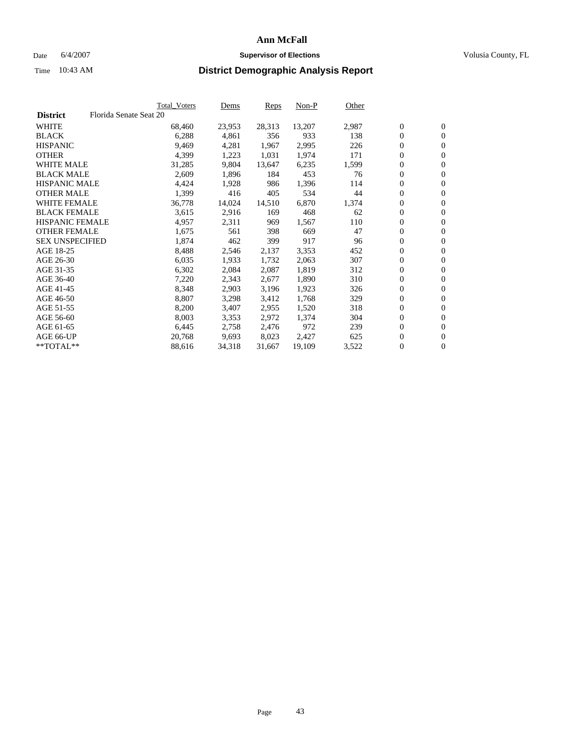# Ann McFall

Date 6/4/2007 **Supervisor of Elections** Volusia County, FL

Time 10:43 AM **District Demographic Analysis Report**

| | Total_Voters | Dems | Reps | Non-P | Other | | |
|---|---|---|---|---|---|---|---|
| **District** Florida Senate Seat 20 | | | | | | | |
| WHITE | 68,460 | 23,953 | 28,313 | 13,207 | 2,987 | 0 | 0 |
| BLACK | 6,288 | 4,861 | 356 | 933 | 138 | 0 | 0 |
| HISPANIC | 9,469 | 4,281 | 1,967 | 2,995 | 226 | 0 | 0 |
| OTHER | 4,399 | 1,223 | 1,031 | 1,974 | 171 | 0 | 0 |
| WHITE MALE | 31,285 | 9,804 | 13,647 | 6,235 | 1,599 | 0 | 0 |
| BLACK MALE | 2,609 | 1,896 | 184 | 453 | 76 | 0 | 0 |
| HISPANIC MALE | 4,424 | 1,928 | 986 | 1,396 | 114 | 0 | 0 |
| OTHER MALE | 1,399 | 416 | 405 | 534 | 44 | 0 | 0 |
| WHITE FEMALE | 36,778 | 14,024 | 14,510 | 6,870 | 1,374 | 0 | 0 |
| BLACK FEMALE | 3,615 | 2,916 | 169 | 468 | 62 | 0 | 0 |
| HISPANIC FEMALE | 4,957 | 2,311 | 969 | 1,567 | 110 | 0 | 0 |
| OTHER FEMALE | 1,675 | 561 | 398 | 669 | 47 | 0 | 0 |
| SEX UNSPECIFIED | 1,874 | 462 | 399 | 917 | 96 | 0 | 0 |
| AGE 18-25 | 8,488 | 2,546 | 2,137 | 3,353 | 452 | 0 | 0 |
| AGE 26-30 | 6,035 | 1,933 | 1,732 | 2,063 | 307 | 0 | 0 |
| AGE 31-35 | 6,302 | 2,084 | 2,087 | 1,819 | 312 | 0 | 0 |
| AGE 36-40 | 7,220 | 2,343 | 2,677 | 1,890 | 310 | 0 | 0 |
| AGE 41-45 | 8,348 | 2,903 | 3,196 | 1,923 | 326 | 0 | 0 |
| AGE 46-50 | 8,807 | 3,298 | 3,412 | 1,768 | 329 | 0 | 0 |
| AGE 51-55 | 8,200 | 3,407 | 2,955 | 1,520 | 318 | 0 | 0 |
| AGE 56-60 | 8,003 | 3,353 | 2,972 | 1,374 | 304 | 0 | 0 |
| AGE 61-65 | 6,445 | 2,758 | 2,476 | 972 | 239 | 0 | 0 |
| AGE 66-UP | 20,768 | 9,693 | 8,023 | 2,427 | 625 | 0 | 0 |
| **TOTAL** | 88,616 | 34,318 | 31,667 | 19,109 | 3,522 | 0 | 0 |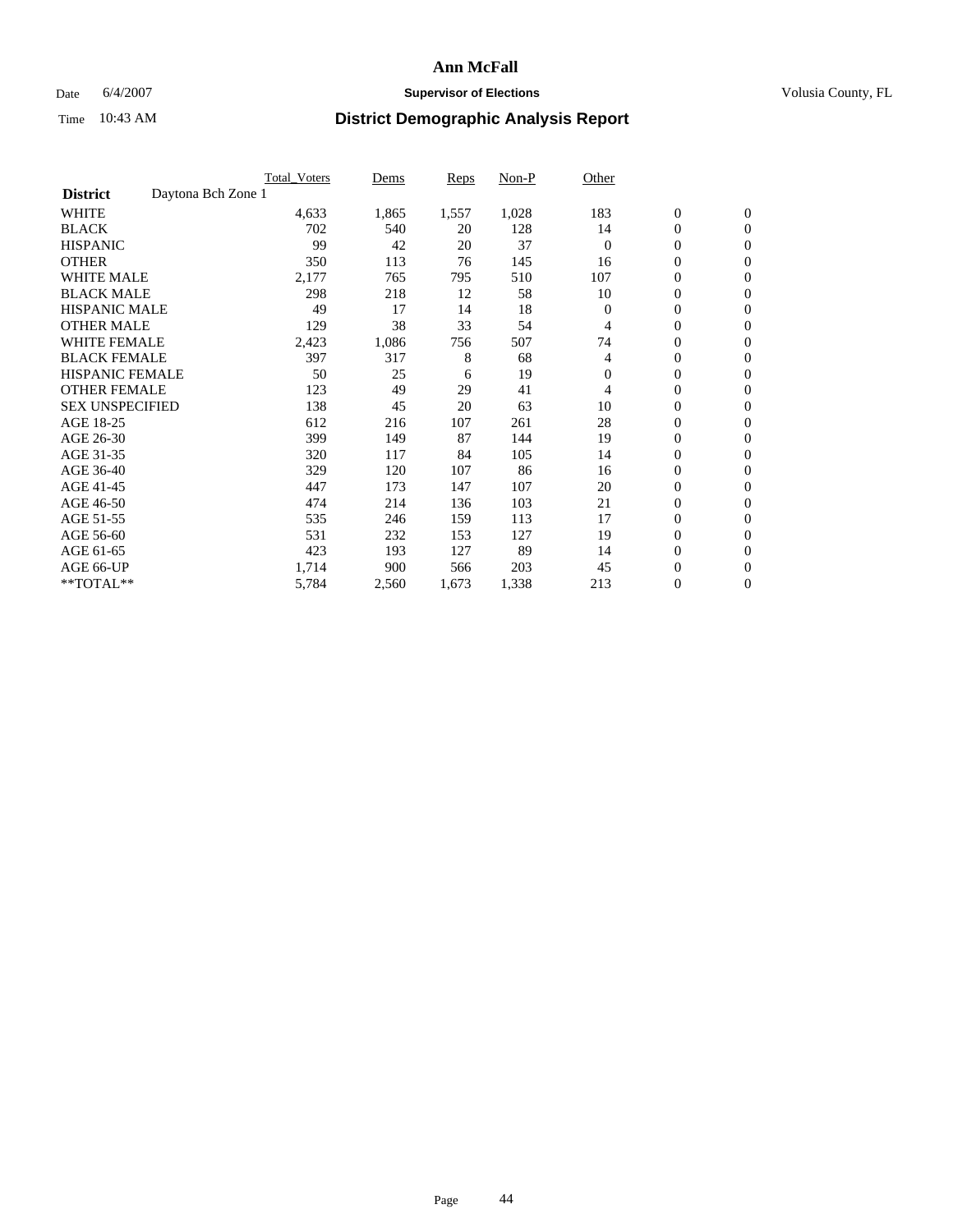# Ann McFall

Date 6/4/2007 **Supervisor of Elections** Volusia County, FL

Time 10:43 AM **District Demographic Analysis Report**

| | Total_Voters | Dems | Reps | Non-P | Other | | |
|---|---|---|---|---|---|---|---|
| **District** Daytona Bch Zone 1 | | | | | | | |
| WHITE | 4,633 | 1,865 | 1,557 | 1,028 | 183 | 0 | 0 |
| BLACK | 702 | 540 | 20 | 128 | 14 | 0 | 0 |
| HISPANIC | 99 | 42 | 20 | 37 | 0 | 0 | 0 |
| OTHER | 350 | 113 | 76 | 145 | 16 | 0 | 0 |
| WHITE MALE | 2,177 | 765 | 795 | 510 | 107 | 0 | 0 |
| BLACK MALE | 298 | 218 | 12 | 58 | 10 | 0 | 0 |
| HISPANIC MALE | 49 | 17 | 14 | 18 | 0 | 0 | 0 |
| OTHER MALE | 129 | 38 | 33 | 54 | 4 | 0 | 0 |
| WHITE FEMALE | 2,423 | 1,086 | 756 | 507 | 74 | 0 | 0 |
| BLACK FEMALE | 397 | 317 | 8 | 68 | 4 | 0 | 0 |
| HISPANIC FEMALE | 50 | 25 | 6 | 19 | 0 | 0 | 0 |
| OTHER FEMALE | 123 | 49 | 29 | 41 | 4 | 0 | 0 |
| SEX UNSPECIFIED | 138 | 45 | 20 | 63 | 10 | 0 | 0 |
| AGE 18-25 | 612 | 216 | 107 | 261 | 28 | 0 | 0 |
| AGE 26-30 | 399 | 149 | 87 | 144 | 19 | 0 | 0 |
| AGE 31-35 | 320 | 117 | 84 | 105 | 14 | 0 | 0 |
| AGE 36-40 | 329 | 120 | 107 | 86 | 16 | 0 | 0 |
| AGE 41-45 | 447 | 173 | 147 | 107 | 20 | 0 | 0 |
| AGE 46-50 | 474 | 214 | 136 | 103 | 21 | 0 | 0 |
| AGE 51-55 | 535 | 246 | 159 | 113 | 17 | 0 | 0 |
| AGE 56-60 | 531 | 232 | 153 | 127 | 19 | 0 | 0 |
| AGE 61-65 | 423 | 193 | 127 | 89 | 14 | 0 | 0 |
| AGE 66-UP | 1,714 | 900 | 566 | 203 | 45 | 0 | 0 |
| **TOTAL** | 5,784 | 2,560 | 1,673 | 1,338 | 213 | 0 | 0 |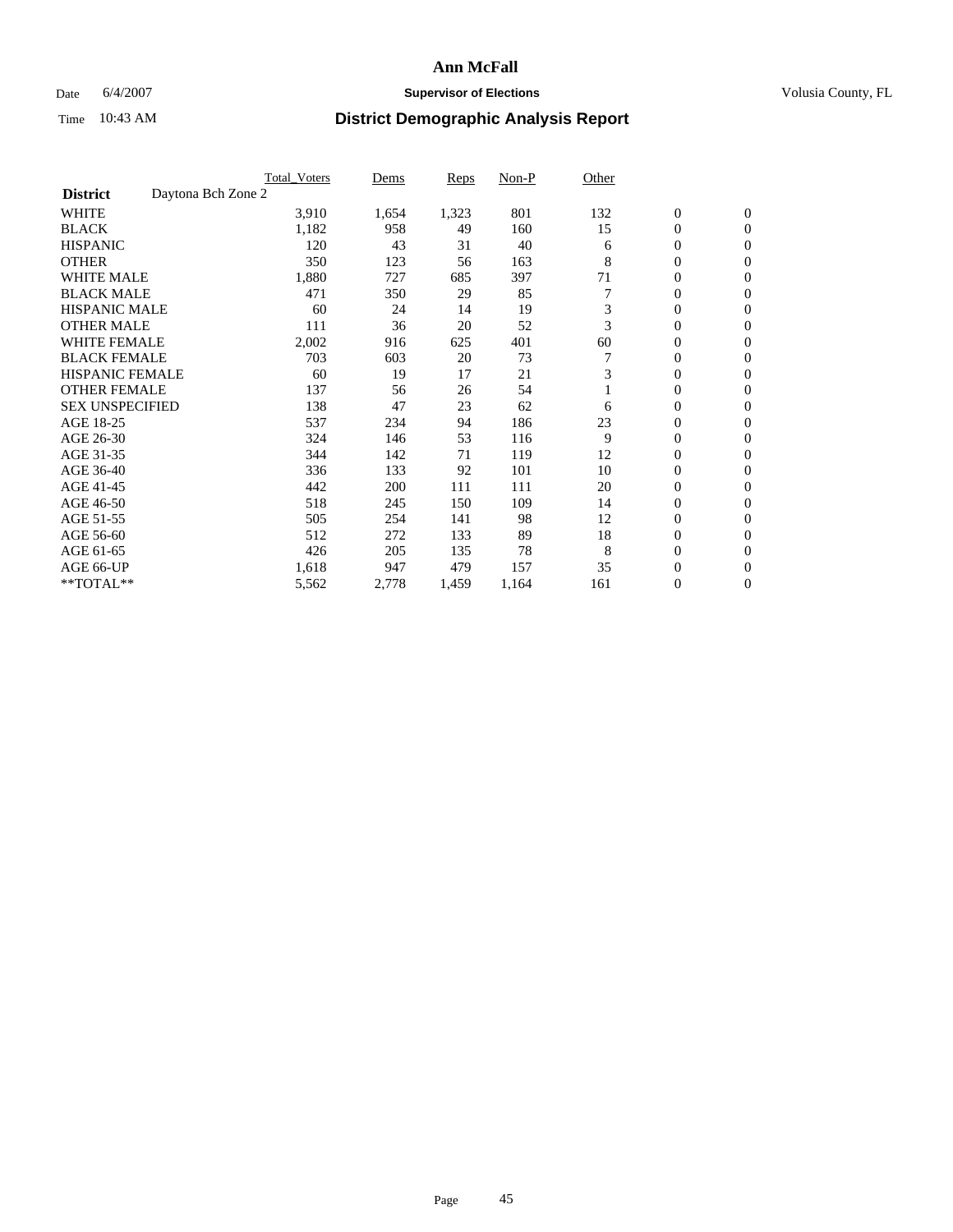# Ann McFall

Date 6/4/2007 **Supervisor of Elections** Volusia County, FL

Time 10:43 AM **District Demographic Analysis Report**

| | Total_Voters | Dems | Reps | Non-P | Other | | |
|---|---|---|---|---|---|---|---|
| **District** Daytona Bch Zone 2 | | | | | | | |
| WHITE | 3,910 | 1,654 | 1,323 | 801 | 132 | 0 | 0 |
| BLACK | 1,182 | 958 | 49 | 160 | 15 | 0 | 0 |
| HISPANIC | 120 | 43 | 31 | 40 | 6 | 0 | 0 |
| OTHER | 350 | 123 | 56 | 163 | 8 | 0 | 0 |
| WHITE MALE | 1,880 | 727 | 685 | 397 | 71 | 0 | 0 |
| BLACK MALE | 471 | 350 | 29 | 85 | 7 | 0 | 0 |
| HISPANIC MALE | 60 | 24 | 14 | 19 | 3 | 0 | 0 |
| OTHER MALE | 111 | 36 | 20 | 52 | 3 | 0 | 0 |
| WHITE FEMALE | 2,002 | 916 | 625 | 401 | 60 | 0 | 0 |
| BLACK FEMALE | 703 | 603 | 20 | 73 | 7 | 0 | 0 |
| HISPANIC FEMALE | 60 | 19 | 17 | 21 | 3 | 0 | 0 |
| OTHER FEMALE | 137 | 56 | 26 | 54 | 1 | 0 | 0 |
| SEX UNSPECIFIED | 138 | 47 | 23 | 62 | 6 | 0 | 0 |
| AGE 18-25 | 537 | 234 | 94 | 186 | 23 | 0 | 0 |
| AGE 26-30 | 324 | 146 | 53 | 116 | 9 | 0 | 0 |
| AGE 31-35 | 344 | 142 | 71 | 119 | 12 | 0 | 0 |
| AGE 36-40 | 336 | 133 | 92 | 101 | 10 | 0 | 0 |
| AGE 41-45 | 442 | 200 | 111 | 111 | 20 | 0 | 0 |
| AGE 46-50 | 518 | 245 | 150 | 109 | 14 | 0 | 0 |
| AGE 51-55 | 505 | 254 | 141 | 98 | 12 | 0 | 0 |
| AGE 56-60 | 512 | 272 | 133 | 89 | 18 | 0 | 0 |
| AGE 61-65 | 426 | 205 | 135 | 78 | 8 | 0 | 0 |
| AGE 66-UP | 1,618 | 947 | 479 | 157 | 35 | 0 | 0 |
| **TOTAL** | 5,562 | 2,778 | 1,459 | 1,164 | 161 | 0 | 0 |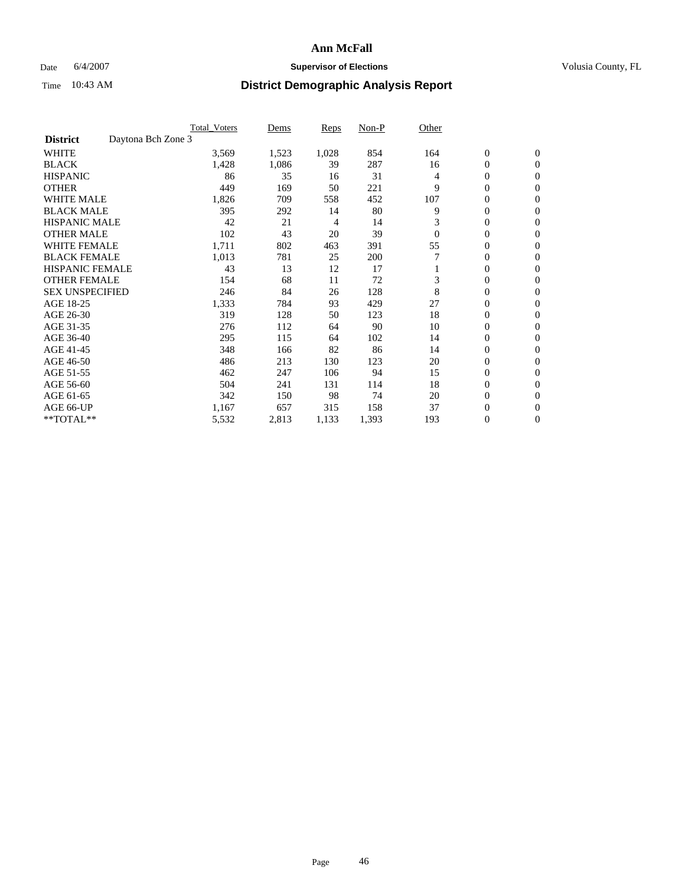# Ann McFall

Date 6/4/2007 **Supervisor of Elections** Volusia County, FL

Time 10:43 AM **District Demographic Analysis Report**

| | Total_Voters | Dems | Reps | Non-P | Other | | |
|---|---|---|---|---|---|---|---|
| **District** Daytona Bch Zone 3 | | | | | | | |
| WHITE | 3,569 | 1,523 | 1,028 | 854 | 164 | 0 | 0 |
| BLACK | 1,428 | 1,086 | 39 | 287 | 16 | 0 | 0 |
| HISPANIC | 86 | 35 | 16 | 31 | 4 | 0 | 0 |
| OTHER | 449 | 169 | 50 | 221 | 9 | 0 | 0 |
| WHITE MALE | 1,826 | 709 | 558 | 452 | 107 | 0 | 0 |
| BLACK MALE | 395 | 292 | 14 | 80 | 9 | 0 | 0 |
| HISPANIC MALE | 42 | 21 | 4 | 14 | 3 | 0 | 0 |
| OTHER MALE | 102 | 43 | 20 | 39 | 0 | 0 | 0 |
| WHITE FEMALE | 1,711 | 802 | 463 | 391 | 55 | 0 | 0 |
| BLACK FEMALE | 1,013 | 781 | 25 | 200 | 7 | 0 | 0 |
| HISPANIC FEMALE | 43 | 13 | 12 | 17 | 1 | 0 | 0 |
| OTHER FEMALE | 154 | 68 | 11 | 72 | 3 | 0 | 0 |
| SEX UNSPECIFIED | 246 | 84 | 26 | 128 | 8 | 0 | 0 |
| AGE 18-25 | 1,333 | 784 | 93 | 429 | 27 | 0 | 0 |
| AGE 26-30 | 319 | 128 | 50 | 123 | 18 | 0 | 0 |
| AGE 31-35 | 276 | 112 | 64 | 90 | 10 | 0 | 0 |
| AGE 36-40 | 295 | 115 | 64 | 102 | 14 | 0 | 0 |
| AGE 41-45 | 348 | 166 | 82 | 86 | 14 | 0 | 0 |
| AGE 46-50 | 486 | 213 | 130 | 123 | 20 | 0 | 0 |
| AGE 51-55 | 462 | 247 | 106 | 94 | 15 | 0 | 0 |
| AGE 56-60 | 504 | 241 | 131 | 114 | 18 | 0 | 0 |
| AGE 61-65 | 342 | 150 | 98 | 74 | 20 | 0 | 0 |
| AGE 66-UP | 1,167 | 657 | 315 | 158 | 37 | 0 | 0 |
| **TOTAL** | 5,532 | 2,813 | 1,133 | 1,393 | 193 | 0 | 0 |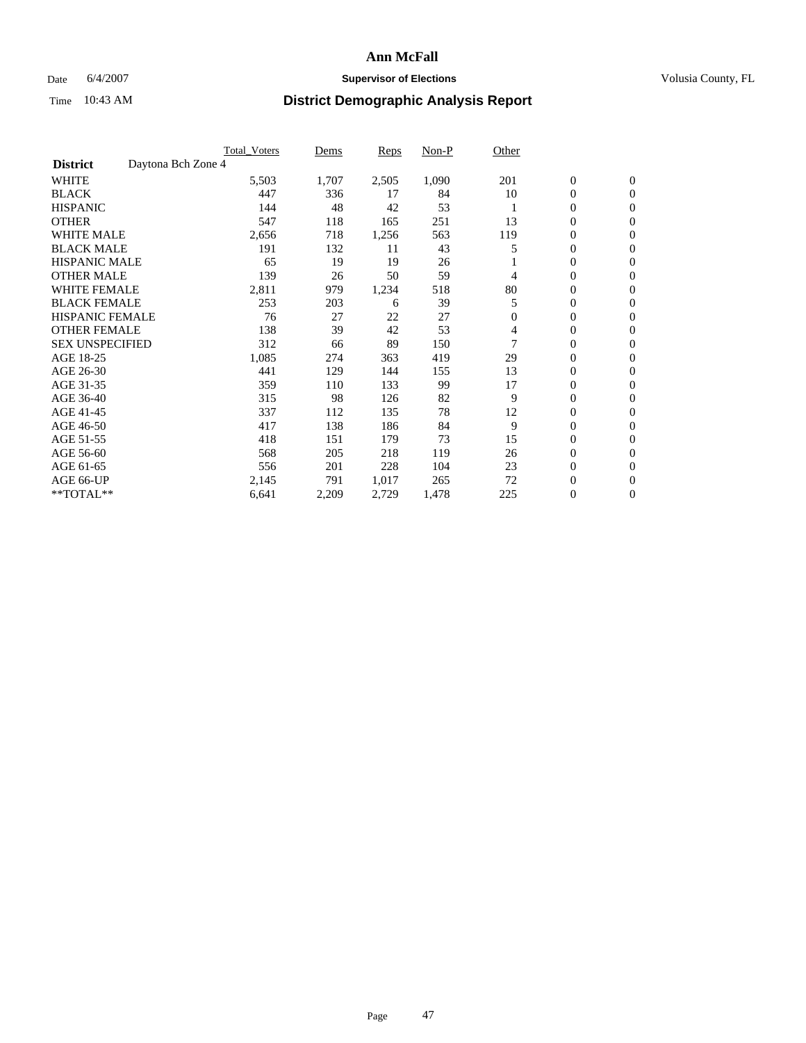# Ann McFall

Date 6/4/2007 **Supervisor of Elections** Volusia County, FL

Time 10:43 AM **District Demographic Analysis Report**

| | Total_Voters | Dems | Reps | Non-P | Other | | |
|---|---|---|---|---|---|---|---|
| **District** Daytona Bch Zone 4 | | | | | | | |
| WHITE | 5,503 | 1,707 | 2,505 | 1,090 | 201 | 0 | 0 |
| BLACK | 447 | 336 | 17 | 84 | 10 | 0 | 0 |
| HISPANIC | 144 | 48 | 42 | 53 | 1 | 0 | 0 |
| OTHER | 547 | 118 | 165 | 251 | 13 | 0 | 0 |
| WHITE MALE | 2,656 | 718 | 1,256 | 563 | 119 | 0 | 0 |
| BLACK MALE | 191 | 132 | 11 | 43 | 5 | 0 | 0 |
| HISPANIC MALE | 65 | 19 | 19 | 26 | 1 | 0 | 0 |
| OTHER MALE | 139 | 26 | 50 | 59 | 4 | 0 | 0 |
| WHITE FEMALE | 2,811 | 979 | 1,234 | 518 | 80 | 0 | 0 |
| BLACK FEMALE | 253 | 203 | 6 | 39 | 5 | 0 | 0 |
| HISPANIC FEMALE | 76 | 27 | 22 | 27 | 0 | 0 | 0 |
| OTHER FEMALE | 138 | 39 | 42 | 53 | 4 | 0 | 0 |
| SEX UNSPECIFIED | 312 | 66 | 89 | 150 | 7 | 0 | 0 |
| AGE 18-25 | 1,085 | 274 | 363 | 419 | 29 | 0 | 0 |
| AGE 26-30 | 441 | 129 | 144 | 155 | 13 | 0 | 0 |
| AGE 31-35 | 359 | 110 | 133 | 99 | 17 | 0 | 0 |
| AGE 36-40 | 315 | 98 | 126 | 82 | 9 | 0 | 0 |
| AGE 41-45 | 337 | 112 | 135 | 78 | 12 | 0 | 0 |
| AGE 46-50 | 417 | 138 | 186 | 84 | 9 | 0 | 0 |
| AGE 51-55 | 418 | 151 | 179 | 73 | 15 | 0 | 0 |
| AGE 56-60 | 568 | 205 | 218 | 119 | 26 | 0 | 0 |
| AGE 61-65 | 556 | 201 | 228 | 104 | 23 | 0 | 0 |
| AGE 66-UP | 2,145 | 791 | 1,017 | 265 | 72 | 0 | 0 |
| **TOTAL** | 6,641 | 2,209 | 2,729 | 1,478 | 225 | 0 | 0 |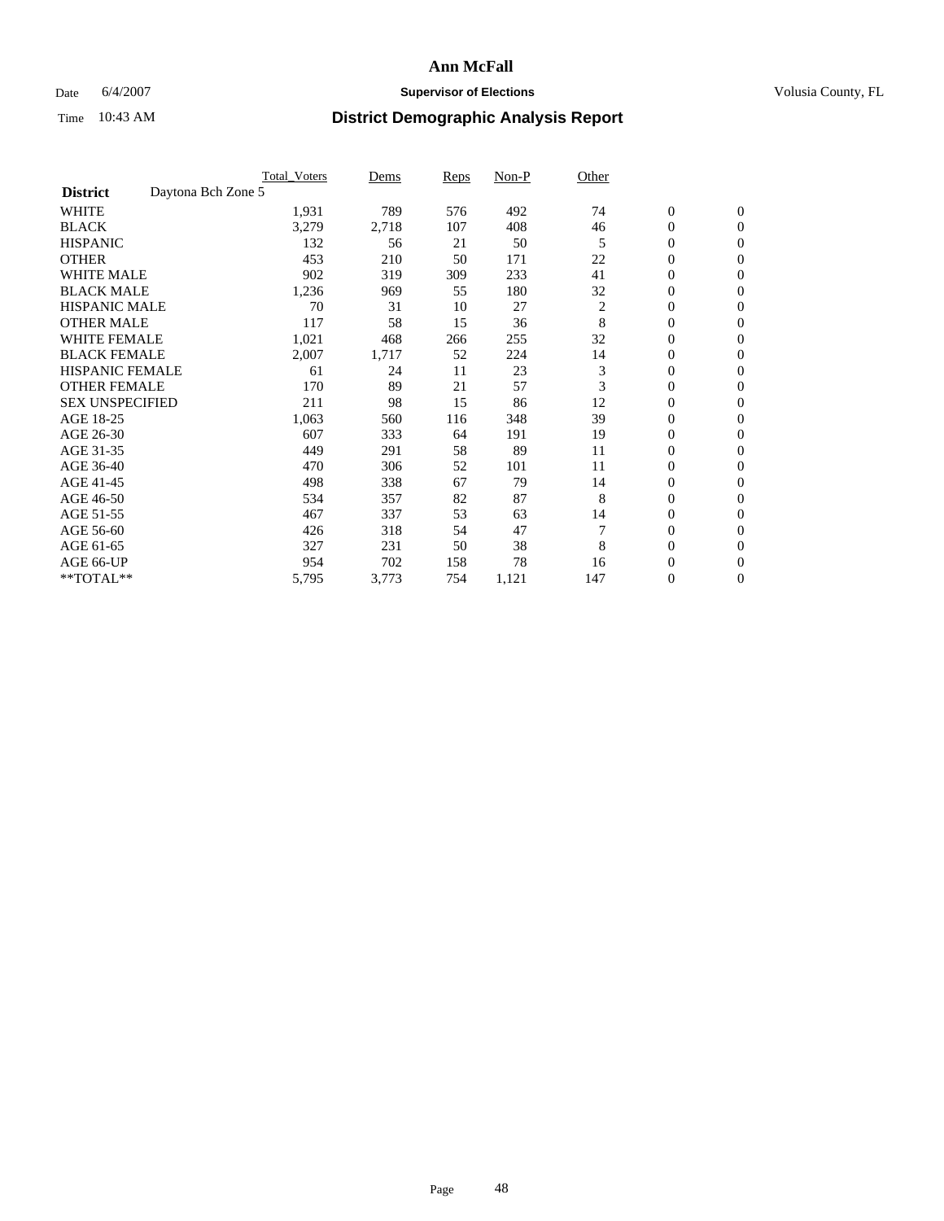# Ann McFall

Date 6/4/2007 **Supervisor of Elections** Volusia County, FL

Time 10:43 AM **District Demographic Analysis Report**

| | Total_Voters | Dems | Reps | Non-P | Other | | |
|---|---|---|---|---|---|---|---|
| **District** Daytona Bch Zone 5 | | | | | | | |
| WHITE | 1,931 | 789 | 576 | 492 | 74 | 0 | 0 |
| BLACK | 3,279 | 2,718 | 107 | 408 | 46 | 0 | 0 |
| HISPANIC | 132 | 56 | 21 | 50 | 5 | 0 | 0 |
| OTHER | 453 | 210 | 50 | 171 | 22 | 0 | 0 |
| WHITE MALE | 902 | 319 | 309 | 233 | 41 | 0 | 0 |
| BLACK MALE | 1,236 | 969 | 55 | 180 | 32 | 0 | 0 |
| HISPANIC MALE | 70 | 31 | 10 | 27 | 2 | 0 | 0 |
| OTHER MALE | 117 | 58 | 15 | 36 | 8 | 0 | 0 |
| WHITE FEMALE | 1,021 | 468 | 266 | 255 | 32 | 0 | 0 |
| BLACK FEMALE | 2,007 | 1,717 | 52 | 224 | 14 | 0 | 0 |
| HISPANIC FEMALE | 61 | 24 | 11 | 23 | 3 | 0 | 0 |
| OTHER FEMALE | 170 | 89 | 21 | 57 | 3 | 0 | 0 |
| SEX UNSPECIFIED | 211 | 98 | 15 | 86 | 12 | 0 | 0 |
| AGE 18-25 | 1,063 | 560 | 116 | 348 | 39 | 0 | 0 |
| AGE 26-30 | 607 | 333 | 64 | 191 | 19 | 0 | 0 |
| AGE 31-35 | 449 | 291 | 58 | 89 | 11 | 0 | 0 |
| AGE 36-40 | 470 | 306 | 52 | 101 | 11 | 0 | 0 |
| AGE 41-45 | 498 | 338 | 67 | 79 | 14 | 0 | 0 |
| AGE 46-50 | 534 | 357 | 82 | 87 | 8 | 0 | 0 |
| AGE 51-55 | 467 | 337 | 53 | 63 | 14 | 0 | 0 |
| AGE 56-60 | 426 | 318 | 54 | 47 | 7 | 0 | 0 |
| AGE 61-65 | 327 | 231 | 50 | 38 | 8 | 0 | 0 |
| AGE 66-UP | 954 | 702 | 158 | 78 | 16 | 0 | 0 |
| **TOTAL** | 5,795 | 3,773 | 754 | 1,121 | 147 | 0 | 0 |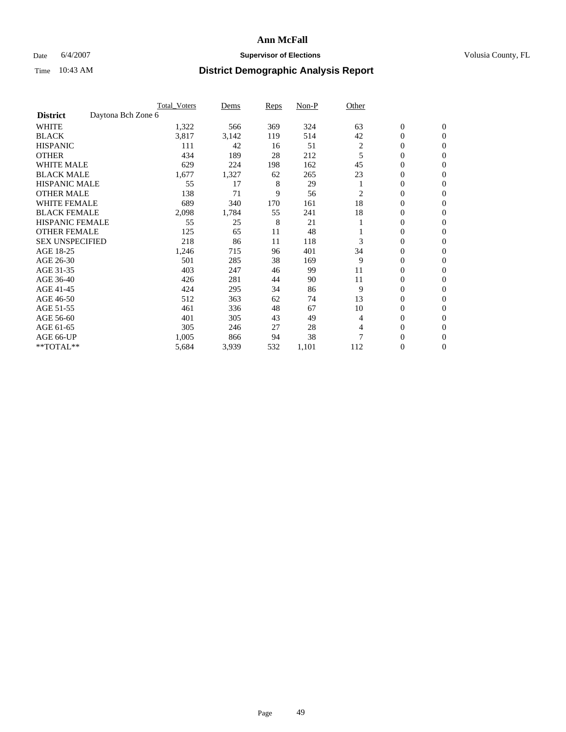# Ann McFall

Date 6/4/2007 **Supervisor of Elections** Volusia County, FL

Time 10:43 AM **District Demographic Analysis Report**

| | Total_Voters | Dems | Reps | Non-P | Other | | |
|---|---|---|---|---|---|---|---|
| **District** Daytona Bch Zone 6 | | | | | | | |
| WHITE | 1,322 | 566 | 369 | 324 | 63 | 0 | 0 |
| BLACK | 3,817 | 3,142 | 119 | 514 | 42 | 0 | 0 |
| HISPANIC | 111 | 42 | 16 | 51 | 2 | 0 | 0 |
| OTHER | 434 | 189 | 28 | 212 | 5 | 0 | 0 |
| WHITE MALE | 629 | 224 | 198 | 162 | 45 | 0 | 0 |
| BLACK MALE | 1,677 | 1,327 | 62 | 265 | 23 | 0 | 0 |
| HISPANIC MALE | 55 | 17 | 8 | 29 | 1 | 0 | 0 |
| OTHER MALE | 138 | 71 | 9 | 56 | 2 | 0 | 0 |
| WHITE FEMALE | 689 | 340 | 170 | 161 | 18 | 0 | 0 |
| BLACK FEMALE | 2,098 | 1,784 | 55 | 241 | 18 | 0 | 0 |
| HISPANIC FEMALE | 55 | 25 | 8 | 21 | 1 | 0 | 0 |
| OTHER FEMALE | 125 | 65 | 11 | 48 | 1 | 0 | 0 |
| SEX UNSPECIFIED | 218 | 86 | 11 | 118 | 3 | 0 | 0 |
| AGE 18-25 | 1,246 | 715 | 96 | 401 | 34 | 0 | 0 |
| AGE 26-30 | 501 | 285 | 38 | 169 | 9 | 0 | 0 |
| AGE 31-35 | 403 | 247 | 46 | 99 | 11 | 0 | 0 |
| AGE 36-40 | 426 | 281 | 44 | 90 | 11 | 0 | 0 |
| AGE 41-45 | 424 | 295 | 34 | 86 | 9 | 0 | 0 |
| AGE 46-50 | 512 | 363 | 62 | 74 | 13 | 0 | 0 |
| AGE 51-55 | 461 | 336 | 48 | 67 | 10 | 0 | 0 |
| AGE 56-60 | 401 | 305 | 43 | 49 | 4 | 0 | 0 |
| AGE 61-65 | 305 | 246 | 27 | 28 | 4 | 0 | 0 |
| AGE 66-UP | 1,005 | 866 | 94 | 38 | 7 | 0 | 0 |
| **TOTAL** | 5,684 | 3,939 | 532 | 1,101 | 112 | 0 | 0 |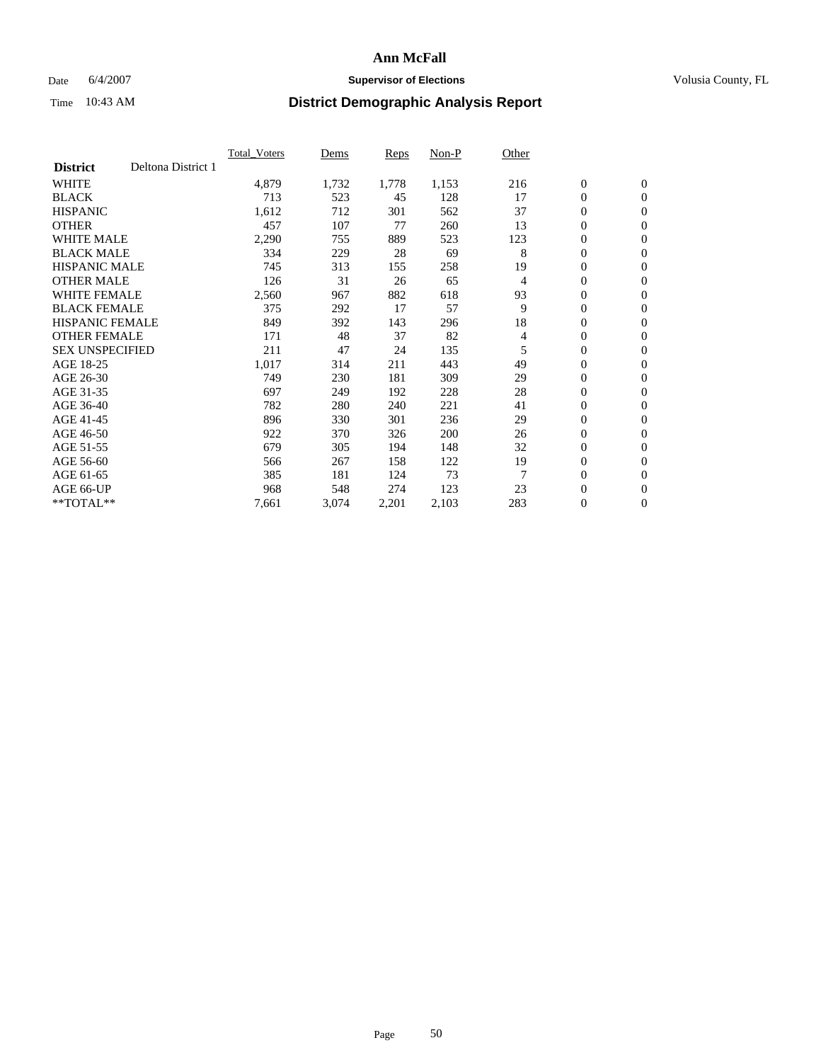# Ann McFall

Date 6/4/2007 **Supervisor of Elections** Volusia County, FL

Time 10:43 AM **District Demographic Analysis Report**

| | Total_Voters | Dems | Reps | Non-P | Other | | |
|---|---|---|---|---|---|---|---|
| **District** Deltona District 1 | | | | | | | |
| WHITE | 4,879 | 1,732 | 1,778 | 1,153 | 216 | 0 | 0 |
| BLACK | 713 | 523 | 45 | 128 | 17 | 0 | 0 |
| HISPANIC | 1,612 | 712 | 301 | 562 | 37 | 0 | 0 |
| OTHER | 457 | 107 | 77 | 260 | 13 | 0 | 0 |
| WHITE MALE | 2,290 | 755 | 889 | 523 | 123 | 0 | 0 |
| BLACK MALE | 334 | 229 | 28 | 69 | 8 | 0 | 0 |
| HISPANIC MALE | 745 | 313 | 155 | 258 | 19 | 0 | 0 |
| OTHER MALE | 126 | 31 | 26 | 65 | 4 | 0 | 0 |
| WHITE FEMALE | 2,560 | 967 | 882 | 618 | 93 | 0 | 0 |
| BLACK FEMALE | 375 | 292 | 17 | 57 | 9 | 0 | 0 |
| HISPANIC FEMALE | 849 | 392 | 143 | 296 | 18 | 0 | 0 |
| OTHER FEMALE | 171 | 48 | 37 | 82 | 4 | 0 | 0 |
| SEX UNSPECIFIED | 211 | 47 | 24 | 135 | 5 | 0 | 0 |
| AGE 18-25 | 1,017 | 314 | 211 | 443 | 49 | 0 | 0 |
| AGE 26-30 | 749 | 230 | 181 | 309 | 29 | 0 | 0 |
| AGE 31-35 | 697 | 249 | 192 | 228 | 28 | 0 | 0 |
| AGE 36-40 | 782 | 280 | 240 | 221 | 41 | 0 | 0 |
| AGE 41-45 | 896 | 330 | 301 | 236 | 29 | 0 | 0 |
| AGE 46-50 | 922 | 370 | 326 | 200 | 26 | 0 | 0 |
| AGE 51-55 | 679 | 305 | 194 | 148 | 32 | 0 | 0 |
| AGE 56-60 | 566 | 267 | 158 | 122 | 19 | 0 | 0 |
| AGE 61-65 | 385 | 181 | 124 | 73 | 7 | 0 | 0 |
| AGE 66-UP | 968 | 548 | 274 | 123 | 23 | 0 | 0 |
| **TOTAL** | 7,661 | 3,074 | 2,201 | 2,103 | 283 | 0 | 0 |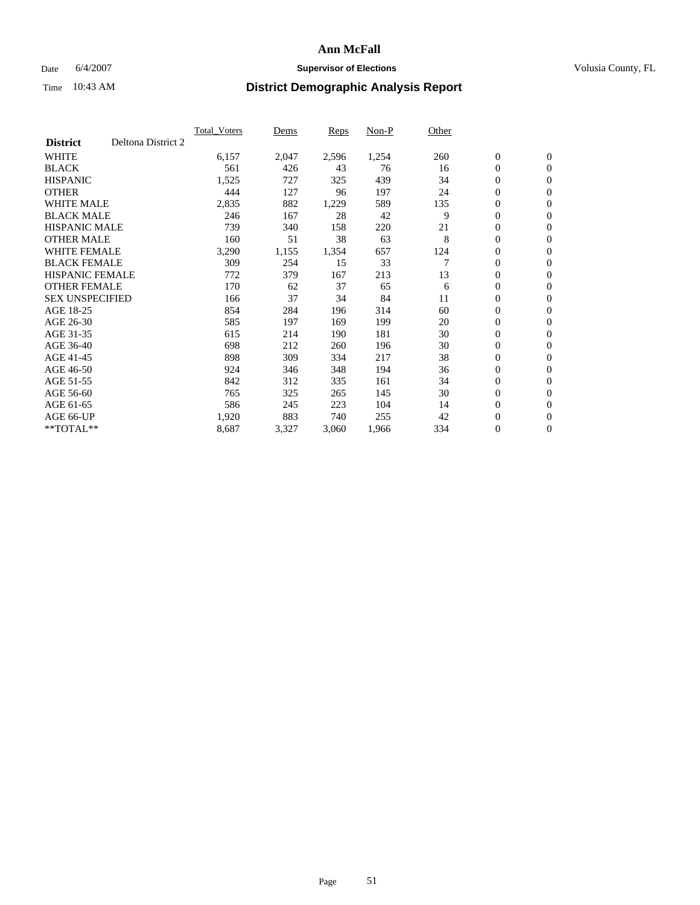# Ann McFall

Date 6/4/2007 **Supervisor of Elections** Volusia County, FL

Time 10:43 AM **District Demographic Analysis Report**

| **District** Deltona District 2 | Total_Voters | Dems | Reps | Non-P | Other | | |
|---|---|---|---|---|---|---|---|
| WHITE | 6,157 | 2,047 | 2,596 | 1,254 | 260 | 0 | 0 |
| BLACK | 561 | 426 | 43 | 76 | 16 | 0 | 0 |
| HISPANIC | 1,525 | 727 | 325 | 439 | 34 | 0 | 0 |
| OTHER | 444 | 127 | 96 | 197 | 24 | 0 | 0 |
| WHITE MALE | 2,835 | 882 | 1,229 | 589 | 135 | 0 | 0 |
| BLACK MALE | 246 | 167 | 28 | 42 | 9 | 0 | 0 |
| HISPANIC MALE | 739 | 340 | 158 | 220 | 21 | 0 | 0 |
| OTHER MALE | 160 | 51 | 38 | 63 | 8 | 0 | 0 |
| WHITE FEMALE | 3,290 | 1,155 | 1,354 | 657 | 124 | 0 | 0 |
| BLACK FEMALE | 309 | 254 | 15 | 33 | 7 | 0 | 0 |
| HISPANIC FEMALE | 772 | 379 | 167 | 213 | 13 | 0 | 0 |
| OTHER FEMALE | 170 | 62 | 37 | 65 | 6 | 0 | 0 |
| SEX UNSPECIFIED | 166 | 37 | 34 | 84 | 11 | 0 | 0 |
| AGE 18-25 | 854 | 284 | 196 | 314 | 60 | 0 | 0 |
| AGE 26-30 | 585 | 197 | 169 | 199 | 20 | 0 | 0 |
| AGE 31-35 | 615 | 214 | 190 | 181 | 30 | 0 | 0 |
| AGE 36-40 | 698 | 212 | 260 | 196 | 30 | 0 | 0 |
| AGE 41-45 | 898 | 309 | 334 | 217 | 38 | 0 | 0 |
| AGE 46-50 | 924 | 346 | 348 | 194 | 36 | 0 | 0 |
| AGE 51-55 | 842 | 312 | 335 | 161 | 34 | 0 | 0 |
| AGE 56-60 | 765 | 325 | 265 | 145 | 30 | 0 | 0 |
| AGE 61-65 | 586 | 245 | 223 | 104 | 14 | 0 | 0 |
| AGE 66-UP | 1,920 | 883 | 740 | 255 | 42 | 0 | 0 |
| **TOTAL** | 8,687 | 3,327 | 3,060 | 1,966 | 334 | 0 | 0 |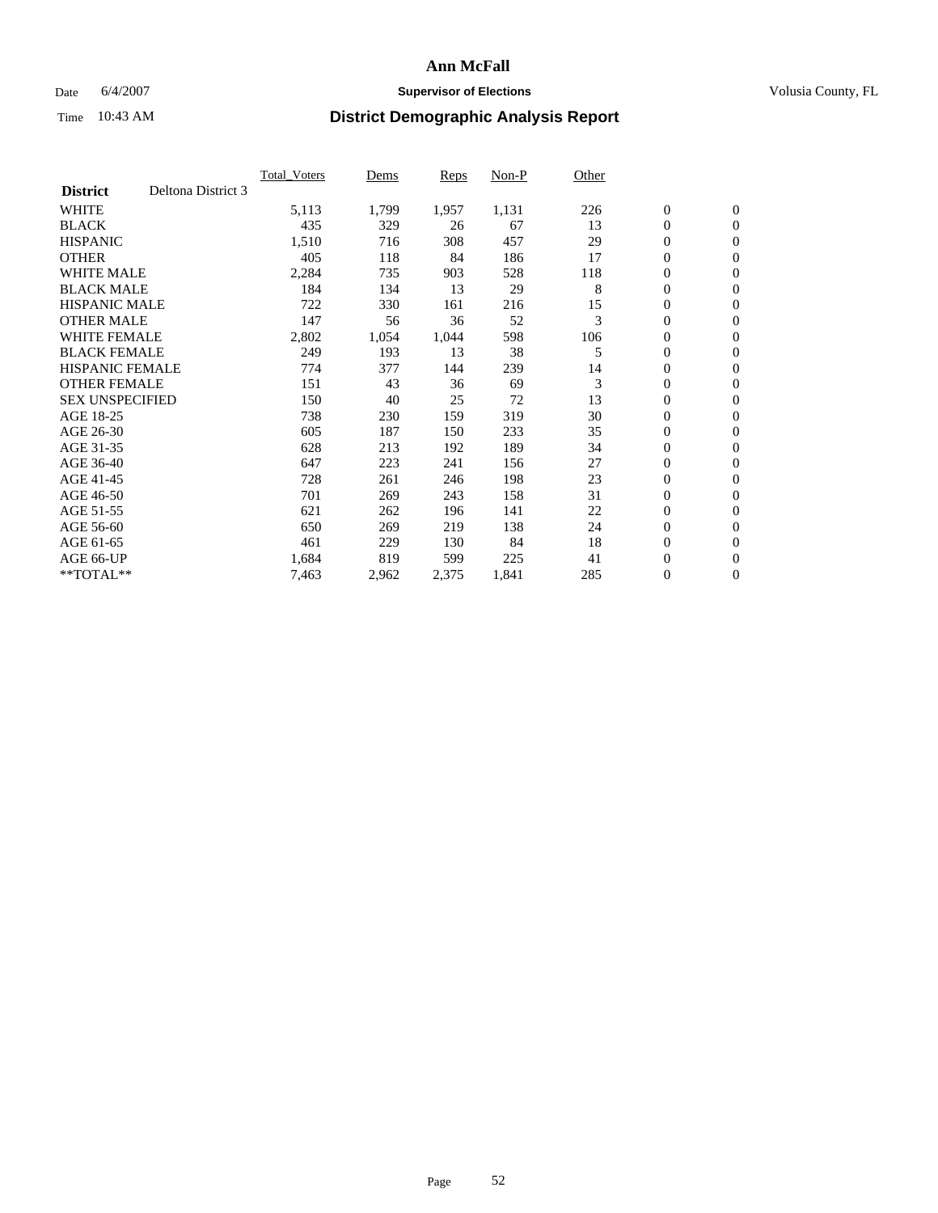# Ann McFall

Date 6/4/2007 **Supervisor of Elections** Volusia County, FL

Time 10:43 AM **District Demographic Analysis Report**

| | Total_Voters | Dems | Reps | Non-P | Other | | |
|---|---|---|---|---|---|---|---|
| **District** Deltona District 3 | | | | | | | |
| WHITE | 5,113 | 1,799 | 1,957 | 1,131 | 226 | 0 | 0 |
| BLACK | 435 | 329 | 26 | 67 | 13 | 0 | 0 |
| HISPANIC | 1,510 | 716 | 308 | 457 | 29 | 0 | 0 |
| OTHER | 405 | 118 | 84 | 186 | 17 | 0 | 0 |
| WHITE MALE | 2,284 | 735 | 903 | 528 | 118 | 0 | 0 |
| BLACK MALE | 184 | 134 | 13 | 29 | 8 | 0 | 0 |
| HISPANIC MALE | 722 | 330 | 161 | 216 | 15 | 0 | 0 |
| OTHER MALE | 147 | 56 | 36 | 52 | 3 | 0 | 0 |
| WHITE FEMALE | 2,802 | 1,054 | 1,044 | 598 | 106 | 0 | 0 |
| BLACK FEMALE | 249 | 193 | 13 | 38 | 5 | 0 | 0 |
| HISPANIC FEMALE | 774 | 377 | 144 | 239 | 14 | 0 | 0 |
| OTHER FEMALE | 151 | 43 | 36 | 69 | 3 | 0 | 0 |
| SEX UNSPECIFIED | 150 | 40 | 25 | 72 | 13 | 0 | 0 |
| AGE 18-25 | 738 | 230 | 159 | 319 | 30 | 0 | 0 |
| AGE 26-30 | 605 | 187 | 150 | 233 | 35 | 0 | 0 |
| AGE 31-35 | 628 | 213 | 192 | 189 | 34 | 0 | 0 |
| AGE 36-40 | 647 | 223 | 241 | 156 | 27 | 0 | 0 |
| AGE 41-45 | 728 | 261 | 246 | 198 | 23 | 0 | 0 |
| AGE 46-50 | 701 | 269 | 243 | 158 | 31 | 0 | 0 |
| AGE 51-55 | 621 | 262 | 196 | 141 | 22 | 0 | 0 |
| AGE 56-60 | 650 | 269 | 219 | 138 | 24 | 0 | 0 |
| AGE 61-65 | 461 | 229 | 130 | 84 | 18 | 0 | 0 |
| AGE 66-UP | 1,684 | 819 | 599 | 225 | 41 | 0 | 0 |
| **TOTAL** | 7,463 | 2,962 | 2,375 | 1,841 | 285 | 0 | 0 |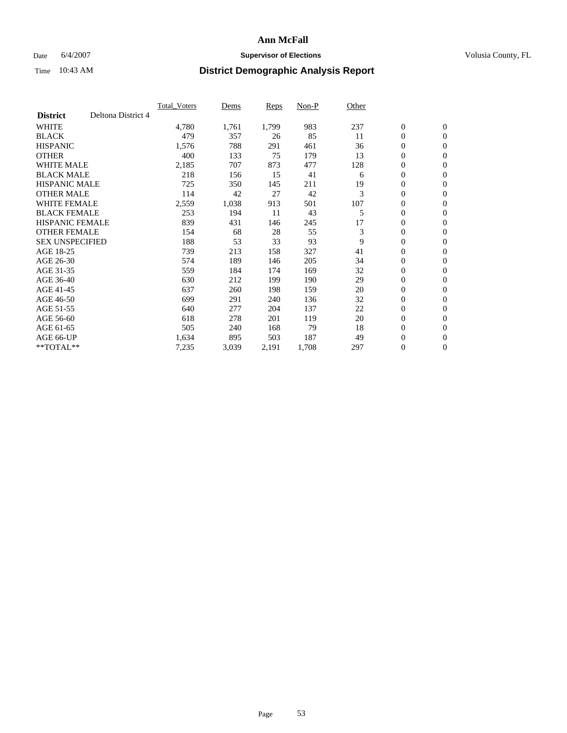# Ann McFall

Date 6/4/2007 **Supervisor of Elections** Volusia County, FL

Time 10:43 AM **District Demographic Analysis Report**

| | Total_Voters | Dems | Reps | Non-P | Other | | |
|---|---|---|---|---|---|---|---|
| **District** Deltona District 4 | | | | | | | |
| WHITE | 4,780 | 1,761 | 1,799 | 983 | 237 | 0 | 0 |
| BLACK | 479 | 357 | 26 | 85 | 11 | 0 | 0 |
| HISPANIC | 1,576 | 788 | 291 | 461 | 36 | 0 | 0 |
| OTHER | 400 | 133 | 75 | 179 | 13 | 0 | 0 |
| WHITE MALE | 2,185 | 707 | 873 | 477 | 128 | 0 | 0 |
| BLACK MALE | 218 | 156 | 15 | 41 | 6 | 0 | 0 |
| HISPANIC MALE | 725 | 350 | 145 | 211 | 19 | 0 | 0 |
| OTHER MALE | 114 | 42 | 27 | 42 | 3 | 0 | 0 |
| WHITE FEMALE | 2,559 | 1,038 | 913 | 501 | 107 | 0 | 0 |
| BLACK FEMALE | 253 | 194 | 11 | 43 | 5 | 0 | 0 |
| HISPANIC FEMALE | 839 | 431 | 146 | 245 | 17 | 0 | 0 |
| OTHER FEMALE | 154 | 68 | 28 | 55 | 3 | 0 | 0 |
| SEX UNSPECIFIED | 188 | 53 | 33 | 93 | 9 | 0 | 0 |
| AGE 18-25 | 739 | 213 | 158 | 327 | 41 | 0 | 0 |
| AGE 26-30 | 574 | 189 | 146 | 205 | 34 | 0 | 0 |
| AGE 31-35 | 559 | 184 | 174 | 169 | 32 | 0 | 0 |
| AGE 36-40 | 630 | 212 | 199 | 190 | 29 | 0 | 0 |
| AGE 41-45 | 637 | 260 | 198 | 159 | 20 | 0 | 0 |
| AGE 46-50 | 699 | 291 | 240 | 136 | 32 | 0 | 0 |
| AGE 51-55 | 640 | 277 | 204 | 137 | 22 | 0 | 0 |
| AGE 56-60 | 618 | 278 | 201 | 119 | 20 | 0 | 0 |
| AGE 61-65 | 505 | 240 | 168 | 79 | 18 | 0 | 0 |
| AGE 66-UP | 1,634 | 895 | 503 | 187 | 49 | 0 | 0 |
| **TOTAL** | 7,235 | 3,039 | 2,191 | 1,708 | 297 | 0 | 0 |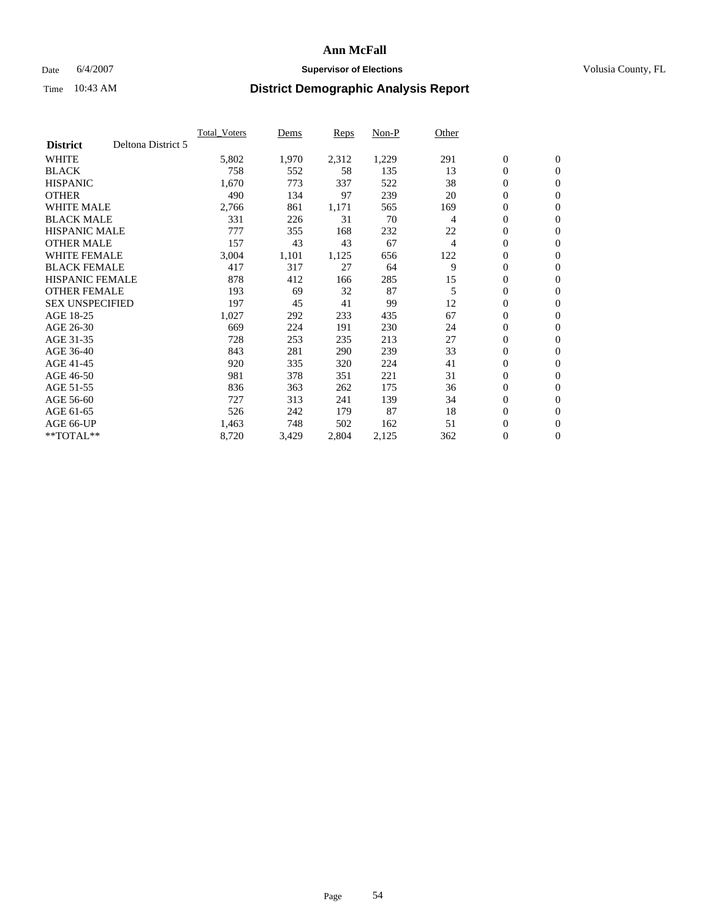# Ann McFall

Date 6/4/2007 **Supervisor of Elections** Volusia County, FL

Time 10:43 AM

## District Demographic Analysis Report

| | Total_Voters | Dems | Reps | Non-P | Other | | |
|---|---|---|---|---|---|---|---|
| **District** Deltona District 5 | | | | | | | |
| WHITE | 5,802 | 1,970 | 2,312 | 1,229 | 291 | 0 | 0 |
| BLACK | 758 | 552 | 58 | 135 | 13 | 0 | 0 |
| HISPANIC | 1,670 | 773 | 337 | 522 | 38 | 0 | 0 |
| OTHER | 490 | 134 | 97 | 239 | 20 | 0 | 0 |
| WHITE MALE | 2,766 | 861 | 1,171 | 565 | 169 | 0 | 0 |
| BLACK MALE | 331 | 226 | 31 | 70 | 4 | 0 | 0 |
| HISPANIC MALE | 777 | 355 | 168 | 232 | 22 | 0 | 0 |
| OTHER MALE | 157 | 43 | 43 | 67 | 4 | 0 | 0 |
| WHITE FEMALE | 3,004 | 1,101 | 1,125 | 656 | 122 | 0 | 0 |
| BLACK FEMALE | 417 | 317 | 27 | 64 | 9 | 0 | 0 |
| HISPANIC FEMALE | 878 | 412 | 166 | 285 | 15 | 0 | 0 |
| OTHER FEMALE | 193 | 69 | 32 | 87 | 5 | 0 | 0 |
| SEX UNSPECIFIED | 197 | 45 | 41 | 99 | 12 | 0 | 0 |
| AGE 18-25 | 1,027 | 292 | 233 | 435 | 67 | 0 | 0 |
| AGE 26-30 | 669 | 224 | 191 | 230 | 24 | 0 | 0 |
| AGE 31-35 | 728 | 253 | 235 | 213 | 27 | 0 | 0 |
| AGE 36-40 | 843 | 281 | 290 | 239 | 33 | 0 | 0 |
| AGE 41-45 | 920 | 335 | 320 | 224 | 41 | 0 | 0 |
| AGE 46-50 | 981 | 378 | 351 | 221 | 31 | 0 | 0 |
| AGE 51-55 | 836 | 363 | 262 | 175 | 36 | 0 | 0 |
| AGE 56-60 | 727 | 313 | 241 | 139 | 34 | 0 | 0 |
| AGE 61-65 | 526 | 242 | 179 | 87 | 18 | 0 | 0 |
| AGE 66-UP | 1,463 | 748 | 502 | 162 | 51 | 0 | 0 |
| **TOTAL** | 8,720 | 3,429 | 2,804 | 2,125 | 362 | 0 | 0 |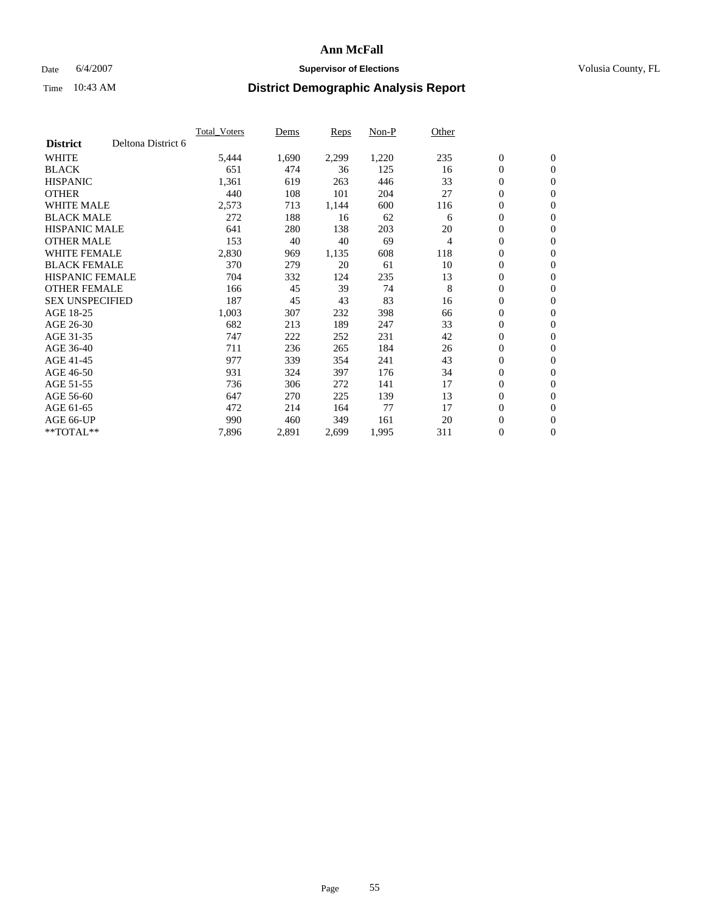# Ann McFall

Date 6/4/2007 **Supervisor of Elections** Volusia County, FL

Time 10:43 AM **District Demographic Analysis Report**

| | Total_Voters | Dems | Reps | Non-P | Other | | |
|---|---|---|---|---|---|---|---|
| **District** Deltona District 6 | | | | | | | |
| WHITE | 5,444 | 1,690 | 2,299 | 1,220 | 235 | 0 | 0 |
| BLACK | 651 | 474 | 36 | 125 | 16 | 0 | 0 |
| HISPANIC | 1,361 | 619 | 263 | 446 | 33 | 0 | 0 |
| OTHER | 440 | 108 | 101 | 204 | 27 | 0 | 0 |
| WHITE MALE | 2,573 | 713 | 1,144 | 600 | 116 | 0 | 0 |
| BLACK MALE | 272 | 188 | 16 | 62 | 6 | 0 | 0 |
| HISPANIC MALE | 641 | 280 | 138 | 203 | 20 | 0 | 0 |
| OTHER MALE | 153 | 40 | 40 | 69 | 4 | 0 | 0 |
| WHITE FEMALE | 2,830 | 969 | 1,135 | 608 | 118 | 0 | 0 |
| BLACK FEMALE | 370 | 279 | 20 | 61 | 10 | 0 | 0 |
| HISPANIC FEMALE | 704 | 332 | 124 | 235 | 13 | 0 | 0 |
| OTHER FEMALE | 166 | 45 | 39 | 74 | 8 | 0 | 0 |
| SEX UNSPECIFIED | 187 | 45 | 43 | 83 | 16 | 0 | 0 |
| AGE 18-25 | 1,003 | 307 | 232 | 398 | 66 | 0 | 0 |
| AGE 26-30 | 682 | 213 | 189 | 247 | 33 | 0 | 0 |
| AGE 31-35 | 747 | 222 | 252 | 231 | 42 | 0 | 0 |
| AGE 36-40 | 711 | 236 | 265 | 184 | 26 | 0 | 0 |
| AGE 41-45 | 977 | 339 | 354 | 241 | 43 | 0 | 0 |
| AGE 46-50 | 931 | 324 | 397 | 176 | 34 | 0 | 0 |
| AGE 51-55 | 736 | 306 | 272 | 141 | 17 | 0 | 0 |
| AGE 56-60 | 647 | 270 | 225 | 139 | 13 | 0 | 0 |
| AGE 61-65 | 472 | 214 | 164 | 77 | 17 | 0 | 0 |
| AGE 66-UP | 990 | 460 | 349 | 161 | 20 | 0 | 0 |
| **TOTAL** | 7,896 | 2,891 | 2,699 | 1,995 | 311 | 0 | 0 |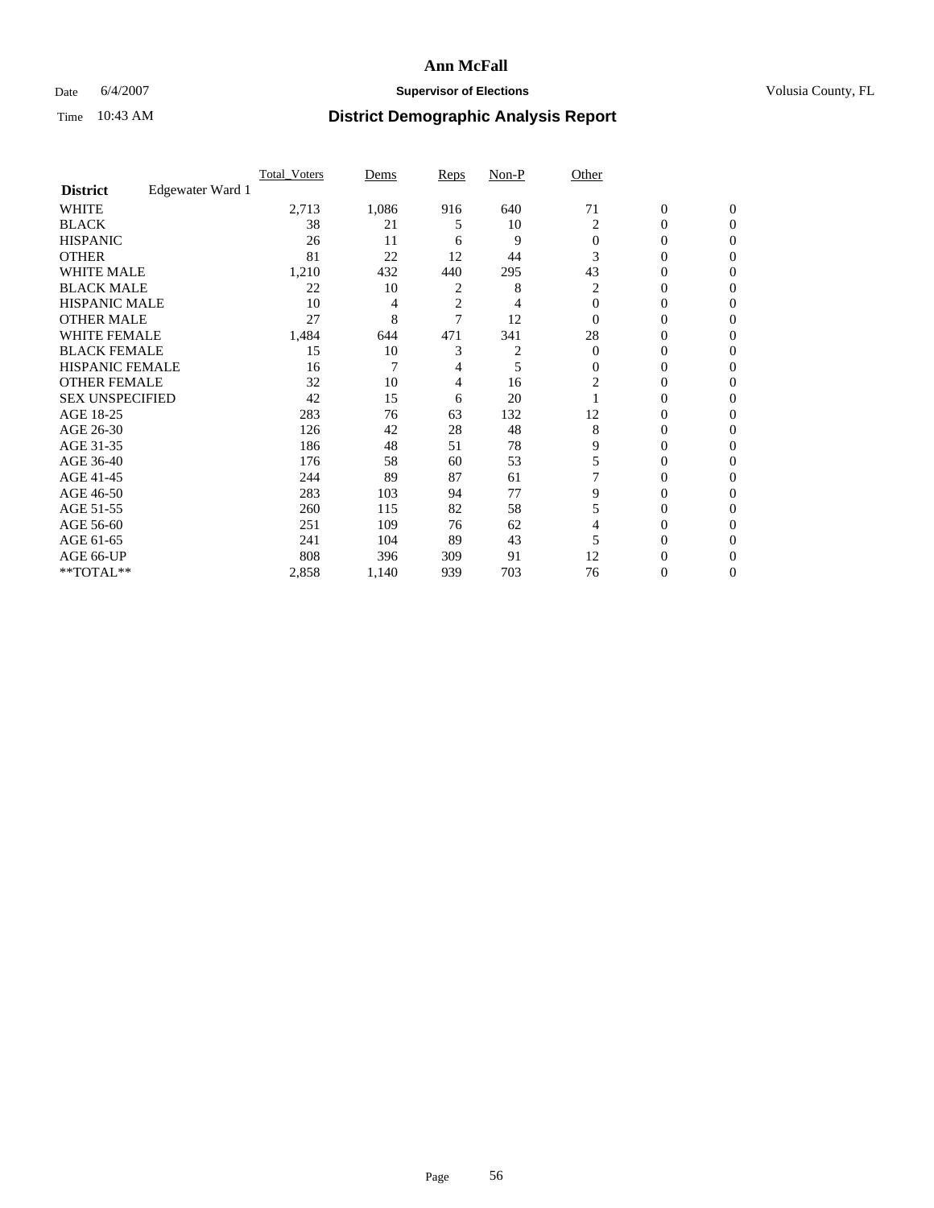# Ann McFall

Date 6/4/2007 **Supervisor of Elections** Volusia County, FL

Time 10:43 AM **District Demographic Analysis Report**

| | Total_Voters | Dems | Reps | Non-P | Other | | |
|---|---|---|---|---|---|---|---|
| **District** Edgewater Ward 1 | | | | | | | |
| WHITE | 2,713 | 1,086 | 916 | 640 | 71 | 0 | 0 |
| BLACK | 38 | 21 | 5 | 10 | 2 | 0 | 0 |
| HISPANIC | 26 | 11 | 6 | 9 | 0 | 0 | 0 |
| OTHER | 81 | 22 | 12 | 44 | 3 | 0 | 0 |
| WHITE MALE | 1,210 | 432 | 440 | 295 | 43 | 0 | 0 |
| BLACK MALE | 22 | 10 | 2 | 8 | 2 | 0 | 0 |
| HISPANIC MALE | 10 | 4 | 2 | 4 | 0 | 0 | 0 |
| OTHER MALE | 27 | 8 | 7 | 12 | 0 | 0 | 0 |
| WHITE FEMALE | 1,484 | 644 | 471 | 341 | 28 | 0 | 0 |
| BLACK FEMALE | 15 | 10 | 3 | 2 | 0 | 0 | 0 |
| HISPANIC FEMALE | 16 | 7 | 4 | 5 | 0 | 0 | 0 |
| OTHER FEMALE | 32 | 10 | 4 | 16 | 2 | 0 | 0 |
| SEX UNSPECIFIED | 42 | 15 | 6 | 20 | 1 | 0 | 0 |
| AGE 18-25 | 283 | 76 | 63 | 132 | 12 | 0 | 0 |
| AGE 26-30 | 126 | 42 | 28 | 48 | 8 | 0 | 0 |
| AGE 31-35 | 186 | 48 | 51 | 78 | 9 | 0 | 0 |
| AGE 36-40 | 176 | 58 | 60 | 53 | 5 | 0 | 0 |
| AGE 41-45 | 244 | 89 | 87 | 61 | 7 | 0 | 0 |
| AGE 46-50 | 283 | 103 | 94 | 77 | 9 | 0 | 0 |
| AGE 51-55 | 260 | 115 | 82 | 58 | 5 | 0 | 0 |
| AGE 56-60 | 251 | 109 | 76 | 62 | 4 | 0 | 0 |
| AGE 61-65 | 241 | 104 | 89 | 43 | 5 | 0 | 0 |
| AGE 66-UP | 808 | 396 | 309 | 91 | 12 | 0 | 0 |
| **TOTAL** | 2,858 | 1,140 | 939 | 703 | 76 | 0 | 0 |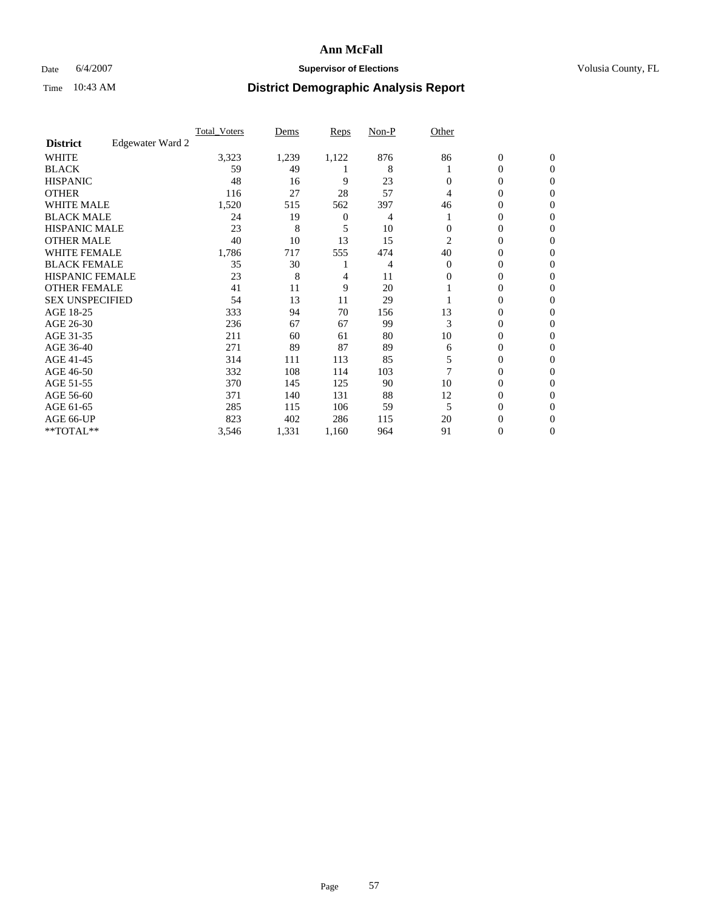# Ann McFall

Date 6/4/2007 **Supervisor of Elections** Volusia County, FL

Time 10:43 AM **District Demographic Analysis Report**

| **District** Edgewater Ward 2 | Total_Voters | Dems | Reps | Non-P | Other | | |
|---|---|---|---|---|---|---|---|
| WHITE | 3,323 | 1,239 | 1,122 | 876 | 86 | 0 | 0 |
| BLACK | 59 | 49 | 1 | 8 | 1 | 0 | 0 |
| HISPANIC | 48 | 16 | 9 | 23 | 0 | 0 | 0 |
| OTHER | 116 | 27 | 28 | 57 | 4 | 0 | 0 |
| WHITE MALE | 1,520 | 515 | 562 | 397 | 46 | 0 | 0 |
| BLACK MALE | 24 | 19 | 0 | 4 | 1 | 0 | 0 |
| HISPANIC MALE | 23 | 8 | 5 | 10 | 0 | 0 | 0 |
| OTHER MALE | 40 | 10 | 13 | 15 | 2 | 0 | 0 |
| WHITE FEMALE | 1,786 | 717 | 555 | 474 | 40 | 0 | 0 |
| BLACK FEMALE | 35 | 30 | 1 | 4 | 0 | 0 | 0 |
| HISPANIC FEMALE | 23 | 8 | 4 | 11 | 0 | 0 | 0 |
| OTHER FEMALE | 41 | 11 | 9 | 20 | 1 | 0 | 0 |
| SEX UNSPECIFIED | 54 | 13 | 11 | 29 | 1 | 0 | 0 |
| AGE 18-25 | 333 | 94 | 70 | 156 | 13 | 0 | 0 |
| AGE 26-30 | 236 | 67 | 67 | 99 | 3 | 0 | 0 |
| AGE 31-35 | 211 | 60 | 61 | 80 | 10 | 0 | 0 |
| AGE 36-40 | 271 | 89 | 87 | 89 | 6 | 0 | 0 |
| AGE 41-45 | 314 | 111 | 113 | 85 | 5 | 0 | 0 |
| AGE 46-50 | 332 | 108 | 114 | 103 | 7 | 0 | 0 |
| AGE 51-55 | 370 | 145 | 125 | 90 | 10 | 0 | 0 |
| AGE 56-60 | 371 | 140 | 131 | 88 | 12 | 0 | 0 |
| AGE 61-65 | 285 | 115 | 106 | 59 | 5 | 0 | 0 |
| AGE 66-UP | 823 | 402 | 286 | 115 | 20 | 0 | 0 |
| **TOTAL** | 3,546 | 1,331 | 1,160 | 964 | 91 | 0 | 0 |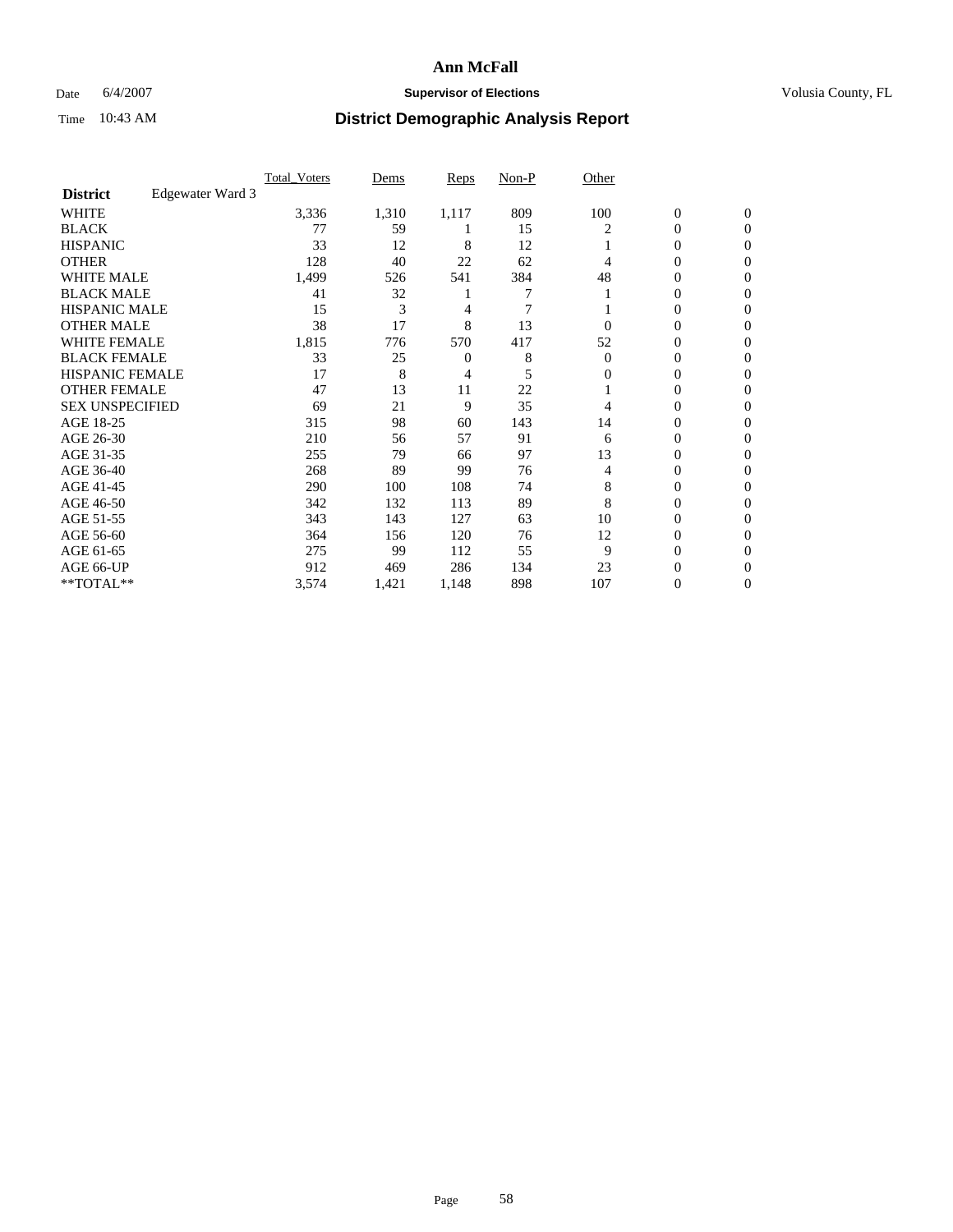# Ann McFall

Date 6/4/2007 **Supervisor of Elections** Volusia County, FL

Time 10:43 AM **District Demographic Analysis Report**

| District | Edgewater Ward 3 | Total_Voters | Dems | Reps | Non-P | Other | | |
|---|---|---|---|---|---|---|---|---|
| WHITE | | 3,336 | 1,310 | 1,117 | 809 | 100 | 0 | 0 |
| BLACK | | 77 | 59 | 1 | 15 | 2 | 0 | 0 |
| HISPANIC | | 33 | 12 | 8 | 12 | 1 | 0 | 0 |
| OTHER | | 128 | 40 | 22 | 62 | 4 | 0 | 0 |
| WHITE MALE | | 1,499 | 526 | 541 | 384 | 48 | 0 | 0 |
| BLACK MALE | | 41 | 32 | 1 | 7 | 1 | 0 | 0 |
| HISPANIC MALE | | 15 | 3 | 4 | 7 | 1 | 0 | 0 |
| OTHER MALE | | 38 | 17 | 8 | 13 | 0 | 0 | 0 |
| WHITE FEMALE | | 1,815 | 776 | 570 | 417 | 52 | 0 | 0 |
| BLACK FEMALE | | 33 | 25 | 0 | 8 | 0 | 0 | 0 |
| HISPANIC FEMALE | | 17 | 8 | 4 | 5 | 0 | 0 | 0 |
| OTHER FEMALE | | 47 | 13 | 11 | 22 | 1 | 0 | 0 |
| SEX UNSPECIFIED | | 69 | 21 | 9 | 35 | 4 | 0 | 0 |
| AGE 18-25 | | 315 | 98 | 60 | 143 | 14 | 0 | 0 |
| AGE 26-30 | | 210 | 56 | 57 | 91 | 6 | 0 | 0 |
| AGE 31-35 | | 255 | 79 | 66 | 97 | 13 | 0 | 0 |
| AGE 36-40 | | 268 | 89 | 99 | 76 | 4 | 0 | 0 |
| AGE 41-45 | | 290 | 100 | 108 | 74 | 8 | 0 | 0 |
| AGE 46-50 | | 342 | 132 | 113 | 89 | 8 | 0 | 0 |
| AGE 51-55 | | 343 | 143 | 127 | 63 | 10 | 0 | 0 |
| AGE 56-60 | | 364 | 156 | 120 | 76 | 12 | 0 | 0 |
| AGE 61-65 | | 275 | 99 | 112 | 55 | 9 | 0 | 0 |
| AGE 66-UP | | 912 | 469 | 286 | 134 | 23 | 0 | 0 |
| **TOTAL** | | 3,574 | 1,421 | 1,148 | 898 | 107 | 0 | 0 |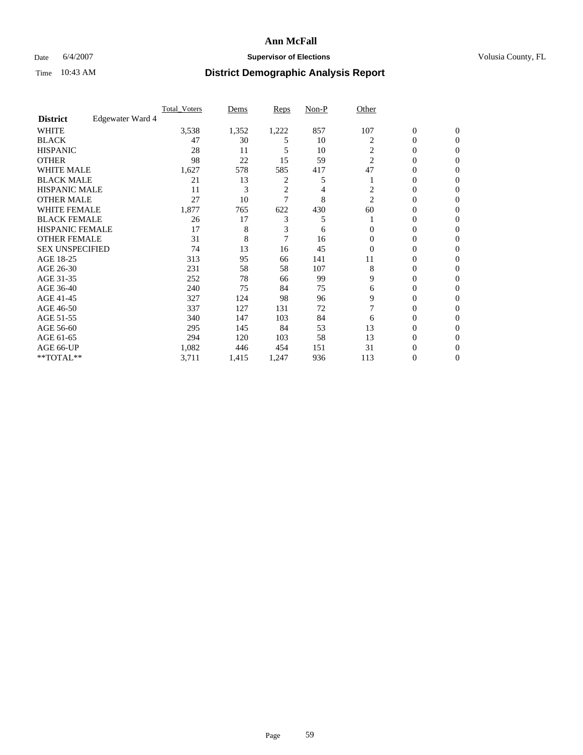# Ann McFall

Date 6/4/2007 **Supervisor of Elections** Volusia County, FL

Time 10:43 AM **District Demographic Analysis Report**

| | Total_Voters | Dems | Reps | Non-P | Other | | |
|---|---|---|---|---|---|---|---|
| **District** Edgewater Ward 4 | | | | | | | |
| WHITE | 3,538 | 1,352 | 1,222 | 857 | 107 | 0 | 0 |
| BLACK | 47 | 30 | 5 | 10 | 2 | 0 | 0 |
| HISPANIC | 28 | 11 | 5 | 10 | 2 | 0 | 0 |
| OTHER | 98 | 22 | 15 | 59 | 2 | 0 | 0 |
| WHITE MALE | 1,627 | 578 | 585 | 417 | 47 | 0 | 0 |
| BLACK MALE | 21 | 13 | 2 | 5 | 1 | 0 | 0 |
| HISPANIC MALE | 11 | 3 | 2 | 4 | 2 | 0 | 0 |
| OTHER MALE | 27 | 10 | 7 | 8 | 2 | 0 | 0 |
| WHITE FEMALE | 1,877 | 765 | 622 | 430 | 60 | 0 | 0 |
| BLACK FEMALE | 26 | 17 | 3 | 5 | 1 | 0 | 0 |
| HISPANIC FEMALE | 17 | 8 | 3 | 6 | 0 | 0 | 0 |
| OTHER FEMALE | 31 | 8 | 7 | 16 | 0 | 0 | 0 |
| SEX UNSPECIFIED | 74 | 13 | 16 | 45 | 0 | 0 | 0 |
| AGE 18-25 | 313 | 95 | 66 | 141 | 11 | 0 | 0 |
| AGE 26-30 | 231 | 58 | 58 | 107 | 8 | 0 | 0 |
| AGE 31-35 | 252 | 78 | 66 | 99 | 9 | 0 | 0 |
| AGE 36-40 | 240 | 75 | 84 | 75 | 6 | 0 | 0 |
| AGE 41-45 | 327 | 124 | 98 | 96 | 9 | 0 | 0 |
| AGE 46-50 | 337 | 127 | 131 | 72 | 7 | 0 | 0 |
| AGE 51-55 | 340 | 147 | 103 | 84 | 6 | 0 | 0 |
| AGE 56-60 | 295 | 145 | 84 | 53 | 13 | 0 | 0 |
| AGE 61-65 | 294 | 120 | 103 | 58 | 13 | 0 | 0 |
| AGE 66-UP | 1,082 | 446 | 454 | 151 | 31 | 0 | 0 |
| **TOTAL** | 3,711 | 1,415 | 1,247 | 936 | 113 | 0 | 0 |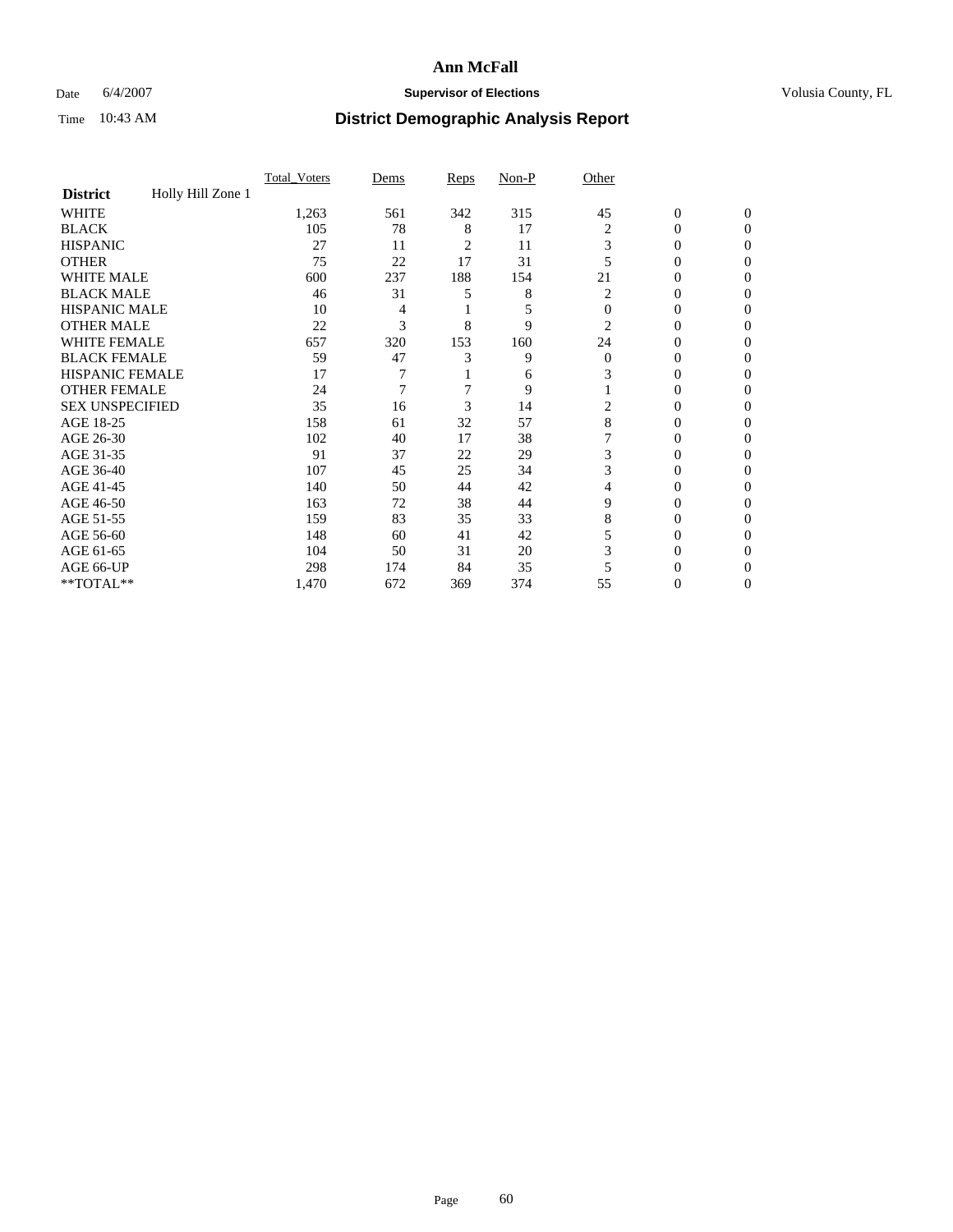# Ann McFall

Date 6/4/2007 **Supervisor of Elections** Volusia County, FL

Time 10:43 AM **District Demographic Analysis Report**

| | Total_Voters | Dems | Reps | Non-P | Other | | |
|---|---|---|---|---|---|---|---|
| **District** Holly Hill Zone 1 | | | | | | | |
| WHITE | 1,263 | 561 | 342 | 315 | 45 | 0 | 0 |
| BLACK | 105 | 78 | 8 | 17 | 2 | 0 | 0 |
| HISPANIC | 27 | 11 | 2 | 11 | 3 | 0 | 0 |
| OTHER | 75 | 22 | 17 | 31 | 5 | 0 | 0 |
| WHITE MALE | 600 | 237 | 188 | 154 | 21 | 0 | 0 |
| BLACK MALE | 46 | 31 | 5 | 8 | 2 | 0 | 0 |
| HISPANIC MALE | 10 | 4 | 1 | 5 | 0 | 0 | 0 |
| OTHER MALE | 22 | 3 | 8 | 9 | 2 | 0 | 0 |
| WHITE FEMALE | 657 | 320 | 153 | 160 | 24 | 0 | 0 |
| BLACK FEMALE | 59 | 47 | 3 | 9 | 0 | 0 | 0 |
| HISPANIC FEMALE | 17 | 7 | 1 | 6 | 3 | 0 | 0 |
| OTHER FEMALE | 24 | 7 | 7 | 9 | 1 | 0 | 0 |
| SEX UNSPECIFIED | 35 | 16 | 3 | 14 | 2 | 0 | 0 |
| AGE 18-25 | 158 | 61 | 32 | 57 | 8 | 0 | 0 |
| AGE 26-30 | 102 | 40 | 17 | 38 | 7 | 0 | 0 |
| AGE 31-35 | 91 | 37 | 22 | 29 | 3 | 0 | 0 |
| AGE 36-40 | 107 | 45 | 25 | 34 | 3 | 0 | 0 |
| AGE 41-45 | 140 | 50 | 44 | 42 | 4 | 0 | 0 |
| AGE 46-50 | 163 | 72 | 38 | 44 | 9 | 0 | 0 |
| AGE 51-55 | 159 | 83 | 35 | 33 | 8 | 0 | 0 |
| AGE 56-60 | 148 | 60 | 41 | 42 | 5 | 0 | 0 |
| AGE 61-65 | 104 | 50 | 31 | 20 | 3 | 0 | 0 |
| AGE 66-UP | 298 | 174 | 84 | 35 | 5 | 0 | 0 |
| **TOTAL** | 1,470 | 672 | 369 | 374 | 55 | 0 | 0 |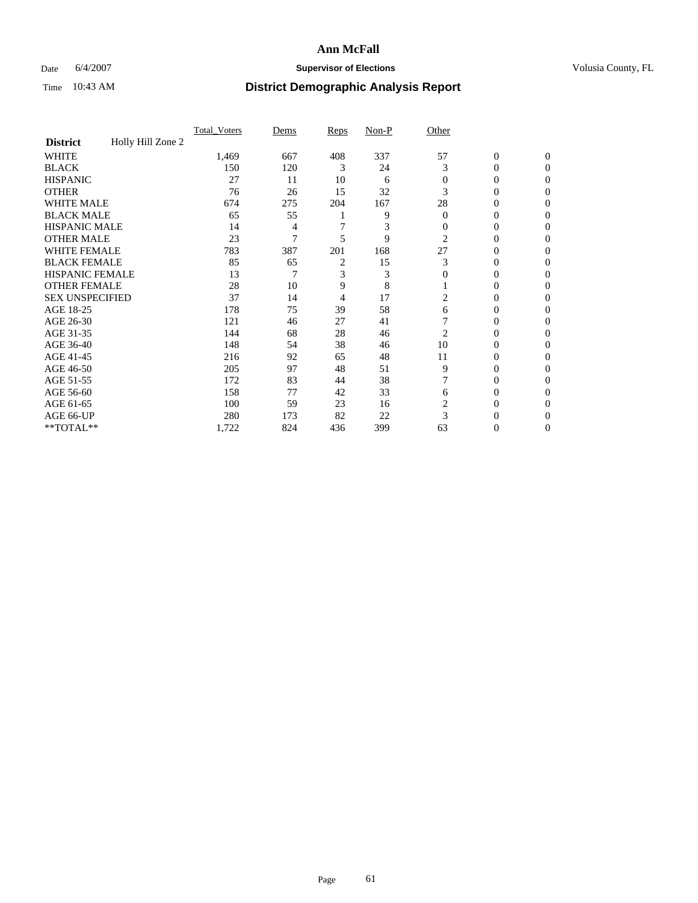# Ann McFall

Date 6/4/2007 **Supervisor of Elections** Volusia County, FL

Time 10:43 AM **District Demographic Analysis Report**

| | Total_Voters | Dems | Reps | Non-P | Other | | |
|---|---|---|---|---|---|---|---|
| **District** Holly Hill Zone 2 | | | | | | | |
| WHITE | 1,469 | 667 | 408 | 337 | 57 | 0 | 0 |
| BLACK | 150 | 120 | 3 | 24 | 3 | 0 | 0 |
| HISPANIC | 27 | 11 | 10 | 6 | 0 | 0 | 0 |
| OTHER | 76 | 26 | 15 | 32 | 3 | 0 | 0 |
| WHITE MALE | 674 | 275 | 204 | 167 | 28 | 0 | 0 |
| BLACK MALE | 65 | 55 | 1 | 9 | 0 | 0 | 0 |
| HISPANIC MALE | 14 | 4 | 7 | 3 | 0 | 0 | 0 |
| OTHER MALE | 23 | 7 | 5 | 9 | 2 | 0 | 0 |
| WHITE FEMALE | 783 | 387 | 201 | 168 | 27 | 0 | 0 |
| BLACK FEMALE | 85 | 65 | 2 | 15 | 3 | 0 | 0 |
| HISPANIC FEMALE | 13 | 7 | 3 | 3 | 0 | 0 | 0 |
| OTHER FEMALE | 28 | 10 | 9 | 8 | 1 | 0 | 0 |
| SEX UNSPECIFIED | 37 | 14 | 4 | 17 | 2 | 0 | 0 |
| AGE 18-25 | 178 | 75 | 39 | 58 | 6 | 0 | 0 |
| AGE 26-30 | 121 | 46 | 27 | 41 | 7 | 0 | 0 |
| AGE 31-35 | 144 | 68 | 28 | 46 | 2 | 0 | 0 |
| AGE 36-40 | 148 | 54 | 38 | 46 | 10 | 0 | 0 |
| AGE 41-45 | 216 | 92 | 65 | 48 | 11 | 0 | 0 |
| AGE 46-50 | 205 | 97 | 48 | 51 | 9 | 0 | 0 |
| AGE 51-55 | 172 | 83 | 44 | 38 | 7 | 0 | 0 |
| AGE 56-60 | 158 | 77 | 42 | 33 | 6 | 0 | 0 |
| AGE 61-65 | 100 | 59 | 23 | 16 | 2 | 0 | 0 |
| AGE 66-UP | 280 | 173 | 82 | 22 | 3 | 0 | 0 |
| **TOTAL** | 1,722 | 824 | 436 | 399 | 63 | 0 | 0 |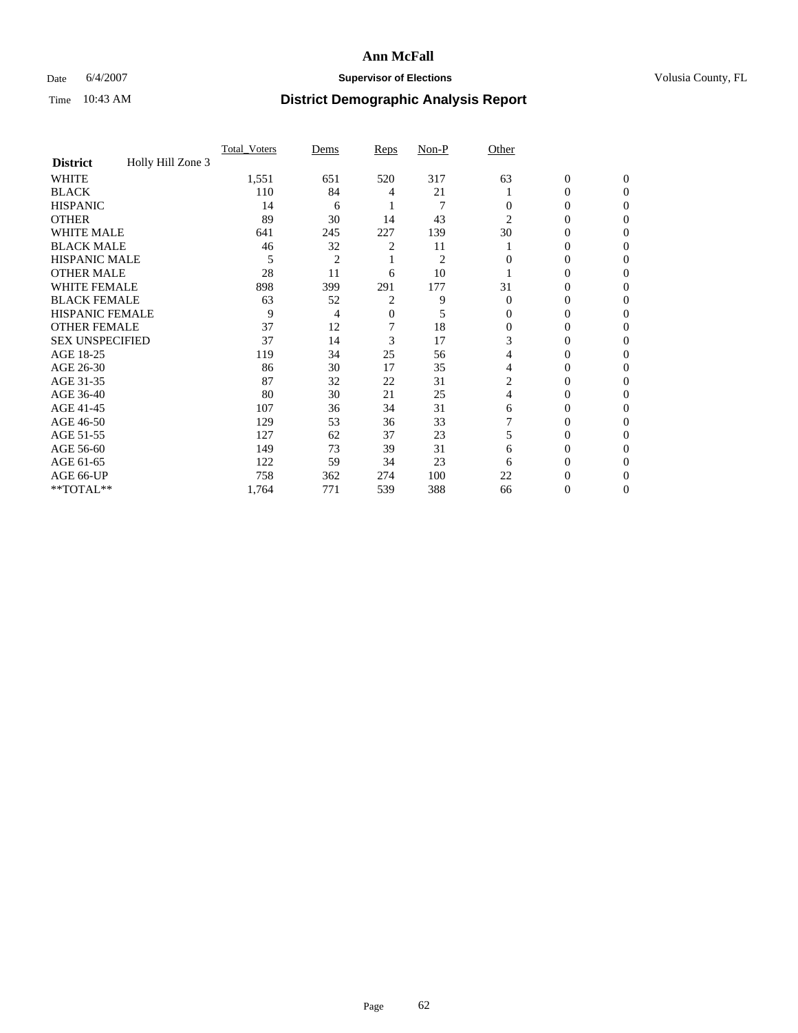**Ann McFall**

Date 6/4/2007 **Supervisor of Elections** Volusia County, FL

Time 10:43 AM **District Demographic Analysis Report**

| **District** Holly Hill Zone 3 | Total_Voters | Dems | Reps | Non-P | Other | | |
|---|---|---|---|---|---|---|---|
| WHITE | 1,551 | 651 | 520 | 317 | 63 | 0 | 0 |
| BLACK | 110 | 84 | 4 | 21 | 1 | 0 | 0 |
| HISPANIC | 14 | 6 | 1 | 7 | 0 | 0 | 0 |
| OTHER | 89 | 30 | 14 | 43 | 2 | 0 | 0 |
| WHITE MALE | 641 | 245 | 227 | 139 | 30 | 0 | 0 |
| BLACK MALE | 46 | 32 | 2 | 11 | 1 | 0 | 0 |
| HISPANIC MALE | 5 | 2 | 1 | 2 | 0 | 0 | 0 |
| OTHER MALE | 28 | 11 | 6 | 10 | 1 | 0 | 0 |
| WHITE FEMALE | 898 | 399 | 291 | 177 | 31 | 0 | 0 |
| BLACK FEMALE | 63 | 52 | 2 | 9 | 0 | 0 | 0 |
| HISPANIC FEMALE | 9 | 4 | 0 | 5 | 0 | 0 | 0 |
| OTHER FEMALE | 37 | 12 | 7 | 18 | 0 | 0 | 0 |
| SEX UNSPECIFIED | 37 | 14 | 3 | 17 | 3 | 0 | 0 |
| AGE 18-25 | 119 | 34 | 25 | 56 | 4 | 0 | 0 |
| AGE 26-30 | 86 | 30 | 17 | 35 | 4 | 0 | 0 |
| AGE 31-35 | 87 | 32 | 22 | 31 | 2 | 0 | 0 |
| AGE 36-40 | 80 | 30 | 21 | 25 | 4 | 0 | 0 |
| AGE 41-45 | 107 | 36 | 34 | 31 | 6 | 0 | 0 |
| AGE 46-50 | 129 | 53 | 36 | 33 | 7 | 0 | 0 |
| AGE 51-55 | 127 | 62 | 37 | 23 | 5 | 0 | 0 |
| AGE 56-60 | 149 | 73 | 39 | 31 | 6 | 0 | 0 |
| AGE 61-65 | 122 | 59 | 34 | 23 | 6 | 0 | 0 |
| AGE 66-UP | 758 | 362 | 274 | 100 | 22 | 0 | 0 |
| **TOTAL** | 1,764 | 771 | 539 | 388 | 66 | 0 | 0 |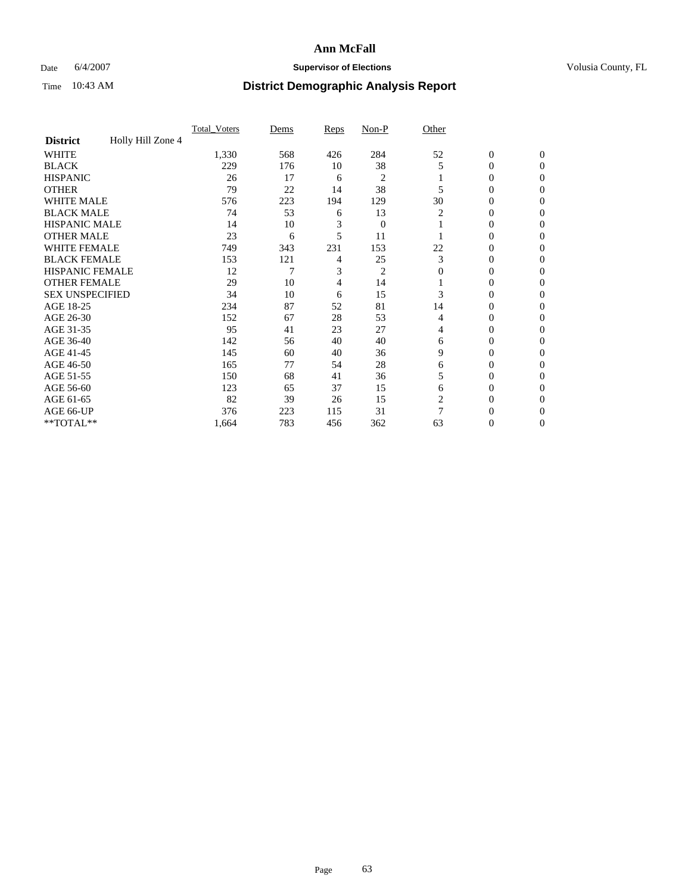# Ann McFall

Date 6/4/2007 **Supervisor of Elections** Volusia County, FL

Time 10:43 AM **District Demographic Analysis Report**

| **District** Holly Hill Zone 4 | Total_Voters | Dems | Reps | Non-P | Other | | |
|---|---|---|---|---|---|---|---|
| WHITE | 1,330 | 568 | 426 | 284 | 52 | 0 | 0 |
| BLACK | 229 | 176 | 10 | 38 | 5 | 0 | 0 |
| HISPANIC | 26 | 17 | 6 | 2 | 1 | 0 | 0 |
| OTHER | 79 | 22 | 14 | 38 | 5 | 0 | 0 |
| WHITE MALE | 576 | 223 | 194 | 129 | 30 | 0 | 0 |
| BLACK MALE | 74 | 53 | 6 | 13 | 2 | 0 | 0 |
| HISPANIC MALE | 14 | 10 | 3 | 0 | 1 | 0 | 0 |
| OTHER MALE | 23 | 6 | 5 | 11 | 1 | 0 | 0 |
| WHITE FEMALE | 749 | 343 | 231 | 153 | 22 | 0 | 0 |
| BLACK FEMALE | 153 | 121 | 4 | 25 | 3 | 0 | 0 |
| HISPANIC FEMALE | 12 | 7 | 3 | 2 | 0 | 0 | 0 |
| OTHER FEMALE | 29 | 10 | 4 | 14 | 1 | 0 | 0 |
| SEX UNSPECIFIED | 34 | 10 | 6 | 15 | 3 | 0 | 0 |
| AGE 18-25 | 234 | 87 | 52 | 81 | 14 | 0 | 0 |
| AGE 26-30 | 152 | 67 | 28 | 53 | 4 | 0 | 0 |
| AGE 31-35 | 95 | 41 | 23 | 27 | 4 | 0 | 0 |
| AGE 36-40 | 142 | 56 | 40 | 40 | 6 | 0 | 0 |
| AGE 41-45 | 145 | 60 | 40 | 36 | 9 | 0 | 0 |
| AGE 46-50 | 165 | 77 | 54 | 28 | 6 | 0 | 0 |
| AGE 51-55 | 150 | 68 | 41 | 36 | 5 | 0 | 0 |
| AGE 56-60 | 123 | 65 | 37 | 15 | 6 | 0 | 0 |
| AGE 61-65 | 82 | 39 | 26 | 15 | 2 | 0 | 0 |
| AGE 66-UP | 376 | 223 | 115 | 31 | 7 | 0 | 0 |
| **TOTAL** | 1,664 | 783 | 456 | 362 | 63 | 0 | 0 |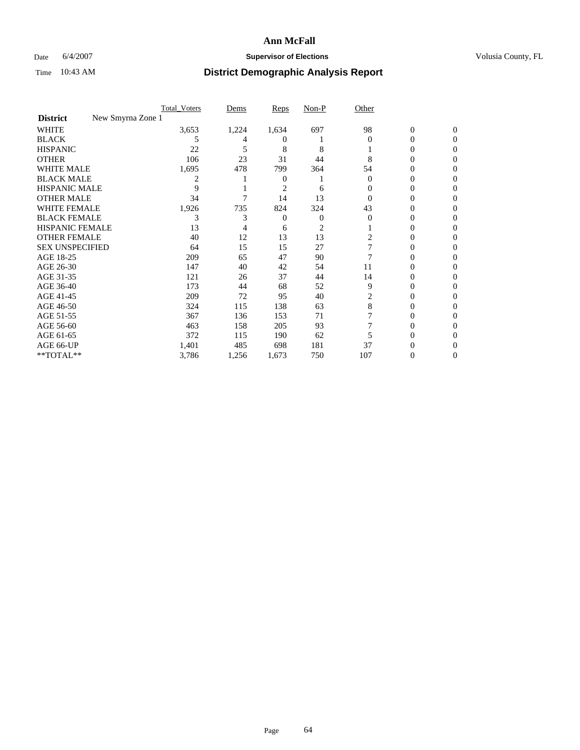# Ann McFall

Date 6/4/2007 **Supervisor of Elections** Volusia County, FL

Time 10:43 AM **District Demographic Analysis Report**

| | Total_Voters | Dems | Reps | Non-P | Other | | |
|---|---|---|---|---|---|---|---|
| **District** New Smyrna Zone 1 | | | | | | | |
| WHITE | 3,653 | 1,224 | 1,634 | 697 | 98 | 0 | 0 |
| BLACK | 5 | 4 | 0 | 1 | 0 | 0 | 0 |
| HISPANIC | 22 | 5 | 8 | 8 | 1 | 0 | 0 |
| OTHER | 106 | 23 | 31 | 44 | 8 | 0 | 0 |
| WHITE MALE | 1,695 | 478 | 799 | 364 | 54 | 0 | 0 |
| BLACK MALE | 2 | 1 | 0 | 1 | 0 | 0 | 0 |
| HISPANIC MALE | 9 | 1 | 2 | 6 | 0 | 0 | 0 |
| OTHER MALE | 34 | 7 | 14 | 13 | 0 | 0 | 0 |
| WHITE FEMALE | 1,926 | 735 | 824 | 324 | 43 | 0 | 0 |
| BLACK FEMALE | 3 | 3 | 0 | 0 | 0 | 0 | 0 |
| HISPANIC FEMALE | 13 | 4 | 6 | 2 | 1 | 0 | 0 |
| OTHER FEMALE | 40 | 12 | 13 | 13 | 2 | 0 | 0 |
| SEX UNSPECIFIED | 64 | 15 | 15 | 27 | 7 | 0 | 0 |
| AGE 18-25 | 209 | 65 | 47 | 90 | 7 | 0 | 0 |
| AGE 26-30 | 147 | 40 | 42 | 54 | 11 | 0 | 0 |
| AGE 31-35 | 121 | 26 | 37 | 44 | 14 | 0 | 0 |
| AGE 36-40 | 173 | 44 | 68 | 52 | 9 | 0 | 0 |
| AGE 41-45 | 209 | 72 | 95 | 40 | 2 | 0 | 0 |
| AGE 46-50 | 324 | 115 | 138 | 63 | 8 | 0 | 0 |
| AGE 51-55 | 367 | 136 | 153 | 71 | 7 | 0 | 0 |
| AGE 56-60 | 463 | 158 | 205 | 93 | 7 | 0 | 0 |
| AGE 61-65 | 372 | 115 | 190 | 62 | 5 | 0 | 0 |
| AGE 66-UP | 1,401 | 485 | 698 | 181 | 37 | 0 | 0 |
| **TOTAL** | 3,786 | 1,256 | 1,673 | 750 | 107 | 0 | 0 |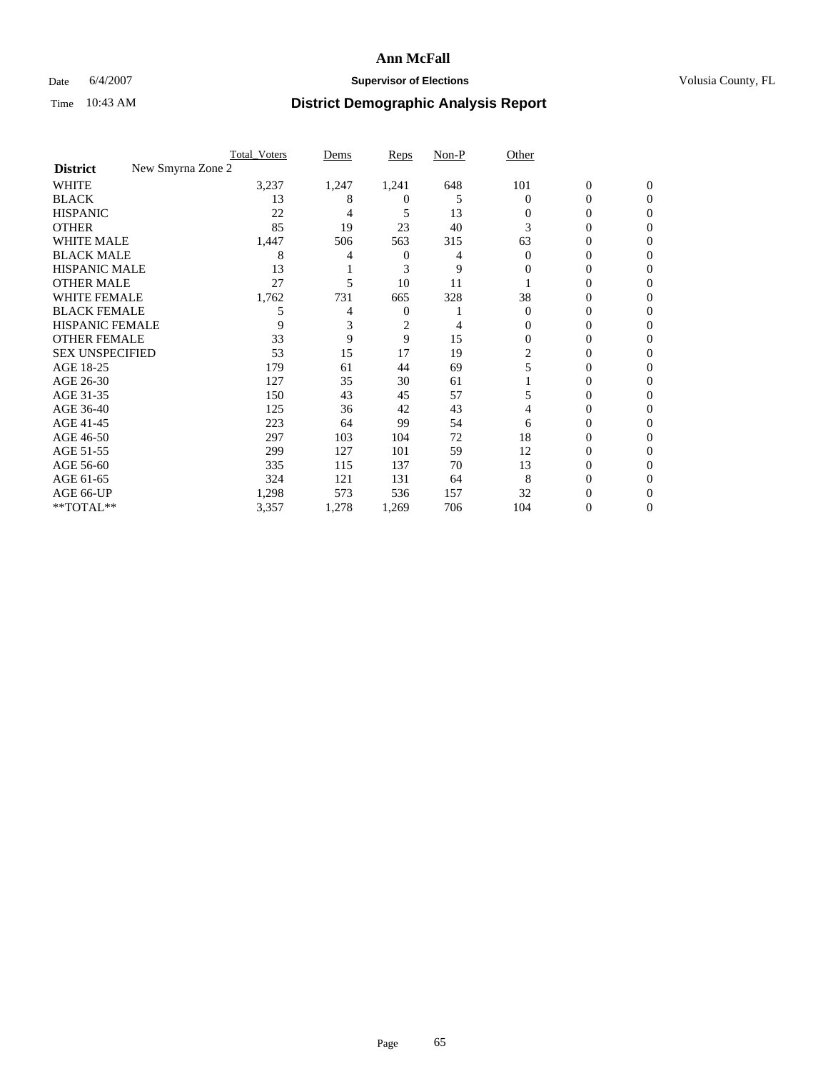# Ann McFall

Date 6/4/2007 **Supervisor of Elections** Volusia County, FL

Time 10:43 AM **District Demographic Analysis Report**

| | Total_Voters | Dems | Reps | Non-P | Other | | |
|---|---|---|---|---|---|---|---|
| **District** New Smyrna Zone 2 | | | | | | | |
| WHITE | 3,237 | 1,247 | 1,241 | 648 | 101 | 0 | 0 |
| BLACK | 13 | 8 | 0 | 5 | 0 | 0 | 0 |
| HISPANIC | 22 | 4 | 5 | 13 | 0 | 0 | 0 |
| OTHER | 85 | 19 | 23 | 40 | 3 | 0 | 0 |
| WHITE MALE | 1,447 | 506 | 563 | 315 | 63 | 0 | 0 |
| BLACK MALE | 8 | 4 | 0 | 4 | 0 | 0 | 0 |
| HISPANIC MALE | 13 | 1 | 3 | 9 | 0 | 0 | 0 |
| OTHER MALE | 27 | 5 | 10 | 11 | 1 | 0 | 0 |
| WHITE FEMALE | 1,762 | 731 | 665 | 328 | 38 | 0 | 0 |
| BLACK FEMALE | 5 | 4 | 0 | 1 | 0 | 0 | 0 |
| HISPANIC FEMALE | 9 | 3 | 2 | 4 | 0 | 0 | 0 |
| OTHER FEMALE | 33 | 9 | 9 | 15 | 0 | 0 | 0 |
| SEX UNSPECIFIED | 53 | 15 | 17 | 19 | 2 | 0 | 0 |
| AGE 18-25 | 179 | 61 | 44 | 69 | 5 | 0 | 0 |
| AGE 26-30 | 127 | 35 | 30 | 61 | 1 | 0 | 0 |
| AGE 31-35 | 150 | 43 | 45 | 57 | 5 | 0 | 0 |
| AGE 36-40 | 125 | 36 | 42 | 43 | 4 | 0 | 0 |
| AGE 41-45 | 223 | 64 | 99 | 54 | 6 | 0 | 0 |
| AGE 46-50 | 297 | 103 | 104 | 72 | 18 | 0 | 0 |
| AGE 51-55 | 299 | 127 | 101 | 59 | 12 | 0 | 0 |
| AGE 56-60 | 335 | 115 | 137 | 70 | 13 | 0 | 0 |
| AGE 61-65 | 324 | 121 | 131 | 64 | 8 | 0 | 0 |
| AGE 66-UP | 1,298 | 573 | 536 | 157 | 32 | 0 | 0 |
| **TOTAL** | 3,357 | 1,278 | 1,269 | 706 | 104 | 0 | 0 |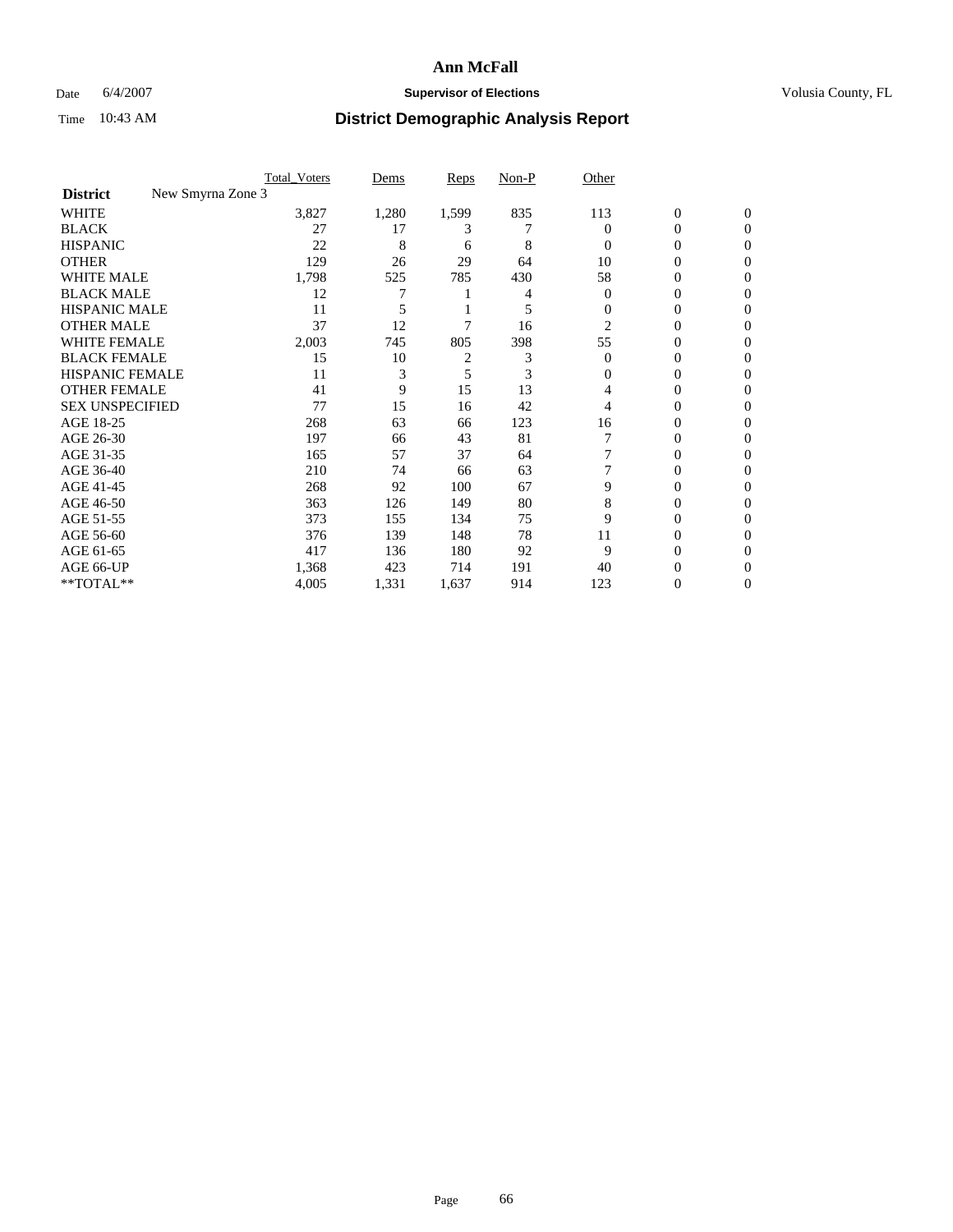# Ann McFall

Date 6/4/2007 **Supervisor of Elections** Volusia County, FL

Time 10:43 AM **District Demographic Analysis Report**

| | Total_Voters | Dems | Reps | Non-P | Other | | |
|---|---|---|---|---|---|---|---|
| **District** New Smyrna Zone 3 | | | | | | | |
| WHITE | 3,827 | 1,280 | 1,599 | 835 | 113 | 0 | 0 |
| BLACK | 27 | 17 | 3 | 7 | 0 | 0 | 0 |
| HISPANIC | 22 | 8 | 6 | 8 | 0 | 0 | 0 |
| OTHER | 129 | 26 | 29 | 64 | 10 | 0 | 0 |
| WHITE MALE | 1,798 | 525 | 785 | 430 | 58 | 0 | 0 |
| BLACK MALE | 12 | 7 | 1 | 4 | 0 | 0 | 0 |
| HISPANIC MALE | 11 | 5 | 1 | 5 | 0 | 0 | 0 |
| OTHER MALE | 37 | 12 | 7 | 16 | 2 | 0 | 0 |
| WHITE FEMALE | 2,003 | 745 | 805 | 398 | 55 | 0 | 0 |
| BLACK FEMALE | 15 | 10 | 2 | 3 | 0 | 0 | 0 |
| HISPANIC FEMALE | 11 | 3 | 5 | 3 | 0 | 0 | 0 |
| OTHER FEMALE | 41 | 9 | 15 | 13 | 4 | 0 | 0 |
| SEX UNSPECIFIED | 77 | 15 | 16 | 42 | 4 | 0 | 0 |
| AGE 18-25 | 268 | 63 | 66 | 123 | 16 | 0 | 0 |
| AGE 26-30 | 197 | 66 | 43 | 81 | 7 | 0 | 0 |
| AGE 31-35 | 165 | 57 | 37 | 64 | 7 | 0 | 0 |
| AGE 36-40 | 210 | 74 | 66 | 63 | 7 | 0 | 0 |
| AGE 41-45 | 268 | 92 | 100 | 67 | 9 | 0 | 0 |
| AGE 46-50 | 363 | 126 | 149 | 80 | 8 | 0 | 0 |
| AGE 51-55 | 373 | 155 | 134 | 75 | 9 | 0 | 0 |
| AGE 56-60 | 376 | 139 | 148 | 78 | 11 | 0 | 0 |
| AGE 61-65 | 417 | 136 | 180 | 92 | 9 | 0 | 0 |
| AGE 66-UP | 1,368 | 423 | 714 | 191 | 40 | 0 | 0 |
| **TOTAL** | 4,005 | 1,331 | 1,637 | 914 | 123 | 0 | 0 |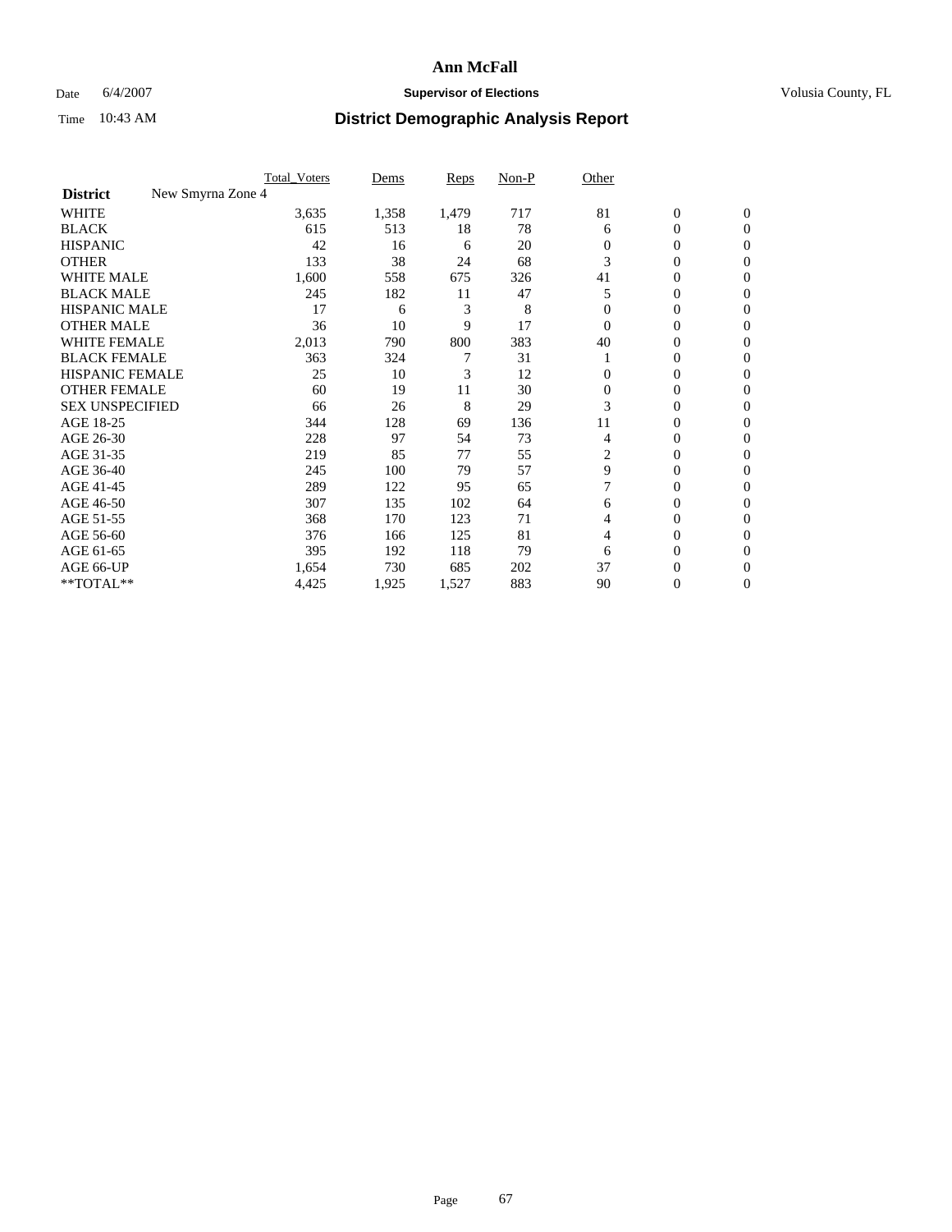# Ann McFall

Date 6/4/2007 **Supervisor of Elections** Volusia County, FL

Time 10:43 AM **District Demographic Analysis Report**

| | Total_Voters | Dems | Reps | Non-P | Other | | |
|---|---|---|---|---|---|---|---|
| **District** New Smyrna Zone 4 | | | | | | | |
| WHITE | 3,635 | 1,358 | 1,479 | 717 | 81 | 0 | 0 |
| BLACK | 615 | 513 | 18 | 78 | 6 | 0 | 0 |
| HISPANIC | 42 | 16 | 6 | 20 | 0 | 0 | 0 |
| OTHER | 133 | 38 | 24 | 68 | 3 | 0 | 0 |
| WHITE MALE | 1,600 | 558 | 675 | 326 | 41 | 0 | 0 |
| BLACK MALE | 245 | 182 | 11 | 47 | 5 | 0 | 0 |
| HISPANIC MALE | 17 | 6 | 3 | 8 | 0 | 0 | 0 |
| OTHER MALE | 36 | 10 | 9 | 17 | 0 | 0 | 0 |
| WHITE FEMALE | 2,013 | 790 | 800 | 383 | 40 | 0 | 0 |
| BLACK FEMALE | 363 | 324 | 7 | 31 | 1 | 0 | 0 |
| HISPANIC FEMALE | 25 | 10 | 3 | 12 | 0 | 0 | 0 |
| OTHER FEMALE | 60 | 19 | 11 | 30 | 0 | 0 | 0 |
| SEX UNSPECIFIED | 66 | 26 | 8 | 29 | 3 | 0 | 0 |
| AGE 18-25 | 344 | 128 | 69 | 136 | 11 | 0 | 0 |
| AGE 26-30 | 228 | 97 | 54 | 73 | 4 | 0 | 0 |
| AGE 31-35 | 219 | 85 | 77 | 55 | 2 | 0 | 0 |
| AGE 36-40 | 245 | 100 | 79 | 57 | 9 | 0 | 0 |
| AGE 41-45 | 289 | 122 | 95 | 65 | 7 | 0 | 0 |
| AGE 46-50 | 307 | 135 | 102 | 64 | 6 | 0 | 0 |
| AGE 51-55 | 368 | 170 | 123 | 71 | 4 | 0 | 0 |
| AGE 56-60 | 376 | 166 | 125 | 81 | 4 | 0 | 0 |
| AGE 61-65 | 395 | 192 | 118 | 79 | 6 | 0 | 0 |
| AGE 66-UP | 1,654 | 730 | 685 | 202 | 37 | 0 | 0 |
| **TOTAL** | 4,425 | 1,925 | 1,527 | 883 | 90 | 0 | 0 |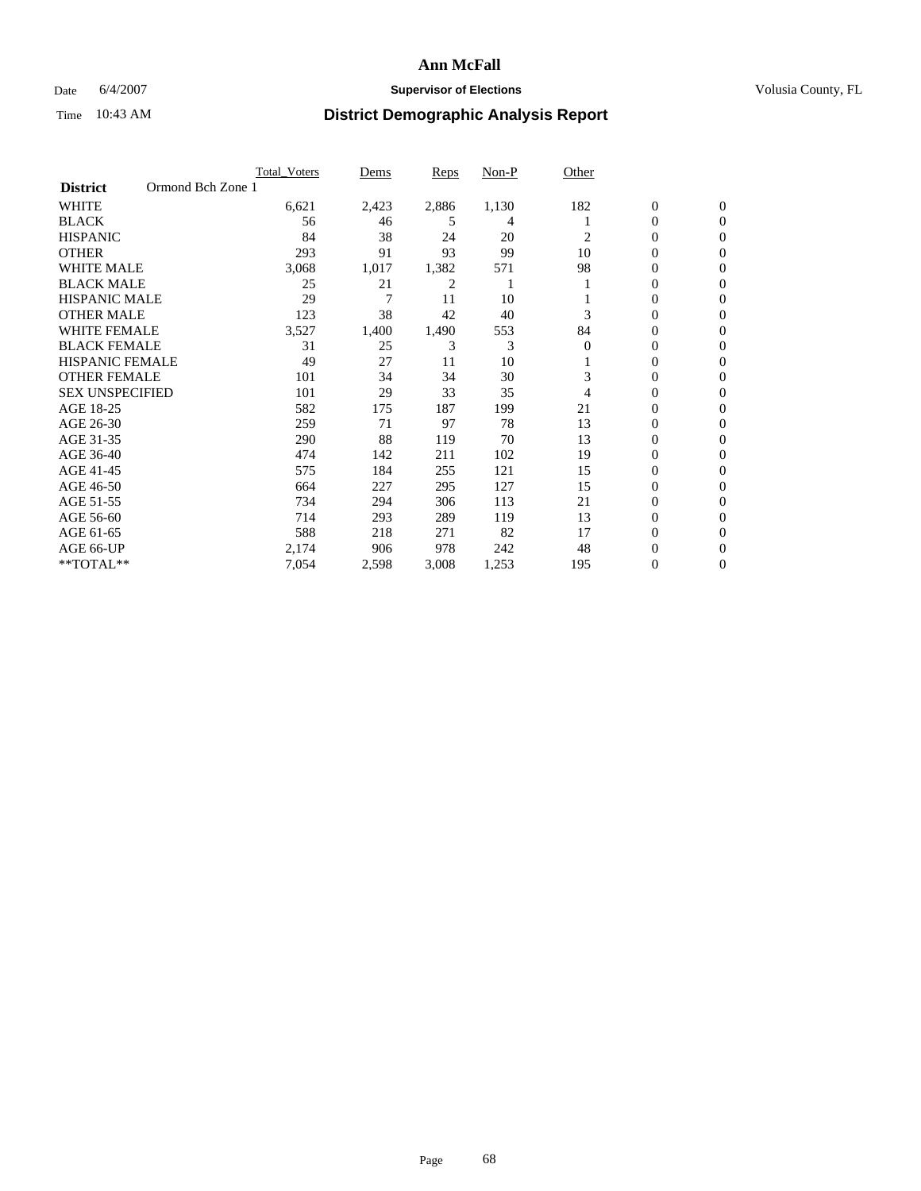# Ann McFall

Date 6/4/2007 **Supervisor of Elections** Volusia County, FL

Time 10:43 AM **District Demographic Analysis Report**

| | Total_Voters | Dems | Reps | Non-P | Other | | |
|---|---|---|---|---|---|---|---|
| **District** Ormond Bch Zone 1 | | | | | | | |
| WHITE | 6,621 | 2,423 | 2,886 | 1,130 | 182 | 0 | 0 |
| BLACK | 56 | 46 | 5 | 4 | 1 | 0 | 0 |
| HISPANIC | 84 | 38 | 24 | 20 | 2 | 0 | 0 |
| OTHER | 293 | 91 | 93 | 99 | 10 | 0 | 0 |
| WHITE MALE | 3,068 | 1,017 | 1,382 | 571 | 98 | 0 | 0 |
| BLACK MALE | 25 | 21 | 2 | 1 | 1 | 0 | 0 |
| HISPANIC MALE | 29 | 7 | 11 | 10 | 1 | 0 | 0 |
| OTHER MALE | 123 | 38 | 42 | 40 | 3 | 0 | 0 |
| WHITE FEMALE | 3,527 | 1,400 | 1,490 | 553 | 84 | 0 | 0 |
| BLACK FEMALE | 31 | 25 | 3 | 3 | 0 | 0 | 0 |
| HISPANIC FEMALE | 49 | 27 | 11 | 10 | 1 | 0 | 0 |
| OTHER FEMALE | 101 | 34 | 34 | 30 | 3 | 0 | 0 |
| SEX UNSPECIFIED | 101 | 29 | 33 | 35 | 4 | 0 | 0 |
| AGE 18-25 | 582 | 175 | 187 | 199 | 21 | 0 | 0 |
| AGE 26-30 | 259 | 71 | 97 | 78 | 13 | 0 | 0 |
| AGE 31-35 | 290 | 88 | 119 | 70 | 13 | 0 | 0 |
| AGE 36-40 | 474 | 142 | 211 | 102 | 19 | 0 | 0 |
| AGE 41-45 | 575 | 184 | 255 | 121 | 15 | 0 | 0 |
| AGE 46-50 | 664 | 227 | 295 | 127 | 15 | 0 | 0 |
| AGE 51-55 | 734 | 294 | 306 | 113 | 21 | 0 | 0 |
| AGE 56-60 | 714 | 293 | 289 | 119 | 13 | 0 | 0 |
| AGE 61-65 | 588 | 218 | 271 | 82 | 17 | 0 | 0 |
| AGE 66-UP | 2,174 | 906 | 978 | 242 | 48 | 0 | 0 |
| **TOTAL** | 7,054 | 2,598 | 3,008 | 1,253 | 195 | 0 | 0 |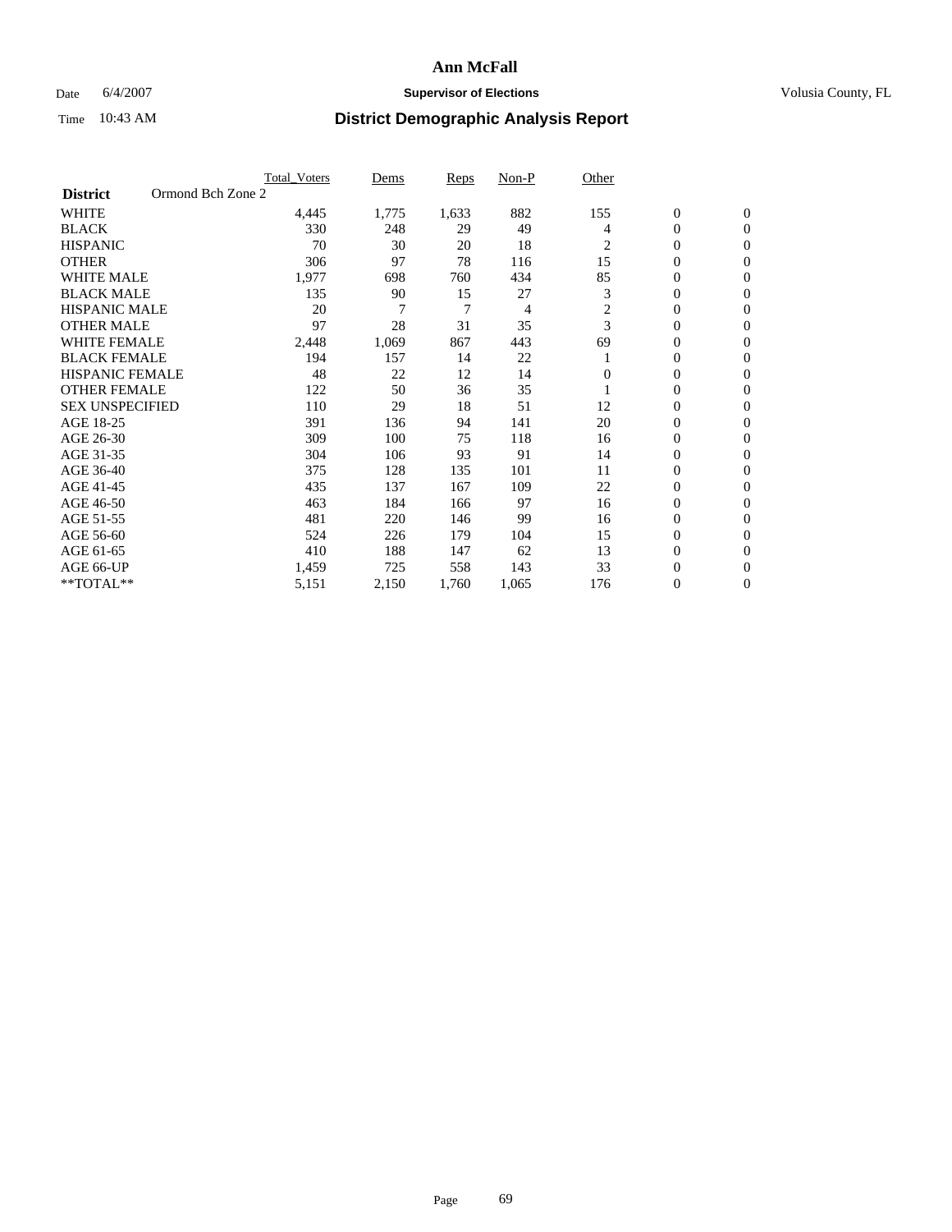# Ann McFall

Date 6/4/2007 **Supervisor of Elections** Volusia County, FL

Time 10:43 AM **District Demographic Analysis Report**

| | Total_Voters | Dems | Reps | Non-P | Other | | |
|---|---|---|---|---|---|---|---|
| **District** Ormond Bch Zone 2 | | | | | | | |
| WHITE | 4,445 | 1,775 | 1,633 | 882 | 155 | 0 | 0 |
| BLACK | 330 | 248 | 29 | 49 | 4 | 0 | 0 |
| HISPANIC | 70 | 30 | 20 | 18 | 2 | 0 | 0 |
| OTHER | 306 | 97 | 78 | 116 | 15 | 0 | 0 |
| WHITE MALE | 1,977 | 698 | 760 | 434 | 85 | 0 | 0 |
| BLACK MALE | 135 | 90 | 15 | 27 | 3 | 0 | 0 |
| HISPANIC MALE | 20 | 7 | 7 | 4 | 2 | 0 | 0 |
| OTHER MALE | 97 | 28 | 31 | 35 | 3 | 0 | 0 |
| WHITE FEMALE | 2,448 | 1,069 | 867 | 443 | 69 | 0 | 0 |
| BLACK FEMALE | 194 | 157 | 14 | 22 | 1 | 0 | 0 |
| HISPANIC FEMALE | 48 | 22 | 12 | 14 | 0 | 0 | 0 |
| OTHER FEMALE | 122 | 50 | 36 | 35 | 1 | 0 | 0 |
| SEX UNSPECIFIED | 110 | 29 | 18 | 51 | 12 | 0 | 0 |
| AGE 18-25 | 391 | 136 | 94 | 141 | 20 | 0 | 0 |
| AGE 26-30 | 309 | 100 | 75 | 118 | 16 | 0 | 0 |
| AGE 31-35 | 304 | 106 | 93 | 91 | 14 | 0 | 0 |
| AGE 36-40 | 375 | 128 | 135 | 101 | 11 | 0 | 0 |
| AGE 41-45 | 435 | 137 | 167 | 109 | 22 | 0 | 0 |
| AGE 46-50 | 463 | 184 | 166 | 97 | 16 | 0 | 0 |
| AGE 51-55 | 481 | 220 | 146 | 99 | 16 | 0 | 0 |
| AGE 56-60 | 524 | 226 | 179 | 104 | 15 | 0 | 0 |
| AGE 61-65 | 410 | 188 | 147 | 62 | 13 | 0 | 0 |
| AGE 66-UP | 1,459 | 725 | 558 | 143 | 33 | 0 | 0 |
| **TOTAL** | 5,151 | 2,150 | 1,760 | 1,065 | 176 | 0 | 0 |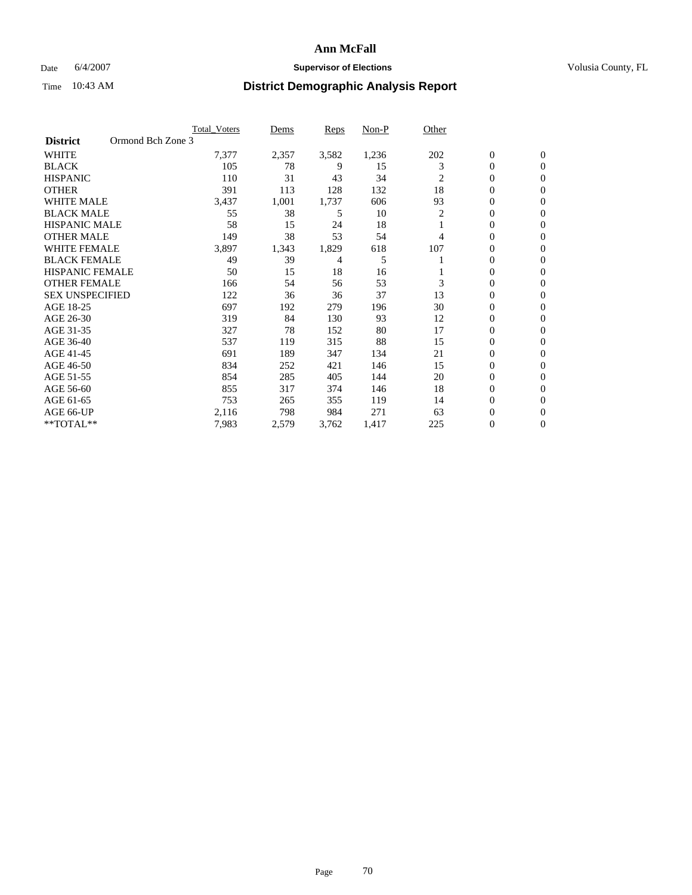# Ann McFall

Date 6/4/2007 **Supervisor of Elections** Volusia County, FL

Time 10:43 AM **District Demographic Analysis Report**

| | Total_Voters | Dems | Reps | Non-P | Other | | |
|---|---|---|---|---|---|---|---|
| **District** Ormond Bch Zone 3 | | | | | | | |
| WHITE | 7,377 | 2,357 | 3,582 | 1,236 | 202 | 0 | 0 |
| BLACK | 105 | 78 | 9 | 15 | 3 | 0 | 0 |
| HISPANIC | 110 | 31 | 43 | 34 | 2 | 0 | 0 |
| OTHER | 391 | 113 | 128 | 132 | 18 | 0 | 0 |
| WHITE MALE | 3,437 | 1,001 | 1,737 | 606 | 93 | 0 | 0 |
| BLACK MALE | 55 | 38 | 5 | 10 | 2 | 0 | 0 |
| HISPANIC MALE | 58 | 15 | 24 | 18 | 1 | 0 | 0 |
| OTHER MALE | 149 | 38 | 53 | 54 | 4 | 0 | 0 |
| WHITE FEMALE | 3,897 | 1,343 | 1,829 | 618 | 107 | 0 | 0 |
| BLACK FEMALE | 49 | 39 | 4 | 5 | 1 | 0 | 0 |
| HISPANIC FEMALE | 50 | 15 | 18 | 16 | 1 | 0 | 0 |
| OTHER FEMALE | 166 | 54 | 56 | 53 | 3 | 0 | 0 |
| SEX UNSPECIFIED | 122 | 36 | 36 | 37 | 13 | 0 | 0 |
| AGE 18-25 | 697 | 192 | 279 | 196 | 30 | 0 | 0 |
| AGE 26-30 | 319 | 84 | 130 | 93 | 12 | 0 | 0 |
| AGE 31-35 | 327 | 78 | 152 | 80 | 17 | 0 | 0 |
| AGE 36-40 | 537 | 119 | 315 | 88 | 15 | 0 | 0 |
| AGE 41-45 | 691 | 189 | 347 | 134 | 21 | 0 | 0 |
| AGE 46-50 | 834 | 252 | 421 | 146 | 15 | 0 | 0 |
| AGE 51-55 | 854 | 285 | 405 | 144 | 20 | 0 | 0 |
| AGE 56-60 | 855 | 317 | 374 | 146 | 18 | 0 | 0 |
| AGE 61-65 | 753 | 265 | 355 | 119 | 14 | 0 | 0 |
| AGE 66-UP | 2,116 | 798 | 984 | 271 | 63 | 0 | 0 |
| **TOTAL** | 7,983 | 2,579 | 3,762 | 1,417 | 225 | 0 | 0 |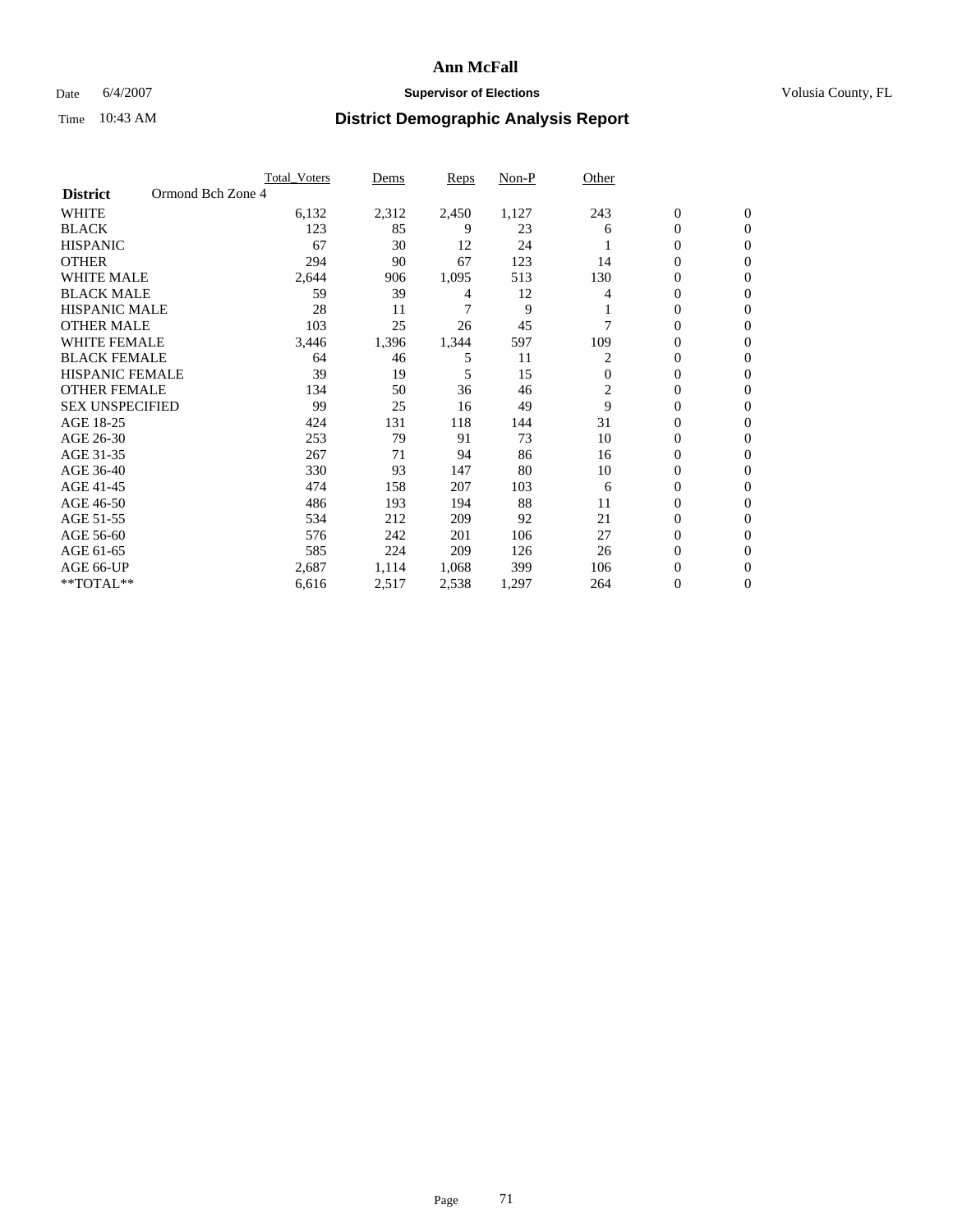# Ann McFall

Date 6/4/2007 **Supervisor of Elections** Volusia County, FL

Time 10:43 AM **District Demographic Analysis Report**

| | Total_Voters | Dems | Reps | Non-P | Other | | |
|---|---|---|---|---|---|---|---|
| **District** Ormond Bch Zone 4 | | | | | | | |
| WHITE | 6,132 | 2,312 | 2,450 | 1,127 | 243 | 0 | 0 |
| BLACK | 123 | 85 | 9 | 23 | 6 | 0 | 0 |
| HISPANIC | 67 | 30 | 12 | 24 | 1 | 0 | 0 |
| OTHER | 294 | 90 | 67 | 123 | 14 | 0 | 0 |
| WHITE MALE | 2,644 | 906 | 1,095 | 513 | 130 | 0 | 0 |
| BLACK MALE | 59 | 39 | 4 | 12 | 4 | 0 | 0 |
| HISPANIC MALE | 28 | 11 | 7 | 9 | 1 | 0 | 0 |
| OTHER MALE | 103 | 25 | 26 | 45 | 7 | 0 | 0 |
| WHITE FEMALE | 3,446 | 1,396 | 1,344 | 597 | 109 | 0 | 0 |
| BLACK FEMALE | 64 | 46 | 5 | 11 | 2 | 0 | 0 |
| HISPANIC FEMALE | 39 | 19 | 5 | 15 | 0 | 0 | 0 |
| OTHER FEMALE | 134 | 50 | 36 | 46 | 2 | 0 | 0 |
| SEX UNSPECIFIED | 99 | 25 | 16 | 49 | 9 | 0 | 0 |
| AGE 18-25 | 424 | 131 | 118 | 144 | 31 | 0 | 0 |
| AGE 26-30 | 253 | 79 | 91 | 73 | 10 | 0 | 0 |
| AGE 31-35 | 267 | 71 | 94 | 86 | 16 | 0 | 0 |
| AGE 36-40 | 330 | 93 | 147 | 80 | 10 | 0 | 0 |
| AGE 41-45 | 474 | 158 | 207 | 103 | 6 | 0 | 0 |
| AGE 46-50 | 486 | 193 | 194 | 88 | 11 | 0 | 0 |
| AGE 51-55 | 534 | 212 | 209 | 92 | 21 | 0 | 0 |
| AGE 56-60 | 576 | 242 | 201 | 106 | 27 | 0 | 0 |
| AGE 61-65 | 585 | 224 | 209 | 126 | 26 | 0 | 0 |
| AGE 66-UP | 2,687 | 1,114 | 1,068 | 399 | 106 | 0 | 0 |
| **TOTAL** | 6,616 | 2,517 | 2,538 | 1,297 | 264 | 0 | 0 |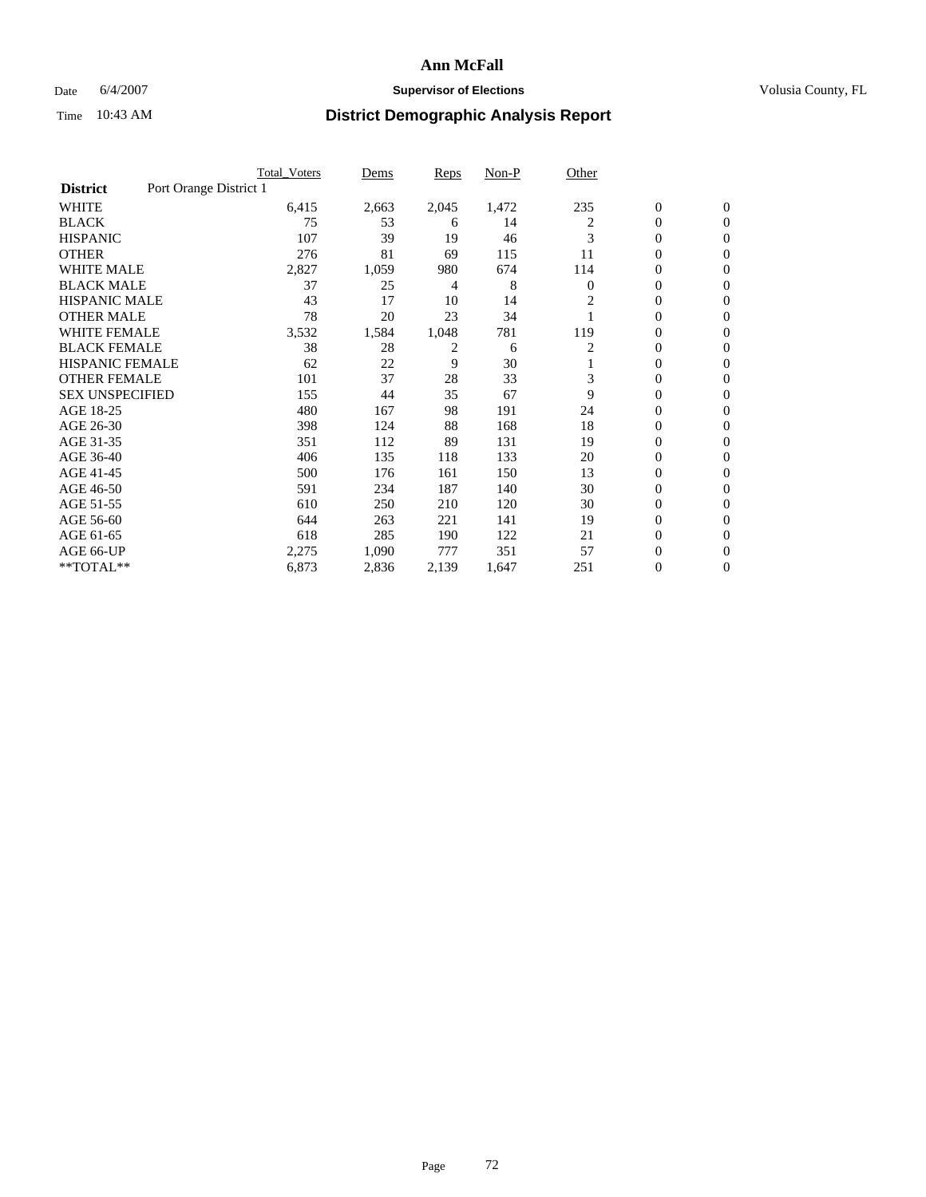# Ann McFall

Date 6/4/2007 **Supervisor of Elections** Volusia County, FL

Time 10:43 AM **District Demographic Analysis Report**

| | Total_Voters | Dems | Reps | Non-P | Other | | |
|---|---|---|---|---|---|---|---|
| **District** Port Orange District 1 | | | | | | | |
| WHITE | 6,415 | 2,663 | 2,045 | 1,472 | 235 | 0 | 0 |
| BLACK | 75 | 53 | 6 | 14 | 2 | 0 | 0 |
| HISPANIC | 107 | 39 | 19 | 46 | 3 | 0 | 0 |
| OTHER | 276 | 81 | 69 | 115 | 11 | 0 | 0 |
| WHITE MALE | 2,827 | 1,059 | 980 | 674 | 114 | 0 | 0 |
| BLACK MALE | 37 | 25 | 4 | 8 | 0 | 0 | 0 |
| HISPANIC MALE | 43 | 17 | 10 | 14 | 2 | 0 | 0 |
| OTHER MALE | 78 | 20 | 23 | 34 | 1 | 0 | 0 |
| WHITE FEMALE | 3,532 | 1,584 | 1,048 | 781 | 119 | 0 | 0 |
| BLACK FEMALE | 38 | 28 | 2 | 6 | 2 | 0 | 0 |
| HISPANIC FEMALE | 62 | 22 | 9 | 30 | 1 | 0 | 0 |
| OTHER FEMALE | 101 | 37 | 28 | 33 | 3 | 0 | 0 |
| SEX UNSPECIFIED | 155 | 44 | 35 | 67 | 9 | 0 | 0 |
| AGE 18-25 | 480 | 167 | 98 | 191 | 24 | 0 | 0 |
| AGE 26-30 | 398 | 124 | 88 | 168 | 18 | 0 | 0 |
| AGE 31-35 | 351 | 112 | 89 | 131 | 19 | 0 | 0 |
| AGE 36-40 | 406 | 135 | 118 | 133 | 20 | 0 | 0 |
| AGE 41-45 | 500 | 176 | 161 | 150 | 13 | 0 | 0 |
| AGE 46-50 | 591 | 234 | 187 | 140 | 30 | 0 | 0 |
| AGE 51-55 | 610 | 250 | 210 | 120 | 30 | 0 | 0 |
| AGE 56-60 | 644 | 263 | 221 | 141 | 19 | 0 | 0 |
| AGE 61-65 | 618 | 285 | 190 | 122 | 21 | 0 | 0 |
| AGE 66-UP | 2,275 | 1,090 | 777 | 351 | 57 | 0 | 0 |
| **TOTAL** | 6,873 | 2,836 | 2,139 | 1,647 | 251 | 0 | 0 |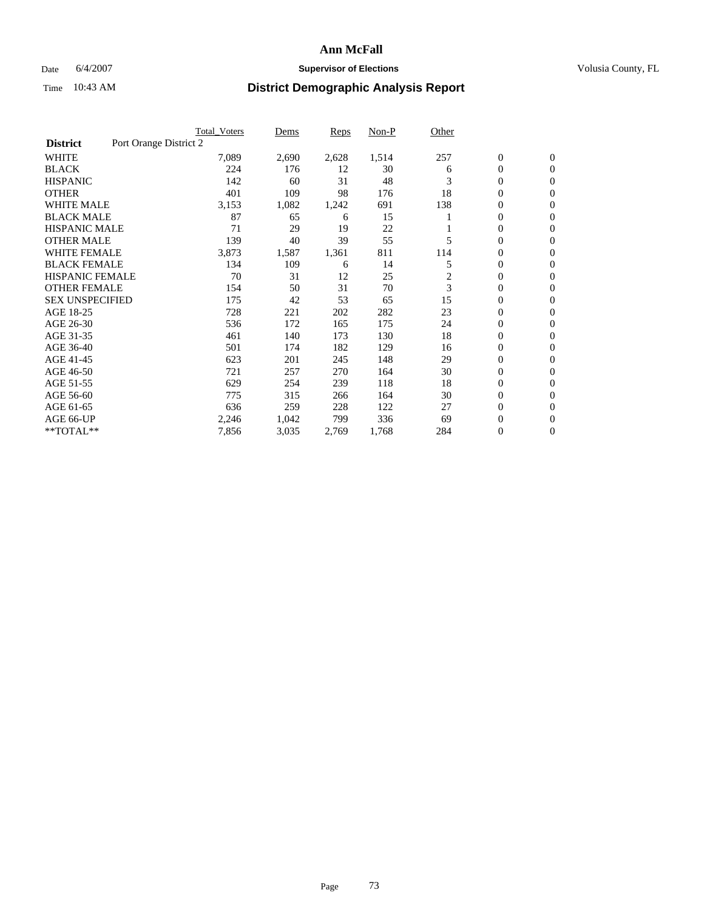# Ann McFall

Date 6/4/2007 **Supervisor of Elections** Volusia County, FL

Time 10:43 AM **District Demographic Analysis Report**

| | Total_Voters | Dems | Reps | Non-P | Other | | |
|---|---|---|---|---|---|---|---|
| **District** Port Orange District 2 | | | | | | | |
| WHITE | 7,089 | 2,690 | 2,628 | 1,514 | 257 | 0 | 0 |
| BLACK | 224 | 176 | 12 | 30 | 6 | 0 | 0 |
| HISPANIC | 142 | 60 | 31 | 48 | 3 | 0 | 0 |
| OTHER | 401 | 109 | 98 | 176 | 18 | 0 | 0 |
| WHITE MALE | 3,153 | 1,082 | 1,242 | 691 | 138 | 0 | 0 |
| BLACK MALE | 87 | 65 | 6 | 15 | 1 | 0 | 0 |
| HISPANIC MALE | 71 | 29 | 19 | 22 | 1 | 0 | 0 |
| OTHER MALE | 139 | 40 | 39 | 55 | 5 | 0 | 0 |
| WHITE FEMALE | 3,873 | 1,587 | 1,361 | 811 | 114 | 0 | 0 |
| BLACK FEMALE | 134 | 109 | 6 | 14 | 5 | 0 | 0 |
| HISPANIC FEMALE | 70 | 31 | 12 | 25 | 2 | 0 | 0 |
| OTHER FEMALE | 154 | 50 | 31 | 70 | 3 | 0 | 0 |
| SEX UNSPECIFIED | 175 | 42 | 53 | 65 | 15 | 0 | 0 |
| AGE 18-25 | 728 | 221 | 202 | 282 | 23 | 0 | 0 |
| AGE 26-30 | 536 | 172 | 165 | 175 | 24 | 0 | 0 |
| AGE 31-35 | 461 | 140 | 173 | 130 | 18 | 0 | 0 |
| AGE 36-40 | 501 | 174 | 182 | 129 | 16 | 0 | 0 |
| AGE 41-45 | 623 | 201 | 245 | 148 | 29 | 0 | 0 |
| AGE 46-50 | 721 | 257 | 270 | 164 | 30 | 0 | 0 |
| AGE 51-55 | 629 | 254 | 239 | 118 | 18 | 0 | 0 |
| AGE 56-60 | 775 | 315 | 266 | 164 | 30 | 0 | 0 |
| AGE 61-65 | 636 | 259 | 228 | 122 | 27 | 0 | 0 |
| AGE 66-UP | 2,246 | 1,042 | 799 | 336 | 69 | 0 | 0 |
| **TOTAL** | 7,856 | 3,035 | 2,769 | 1,768 | 284 | 0 | 0 |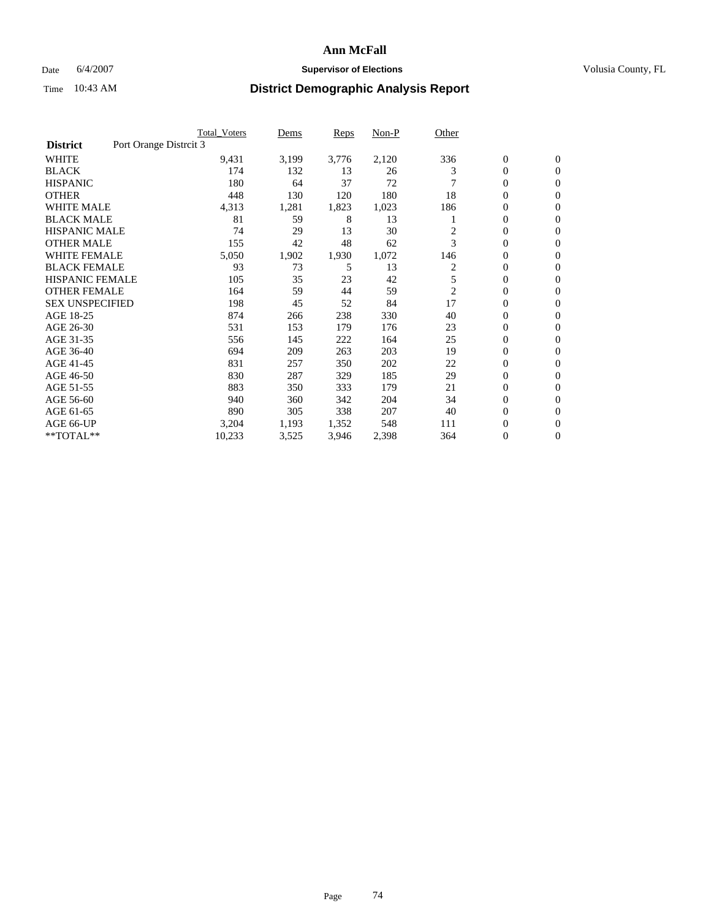# Ann McFall

Date 6/4/2007 **Supervisor of Elections** Volusia County, FL

Time 10:43 AM **District Demographic Analysis Report**

| | Total_Voters | Dems | Reps | Non-P | Other | | |
|---|---|---|---|---|---|---|---|
| **District** Port Orange Distrcit 3 | | | | | | | |
| WHITE | 9,431 | 3,199 | 3,776 | 2,120 | 336 | 0 | 0 |
| BLACK | 174 | 132 | 13 | 26 | 3 | 0 | 0 |
| HISPANIC | 180 | 64 | 37 | 72 | 7 | 0 | 0 |
| OTHER | 448 | 130 | 120 | 180 | 18 | 0 | 0 |
| WHITE MALE | 4,313 | 1,281 | 1,823 | 1,023 | 186 | 0 | 0 |
| BLACK MALE | 81 | 59 | 8 | 13 | 1 | 0 | 0 |
| HISPANIC MALE | 74 | 29 | 13 | 30 | 2 | 0 | 0 |
| OTHER MALE | 155 | 42 | 48 | 62 | 3 | 0 | 0 |
| WHITE FEMALE | 5,050 | 1,902 | 1,930 | 1,072 | 146 | 0 | 0 |
| BLACK FEMALE | 93 | 73 | 5 | 13 | 2 | 0 | 0 |
| HISPANIC FEMALE | 105 | 35 | 23 | 42 | 5 | 0 | 0 |
| OTHER FEMALE | 164 | 59 | 44 | 59 | 2 | 0 | 0 |
| SEX UNSPECIFIED | 198 | 45 | 52 | 84 | 17 | 0 | 0 |
| AGE 18-25 | 874 | 266 | 238 | 330 | 40 | 0 | 0 |
| AGE 26-30 | 531 | 153 | 179 | 176 | 23 | 0 | 0 |
| AGE 31-35 | 556 | 145 | 222 | 164 | 25 | 0 | 0 |
| AGE 36-40 | 694 | 209 | 263 | 203 | 19 | 0 | 0 |
| AGE 41-45 | 831 | 257 | 350 | 202 | 22 | 0 | 0 |
| AGE 46-50 | 830 | 287 | 329 | 185 | 29 | 0 | 0 |
| AGE 51-55 | 883 | 350 | 333 | 179 | 21 | 0 | 0 |
| AGE 56-60 | 940 | 360 | 342 | 204 | 34 | 0 | 0 |
| AGE 61-65 | 890 | 305 | 338 | 207 | 40 | 0 | 0 |
| AGE 66-UP | 3,204 | 1,193 | 1,352 | 548 | 111 | 0 | 0 |
| **TOTAL** | 10,233 | 3,525 | 3,946 | 2,398 | 364 | 0 | 0 |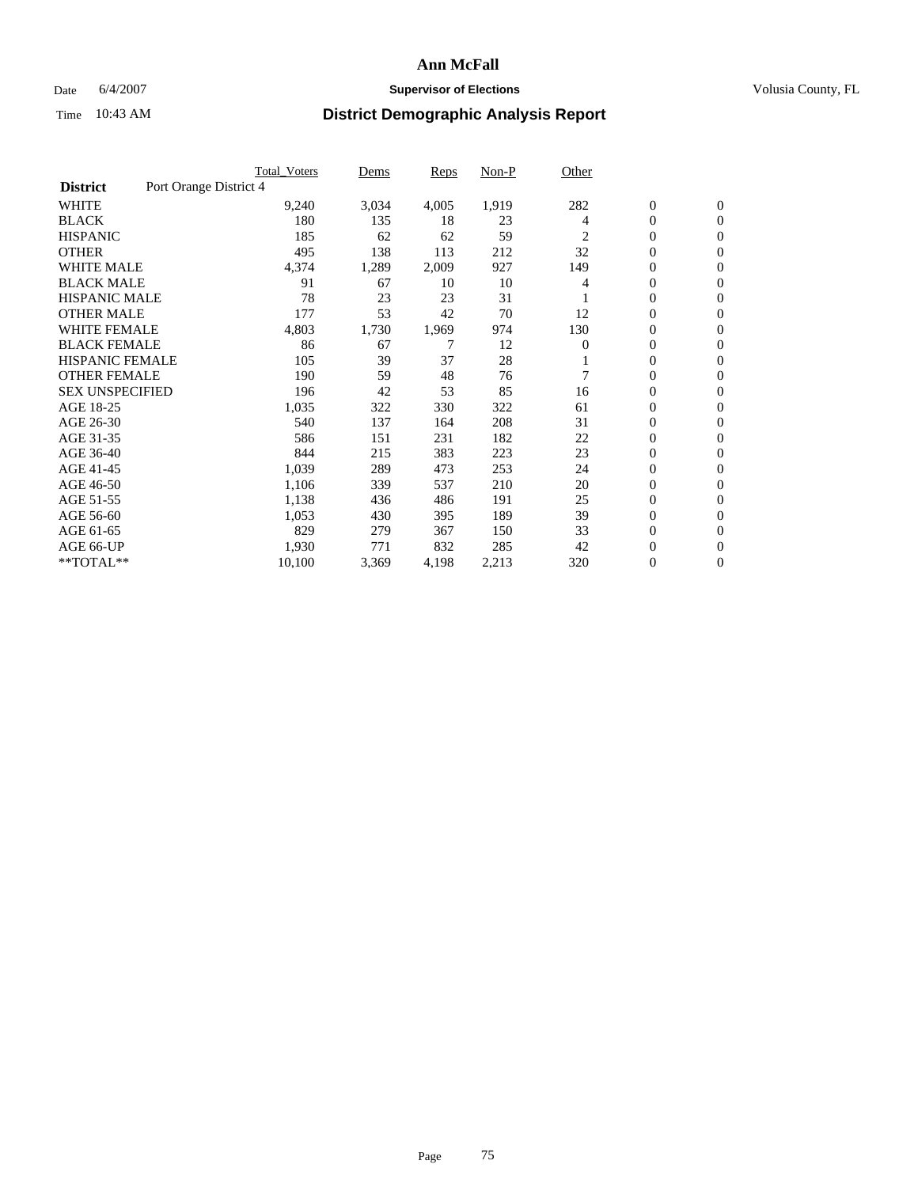# Ann McFall

Date 6/4/2007 **Supervisor of Elections** Volusia County, FL

Time 10:43 AM **District Demographic Analysis Report**

| | Total_Voters | Dems | Reps | Non-P | Other | | |
|---|---|---|---|---|---|---|---|
| **District** Port Orange District 4 | | | | | | | |
| WHITE | 9,240 | 3,034 | 4,005 | 1,919 | 282 | 0 | 0 |
| BLACK | 180 | 135 | 18 | 23 | 4 | 0 | 0 |
| HISPANIC | 185 | 62 | 62 | 59 | 2 | 0 | 0 |
| OTHER | 495 | 138 | 113 | 212 | 32 | 0 | 0 |
| WHITE MALE | 4,374 | 1,289 | 2,009 | 927 | 149 | 0 | 0 |
| BLACK MALE | 91 | 67 | 10 | 10 | 4 | 0 | 0 |
| HISPANIC MALE | 78 | 23 | 23 | 31 | 1 | 0 | 0 |
| OTHER MALE | 177 | 53 | 42 | 70 | 12 | 0 | 0 |
| WHITE FEMALE | 4,803 | 1,730 | 1,969 | 974 | 130 | 0 | 0 |
| BLACK FEMALE | 86 | 67 | 7 | 12 | 0 | 0 | 0 |
| HISPANIC FEMALE | 105 | 39 | 37 | 28 | 1 | 0 | 0 |
| OTHER FEMALE | 190 | 59 | 48 | 76 | 7 | 0 | 0 |
| SEX UNSPECIFIED | 196 | 42 | 53 | 85 | 16 | 0 | 0 |
| AGE 18-25 | 1,035 | 322 | 330 | 322 | 61 | 0 | 0 |
| AGE 26-30 | 540 | 137 | 164 | 208 | 31 | 0 | 0 |
| AGE 31-35 | 586 | 151 | 231 | 182 | 22 | 0 | 0 |
| AGE 36-40 | 844 | 215 | 383 | 223 | 23 | 0 | 0 |
| AGE 41-45 | 1,039 | 289 | 473 | 253 | 24 | 0 | 0 |
| AGE 46-50 | 1,106 | 339 | 537 | 210 | 20 | 0 | 0 |
| AGE 51-55 | 1,138 | 436 | 486 | 191 | 25 | 0 | 0 |
| AGE 56-60 | 1,053 | 430 | 395 | 189 | 39 | 0 | 0 |
| AGE 61-65 | 829 | 279 | 367 | 150 | 33 | 0 | 0 |
| AGE 66-UP | 1,930 | 771 | 832 | 285 | 42 | 0 | 0 |
| **TOTAL** | 10,100 | 3,369 | 4,198 | 2,213 | 320 | 0 | 0 |